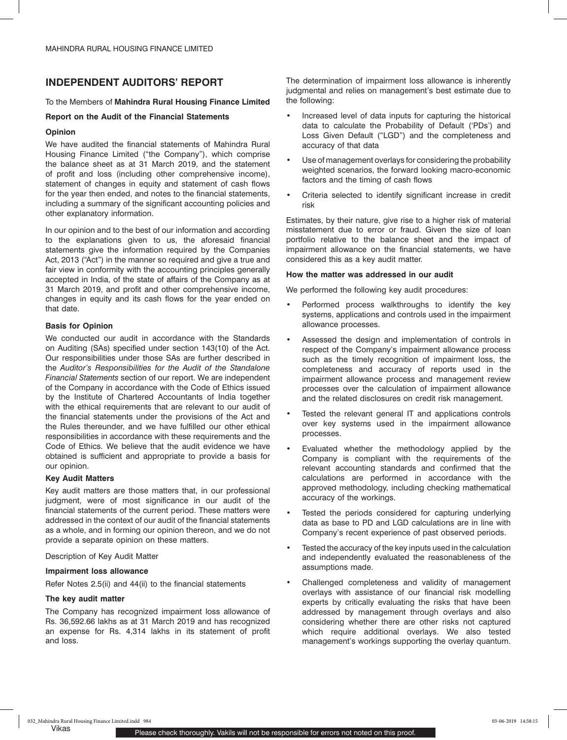# INDEPENDENT AUDITORS' REPORT

To the Members of **Mahindra Rural Housing Finance Limited**

**Report on the Audit of the Financial Statements**

**Opinion**

We have audited the financial statements of Mahindra Rural Housing Finance Limited ("the Company"), which comprise the balance sheet as at 31 March 2019, and the statement of profit and loss (including other comprehensive income), statement of changes in equity and statement of cash flows for the year then ended, and notes to the financial statements, including a summary of the significant accounting policies and other explanatory information.

In our opinion and to the best of our information and according to the explanations given to us, the aforesaid financial statements give the information required by the Companies Act, 2013 ("Act") in the manner so required and give a true and fair view in conformity with the accounting principles generally accepted in India, of the state of affairs of the Company as at 31 March 2019, and profit and other comprehensive income, changes in equity and its cash flows for the year ended on that date.

**Basis for Opinion**

We conducted our audit in accordance with the Standards on Auditing (SAs) specified under section 143(10) of the Act. Our responsibilities under those SAs are further described in the *Auditor's Responsibilities for the Audit of the Standalone Financial Statements* section of our report. We are independent of the Company in accordance with the Code of Ethics issued by the Institute of Chartered Accountants of India together with the ethical requirements that are relevant to our audit of the financial statements under the provisions of the Act and the Rules thereunder, and we have fulfilled our other ethical responsibilities in accordance with these requirements and the Code of Ethics. We believe that the audit evidence we have obtained is sufficient and appropriate to provide a basis for our opinion.

**Key Audit Matters**

Key audit matters are those matters that, in our professional judgment, were of most significance in our audit of the financial statements of the current period. These matters were addressed in the context of our audit of the financial statements as a whole, and in forming our opinion thereon, and we do not provide a separate opinion on these matters.

Description of Key Audit Matter

**Impairment loss allowance**

Refer Notes 2.5(ii) and 44(ii) to the financial statements

**The key audit matter**

The Company has recognized impairment loss allowance of Rs. 36,592.66 lakhs as at 31 March 2019 and has recognized an expense for Rs. 4,314 lakhs in its statement of profit and loss.

The determination of impairment loss allowance is inherently judgmental and relies on management's best estimate due to the following:

- Increased level of data inputs for capturing the historical data to calculate the Probability of Default ('PDs') and Loss Given Default ("LGD") and the completeness and accuracy of that data
- Use of management overlays for considering the probability weighted scenarios, the forward looking macro-economic factors and the timing of cash flows
- Criteria selected to identify significant increase in credit risk

Estimates, by their nature, give rise to a higher risk of material misstatement due to error or fraud. Given the size of loan portfolio relative to the balance sheet and the impact of impairment allowance on the financial statements, we have considered this as a key audit matter.

**How the matter was addressed in our audit**

We performed the following key audit procedures:

- Performed process walkthroughs to identify the key systems, applications and controls used in the impairment allowance processes.
- Assessed the design and implementation of controls in respect of the Company's impairment allowance process such as the timely recognition of impairment loss, the completeness and accuracy of reports used in the impairment allowance process and management review processes over the calculation of impairment allowance and the related disclosures on credit risk management.
- Tested the relevant general IT and applications controls over key systems used in the impairment allowance processes.
- Evaluated whether the methodology applied by the Company is compliant with the requirements of the relevant accounting standards and confirmed that the calculations are performed in accordance with the approved methodology, including checking mathematical accuracy of the workings.
- Tested the periods considered for capturing underlying data as base to PD and LGD calculations are in line with Company's recent experience of past observed periods.
- Tested the accuracy of the key inputs used in the calculation and independently evaluated the reasonableness of the assumptions made.
- Challenged completeness and validity of management overlays with assistance of our financial risk modelling experts by critically evaluating the risks that have been addressed by management through overlays and also considering whether there are other risks not captured which require additional overlays. We also tested management's workings supporting the overlay quantum.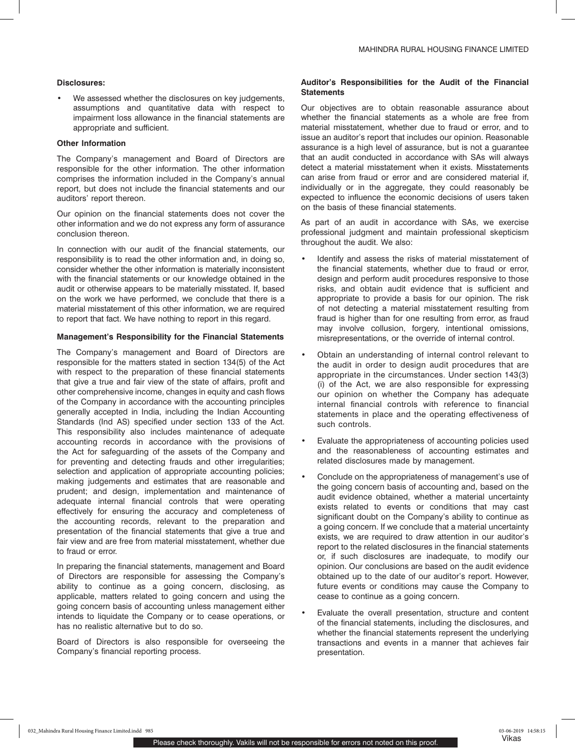**Disclosures:**

- We assessed whether the disclosures on key judgements, assumptions and quantitative data with respect to impairment loss allowance in the financial statements are appropriate and sufficient.

**Other Information**

The Company's management and Board of Directors are responsible for the other information. The other information comprises the information included in the Company's annual report, but does not include the financial statements and our auditors' report thereon.

Our opinion on the financial statements does not cover the other information and we do not express any form of assurance conclusion thereon.

In connection with our audit of the financial statements, our responsibility is to read the other information and, in doing so, consider whether the other information is materially inconsistent with the financial statements or our knowledge obtained in the audit or otherwise appears to be materially misstated. If, based on the work we have performed, we conclude that there is a material misstatement of this other information, we are required to report that fact. We have nothing to report in this regard.

**Management's Responsibility for the Financial Statements**

The Company's management and Board of Directors are responsible for the matters stated in section 134(5) of the Act with respect to the preparation of these financial statements that give a true and fair view of the state of affairs, profit and other comprehensive income, changes in equity and cash flows of the Company in accordance with the accounting principles generally accepted in India, including the Indian Accounting Standards (Ind AS) specified under section 133 of the Act. This responsibility also includes maintenance of adequate accounting records in accordance with the provisions of the Act for safeguarding of the assets of the Company and for preventing and detecting frauds and other irregularities; selection and application of appropriate accounting policies; making judgements and estimates that are reasonable and prudent; and design, implementation and maintenance of adequate internal financial controls that were operating effectively for ensuring the accuracy and completeness of the accounting records, relevant to the preparation and presentation of the financial statements that give a true and fair view and are free from material misstatement, whether due to fraud or error.

In preparing the financial statements, management and Board of Directors are responsible for assessing the Company's ability to continue as a going concern, disclosing, as applicable, matters related to going concern and using the going concern basis of accounting unless management either intends to liquidate the Company or to cease operations, or has no realistic alternative but to do so.

Board of Directors is also responsible for overseeing the Company's financial reporting process.

**Auditor's Responsibilities for the Audit of the Financial Statements**

Our objectives are to obtain reasonable assurance about whether the financial statements as a whole are free from material misstatement, whether due to fraud or error, and to issue an auditor's report that includes our opinion. Reasonable assurance is a high level of assurance, but is not a guarantee that an audit conducted in accordance with SAs will always detect a material misstatement when it exists. Misstatements can arise from fraud or error and are considered material if, individually or in the aggregate, they could reasonably be expected to influence the economic decisions of users taken on the basis of these financial statements.

As part of an audit in accordance with SAs, we exercise professional judgment and maintain professional skepticism throughout the audit. We also:

- Identify and assess the risks of material misstatement of the financial statements, whether due to fraud or error, design and perform audit procedures responsive to those risks, and obtain audit evidence that is sufficient and appropriate to provide a basis for our opinion. The risk of not detecting a material misstatement resulting from fraud is higher than for one resulting from error, as fraud may involve collusion, forgery, intentional omissions, misrepresentations, or the override of internal control.
- Obtain an understanding of internal control relevant to the audit in order to design audit procedures that are appropriate in the circumstances. Under section 143(3)(i) of the Act, we are also responsible for expressing our opinion on whether the Company has adequate internal financial controls with reference to financial statements in place and the operating effectiveness of such controls.
- Evaluate the appropriateness of accounting policies used and the reasonableness of accounting estimates and related disclosures made by management.
- Conclude on the appropriateness of management's use of the going concern basis of accounting and, based on the audit evidence obtained, whether a material uncertainty exists related to events or conditions that may cast significant doubt on the Company's ability to continue as a going concern. If we conclude that a material uncertainty exists, we are required to draw attention in our auditor's report to the related disclosures in the financial statements or, if such disclosures are inadequate, to modify our opinion. Our conclusions are based on the audit evidence obtained up to the date of our auditor's report. However, future events or conditions may cause the Company to cease to continue as a going concern.
- Evaluate the overall presentation, structure and content of the financial statements, including the disclosures, and whether the financial statements represent the underlying transactions and events in a manner that achieves fair presentation.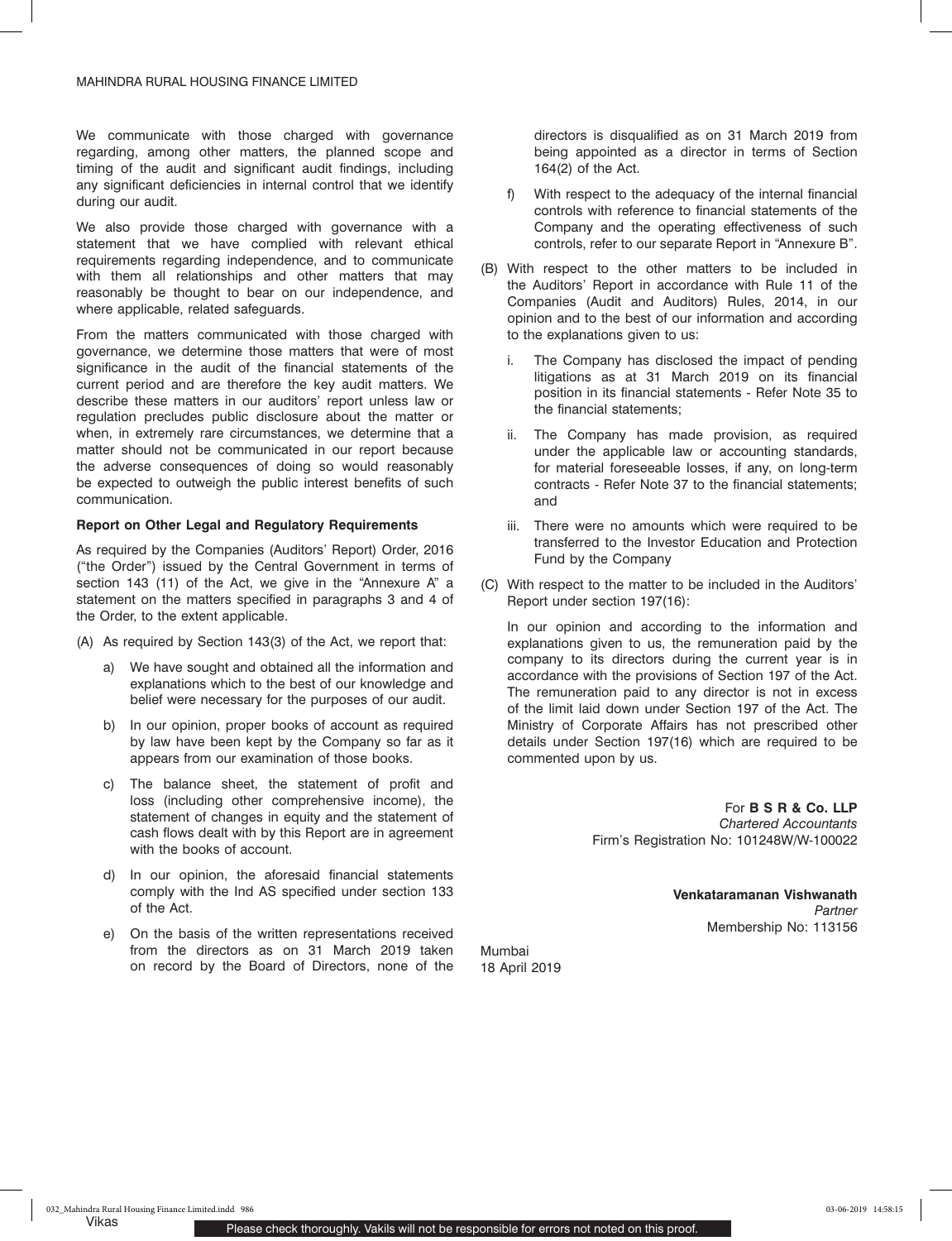We communicate with those charged with governance regarding, among other matters, the planned scope and timing of the audit and significant audit findings, including any significant deficiencies in internal control that we identify during our audit.

We also provide those charged with governance with a statement that we have complied with relevant ethical requirements regarding independence, and to communicate with them all relationships and other matters that may reasonably be thought to bear on our independence, and where applicable, related safeguards.

From the matters communicated with those charged with governance, we determine those matters that were of most significance in the audit of the financial statements of the current period and are therefore the key audit matters. We describe these matters in our auditors' report unless law or regulation precludes public disclosure about the matter or when, in extremely rare circumstances, we determine that a matter should not be communicated in our report because the adverse consequences of doing so would reasonably be expected to outweigh the public interest benefits of such communication.

**Report on Other Legal and Regulatory Requirements**

As required by the Companies (Auditors' Report) Order, 2016 ("the Order") issued by the Central Government in terms of section 143 (11) of the Act, we give in the "Annexure A" a statement on the matters specified in paragraphs 3 and 4 of the Order, to the extent applicable.

(A) As required by Section 143(3) of the Act, we report that:

  a) We have sought and obtained all the information and explanations which to the best of our knowledge and belief were necessary for the purposes of our audit.

  b) In our opinion, proper books of account as required by law have been kept by the Company so far as it appears from our examination of those books.

  c) The balance sheet, the statement of profit and loss (including other comprehensive income), the statement of changes in equity and the statement of cash flows dealt with by this Report are in agreement with the books of account.

  d) In our opinion, the aforesaid financial statements comply with the Ind AS specified under section 133 of the Act.

  e) On the basis of the written representations received from the directors as on 31 March 2019 taken on record by the Board of Directors, none of the directors is disqualified as on 31 March 2019 from being appointed as a director in terms of Section 164(2) of the Act.

  f) With respect to the adequacy of the internal financial controls with reference to financial statements of the Company and the operating effectiveness of such controls, refer to our separate Report in "Annexure B".

(B) With respect to the other matters to be included in the Auditors' Report in accordance with Rule 11 of the Companies (Audit and Auditors) Rules, 2014, in our opinion and to the best of our information and according to the explanations given to us:

  i. The Company has disclosed the impact of pending litigations as at 31 March 2019 on its financial position in its financial statements - Refer Note 35 to the financial statements;

  ii. The Company has made provision, as required under the applicable law or accounting standards, for material foreseeable losses, if any, on long-term contracts - Refer Note 37 to the financial statements; and

  iii. There were no amounts which were required to be transferred to the Investor Education and Protection Fund by the Company

(C) With respect to the matter to be included in the Auditors' Report under section 197(16):

  In our opinion and according to the information and explanations given to us, the remuneration paid by the company to its directors during the current year is in accordance with the provisions of Section 197 of the Act. The remuneration paid to any director is not in excess of the limit laid down under Section 197 of the Act. The Ministry of Corporate Affairs has not prescribed other details under Section 197(16) which are required to be commented upon by us.

For **B S R & Co. LLP**
*Chartered Accountants*
Firm's Registration No: 101248W/W-100022

**Venkataramanan Vishwanath**
*Partner*
Membership No: 113156

Mumbai
18 April 2019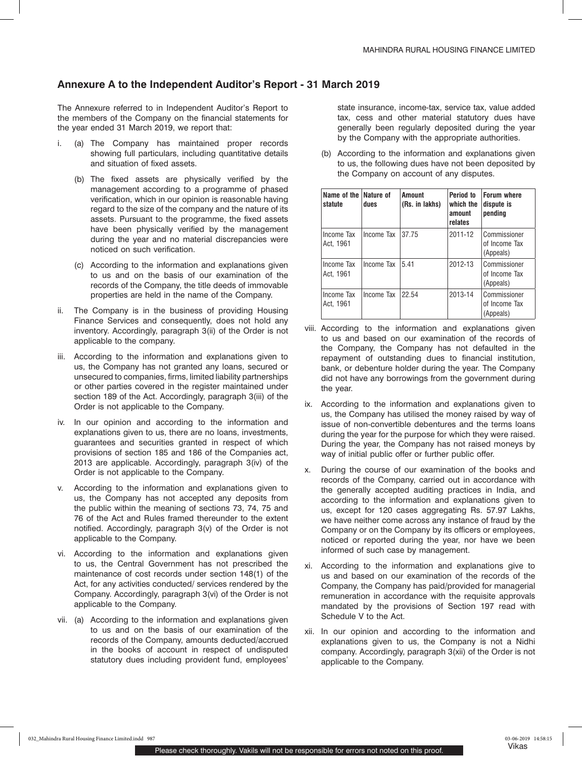## Annexure A to the Independent Auditor's Report - 31 March 2019

The Annexure referred to in Independent Auditor's Report to the members of the Company on the financial statements for the year ended 31 March 2019, we report that:

i. (a) The Company has maintained proper records showing full particulars, including quantitative details and situation of fixed assets.

   (b) The fixed assets are physically verified by the management according to a programme of phased verification, which in our opinion is reasonable having regard to the size of the company and the nature of its assets. Pursuant to the programme, the fixed assets have been physically verified by the management during the year and no material discrepancies were noticed on such verification.

   (c) According to the information and explanations given to us and on the basis of our examination of the records of the Company, the title deeds of immovable properties are held in the name of the Company.

ii. The Company is in the business of providing Housing Finance Services and consequently, does not hold any inventory. Accordingly, paragraph 3(ii) of the Order is not applicable to the company.

iii. According to the information and explanations given to us, the Company has not granted any loans, secured or unsecured to companies, firms, limited liability partnerships or other parties covered in the register maintained under section 189 of the Act. Accordingly, paragraph 3(iii) of the Order is not applicable to the Company.

iv. In our opinion and according to the information and explanations given to us, there are no loans, investments, guarantees and securities granted in respect of which provisions of section 185 and 186 of the Companies act, 2013 are applicable. Accordingly, paragraph 3(iv) of the Order is not applicable to the Company.

v. According to the information and explanations given to us, the Company has not accepted any deposits from the public within the meaning of sections 73, 74, 75 and 76 of the Act and Rules framed thereunder to the extent notified. Accordingly, paragraph 3(v) of the Order is not applicable to the Company.

vi. According to the information and explanations given to us, the Central Government has not prescribed the maintenance of cost records under section 148(1) of the Act, for any activities conducted/ services rendered by the Company. Accordingly, paragraph 3(vi) of the Order is not applicable to the Company.

vii. (a) According to the information and explanations given to us and on the basis of our examination of the records of the Company, amounts deducted/accrued in the books of account in respect of undisputed statutory dues including provident fund, employees' state insurance, income-tax, service tax, value added tax, cess and other material statutory dues have generally been regularly deposited during the year by the Company with the appropriate authorities.

   (b) According to the information and explanations given to us, the following dues have not been deposited by the Company on account of any disputes.

| Name of the statute | Nature of dues | Amount (Rs. in lakhs) | Period to which the amount relates | Forum where dispute is pending |
|---|---|---|---|---|
| Income Tax Act, 1961 | Income Tax | 37.75 | 2011-12 | Commissioner of Income Tax (Appeals) |
| Income Tax Act, 1961 | Income Tax | 5.41 | 2012-13 | Commissioner of Income Tax (Appeals) |
| Income Tax Act, 1961 | Income Tax | 22.54 | 2013-14 | Commissioner of Income Tax (Appeals) |

viii. According to the information and explanations given to us and based on our examination of the records of the Company, the Company has not defaulted in the repayment of outstanding dues to financial institution, bank, or debenture holder during the year. The Company did not have any borrowings from the government during the year.

ix. According to the information and explanations given to us, the Company has utilised the money raised by way of issue of non-convertible debentures and the terms loans during the year for the purpose for which they were raised. During the year, the Company has not raised moneys by way of initial public offer or further public offer.

x. During the course of our examination of the books and records of the Company, carried out in accordance with the generally accepted auditing practices in India, and according to the information and explanations given to us, except for 120 cases aggregating Rs. 57.97 Lakhs, we have neither come across any instance of fraud by the Company or on the Company by its officers or employees, noticed or reported during the year, nor have we been informed of such case by management.

xi. According to the information and explanations give to us and based on our examination of the records of the Company, the Company has paid/provided for managerial remuneration in accordance with the requisite approvals mandated by the provisions of Section 197 read with Schedule V to the Act.

xii. In our opinion and according to the information and explanations given to us, the Company is not a Nidhi company. Accordingly, paragraph 3(xii) of the Order is not applicable to the Company.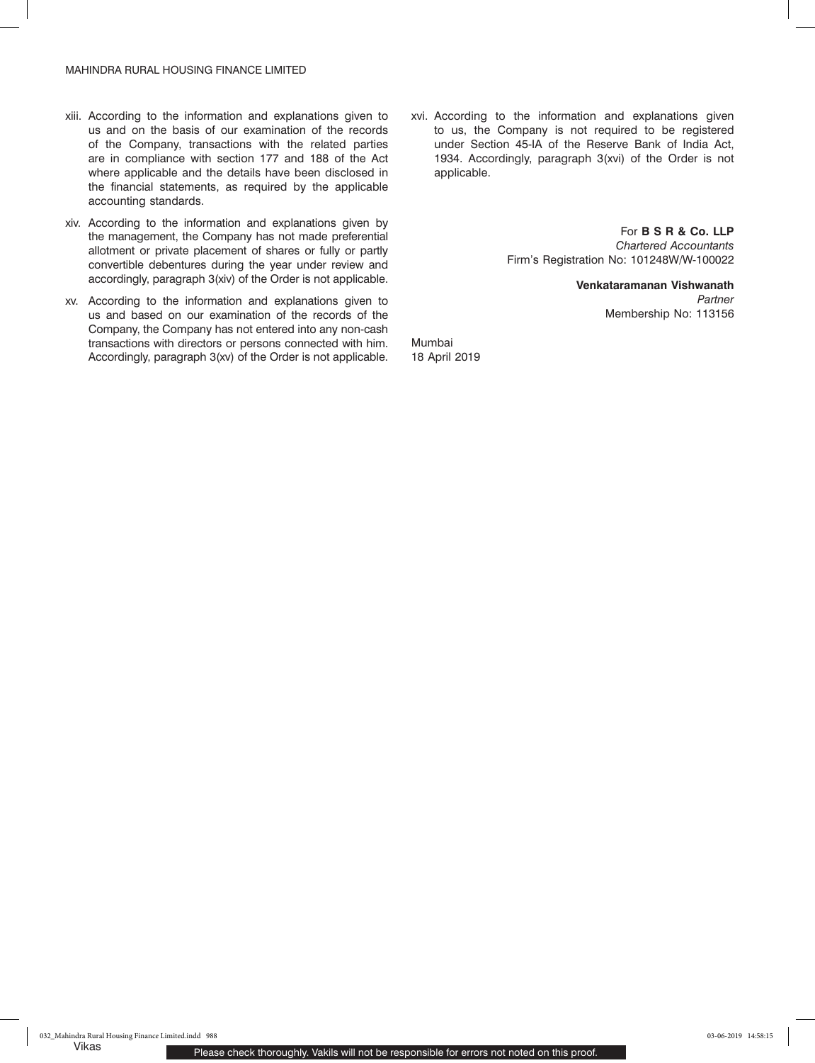xiii. According to the information and explanations given to us and on the basis of our examination of the records of the Company, transactions with the related parties are in compliance with section 177 and 188 of the Act where applicable and the details have been disclosed in the financial statements, as required by the applicable accounting standards.

xiv. According to the information and explanations given by the management, the Company has not made preferential allotment or private placement of shares or fully or partly convertible debentures during the year under review and accordingly, paragraph 3(xiv) of the Order is not applicable.

xv. According to the information and explanations given to us and based on our examination of the records of the Company, the Company has not entered into any non-cash transactions with directors or persons connected with him. Accordingly, paragraph 3(xv) of the Order is not applicable.

xvi. According to the information and explanations given to us, the Company is not required to be registered under Section 45-IA of the Reserve Bank of India Act, 1934. Accordingly, paragraph 3(xvi) of the Order is not applicable.

For **B S R & Co. LLP**
*Chartered Accountants*
Firm's Registration No: 101248W/W-100022

**Venkataramanan Vishwanath**
*Partner*
Membership No: 113156

Mumbai
18 April 2019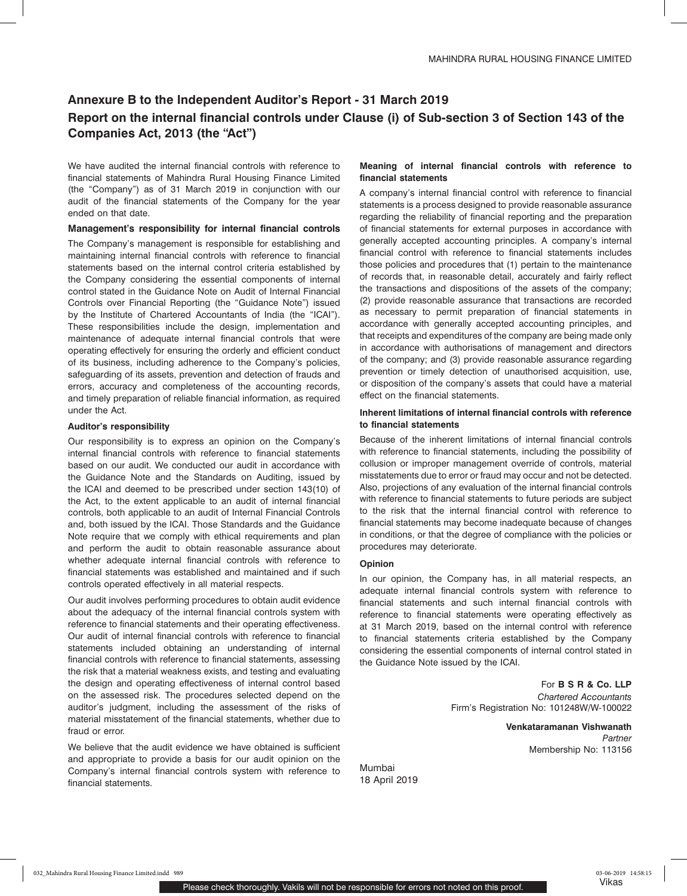# Annexure B to the Independent Auditor's Report - 31 March 2019

## Report on the internal financial controls under Clause (i) of Sub-section 3 of Section 143 of the Companies Act, 2013 (the "Act")

We have audited the internal financial controls with reference to financial statements of Mahindra Rural Housing Finance Limited (the "Company") as of 31 March 2019 in conjunction with our audit of the financial statements of the Company for the year ended on that date.

**Management's responsibility for internal financial controls**

The Company's management is responsible for establishing and maintaining internal financial controls with reference to financial statements based on the internal control criteria established by the Company considering the essential components of internal control stated in the Guidance Note on Audit of Internal Financial Controls over Financial Reporting (the "Guidance Note") issued by the Institute of Chartered Accountants of India (the "ICAI"). These responsibilities include the design, implementation and maintenance of adequate internal financial controls that were operating effectively for ensuring the orderly and efficient conduct of its business, including adherence to the Company's policies, safeguarding of its assets, prevention and detection of frauds and errors, accuracy and completeness of the accounting records, and timely preparation of reliable financial information, as required under the Act.

**Auditor's responsibility**

Our responsibility is to express an opinion on the Company's internal financial controls with reference to financial statements based on our audit. We conducted our audit in accordance with the Guidance Note and the Standards on Auditing, issued by the ICAI and deemed to be prescribed under section 143(10) of the Act, to the extent applicable to an audit of internal financial controls, both applicable to an audit of Internal Financial Controls and, both issued by the ICAI. Those Standards and the Guidance Note require that we comply with ethical requirements and plan and perform the audit to obtain reasonable assurance about whether adequate internal financial controls with reference to financial statements was established and maintained and if such controls operated effectively in all material respects.

Our audit involves performing procedures to obtain audit evidence about the adequacy of the internal financial controls system with reference to financial statements and their operating effectiveness. Our audit of internal financial controls with reference to financial statements included obtaining an understanding of internal financial controls with reference to financial statements, assessing the risk that a material weakness exists, and testing and evaluating the design and operating effectiveness of internal control based on the assessed risk. The procedures selected depend on the auditor's judgment, including the assessment of the risks of material misstatement of the financial statements, whether due to fraud or error.

We believe that the audit evidence we have obtained is sufficient and appropriate to provide a basis for our audit opinion on the Company's internal financial controls system with reference to financial statements.

**Meaning of internal financial controls with reference to financial statements**

A company's internal financial control with reference to financial statements is a process designed to provide reasonable assurance regarding the reliability of financial reporting and the preparation of financial statements for external purposes in accordance with generally accepted accounting principles. A company's internal financial control with reference to financial statements includes those policies and procedures that (1) pertain to the maintenance of records that, in reasonable detail, accurately and fairly reflect the transactions and dispositions of the assets of the company; (2) provide reasonable assurance that transactions are recorded as necessary to permit preparation of financial statements in accordance with generally accepted accounting principles, and that receipts and expenditures of the company are being made only in accordance with authorisations of management and directors of the company; and (3) provide reasonable assurance regarding prevention or timely detection of unauthorised acquisition, use, or disposition of the company's assets that could have a material effect on the financial statements.

**Inherent limitations of internal financial controls with reference to financial statements**

Because of the inherent limitations of internal financial controls with reference to financial statements, including the possibility of collusion or improper management override of controls, material misstatements due to error or fraud may occur and not be detected. Also, projections of any evaluation of the internal financial controls with reference to financial statements to future periods are subject to the risk that the internal financial control with reference to financial statements may become inadequate because of changes in conditions, or that the degree of compliance with the policies or procedures may deteriorate.

**Opinion**

In our opinion, the Company has, in all material respects, an adequate internal financial controls system with reference to financial statements and such internal financial controls with reference to financial statements were operating effectively as at 31 March 2019, based on the internal control with reference to financial statements criteria established by the Company considering the essential components of internal control stated in the Guidance Note issued by the ICAI.

For **B S R & Co. LLP**
*Chartered Accountants*
Firm's Registration No: 101248W/W-100022

**Venkataramanan Vishwanath**
*Partner*
Membership No: 113156

Mumbai
18 April 2019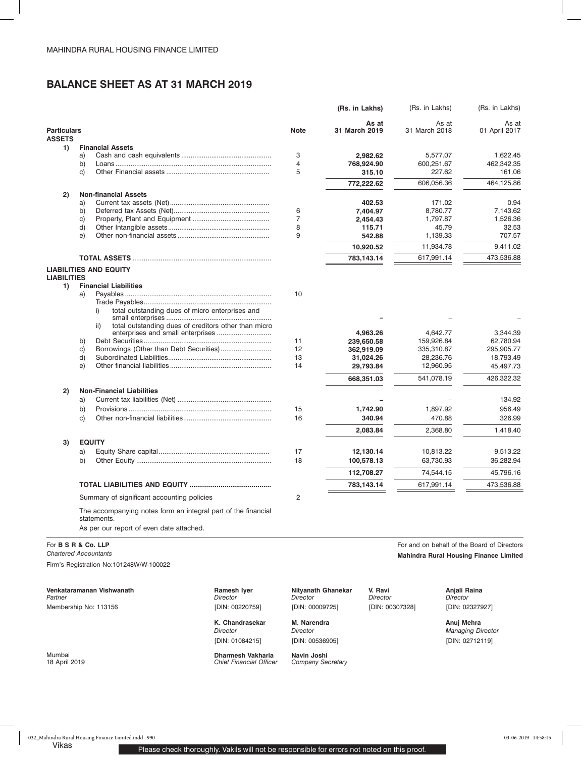MAHINDRA RURAL HOUSING FINANCE LIMITED

# BALANCE SHEET AS AT 31 MARCH 2019

| Particulars | Note | (Rs. in Lakhs) As at 31 March 2019 | (Rs. in Lakhs) As at 31 March 2018 | (Rs. in Lakhs) As at 01 April 2017 |
|---|---|---|---|---|
| **ASSETS** | | | | |
| **1) Financial Assets** | | | | |
| a) Cash and cash equivalents | 3 | **2,982.62** | 5,577.07 | 1,622.45 |
| b) Loans | 4 | **768,924.90** | 600,251.67 | 462,342.35 |
| c) Other Financial assets | 5 | **315.10** | 227.62 | 161.06 |
| | | **772,222.62** | 606,056.36 | 464,125.86 |
| **2) Non-financial Assets** | | | | |
| a) Current tax assets (Net) | | **402.53** | 171.02 | 0.94 |
| b) Deferred tax Assets (Net) | 6 | **7,404.97** | 8,780.77 | 7,143.62 |
| c) Property, Plant and Equipment | 7 | **2,454.43** | 1,797.87 | 1,526.36 |
| d) Other Intangible assets | 8 | **115.71** | 45.79 | 32.53 |
| e) Other non-financial assets | 9 | **542.88** | 1,139.33 | 707.57 |
| | | **10,920.52** | 11,934.78 | 9,411.02 |
| **TOTAL ASSETS** | | **783,143.14** | 617,991.14 | 473,536.88 |
| **LIABILITIES AND EQUITY** | | | | |
| **LIABILITIES** | | | | |
| **1) Financial Liabilities** | | | | |
| a) Payables | 10 | | | |
| Trade Payables | | | | |
| i) total outstanding dues of micro enterprises and small enterprises | | **–** | – | – |
| ii) total outstanding dues of creditors other than micro enterprises and small enterprises | | **4,963.26** | 4,642.77 | 3,344.39 |
| b) Debt Securities | 11 | **239,650.58** | 159,926.84 | 62,780.94 |
| c) Borrowings (Other than Debt Securities) | 12 | **362,919.09** | 335,310.87 | 295,905.77 |
| d) Subordinated Liabilities | 13 | **31,024.26** | 28,236.76 | 18,793.49 |
| e) Other financial liabilities | 14 | **29,793.84** | 12,960.95 | 45,497.73 |
| | | **668,351.03** | 541,078.19 | 426,322.32 |
| **2) Non-Financial Liabilities** | | | | |
| a) Current tax liabilities (Net) | | **–** | – | 134.92 |
| b) Provisions | 15 | **1,742.90** | 1,897.92 | 956.49 |
| c) Other non-financial liabilities | 16 | **340.94** | 470.88 | 326.99 |
| | | **2,083.84** | 2,368.80 | 1,418.40 |
| **3) EQUITY** | | | | |
| a) Equity Share capital | 17 | **12,130.14** | 10,813.22 | 9,513.22 |
| b) Other Equity | 18 | **100,578.13** | 63,730.93 | 36,282.94 |
| | | **112,708.27** | 74,544.15 | 45,796.16 |
| **TOTAL LIABILITIES AND EQUITY** | | **783,143.14** | 617,991.14 | 473,536.88 |
| Summary of significant accounting policies | 2 | | | |

The accompanying notes form an integral part of the financial statements.

As per our report of even date attached.

For **B S R & Co. LLP**
*Chartered Accountants*
Firm's Registration No:101248W/W-100022

For and on behalf of the Board of Directors
**Mahindra Rural Housing Finance Limited**

**Venkataramanan Vishwanath**
*Partner*
Membership No: 113156

**Ramesh Iyer** — *Director* [DIN: 00220759]
**Nityanath Ghanekar** — *Director* [DIN: 00009725]
**V. Ravi** — *Director* [DIN: 00307328]
**Anjali Raina** — *Director* [DIN: 02327927]

**K. Chandrasekar** — *Director* [DIN: 01084215]
**M. Narendra** — *Director* [DIN: 00536905]
**Anuj Mehra** — *Managing Director* [DIN: 02712119]

**Dharmesh Vakharia** — *Chief Financial Officer*
**Navin Joshi** — *Company Secretary*

Mumbai
18 April 2019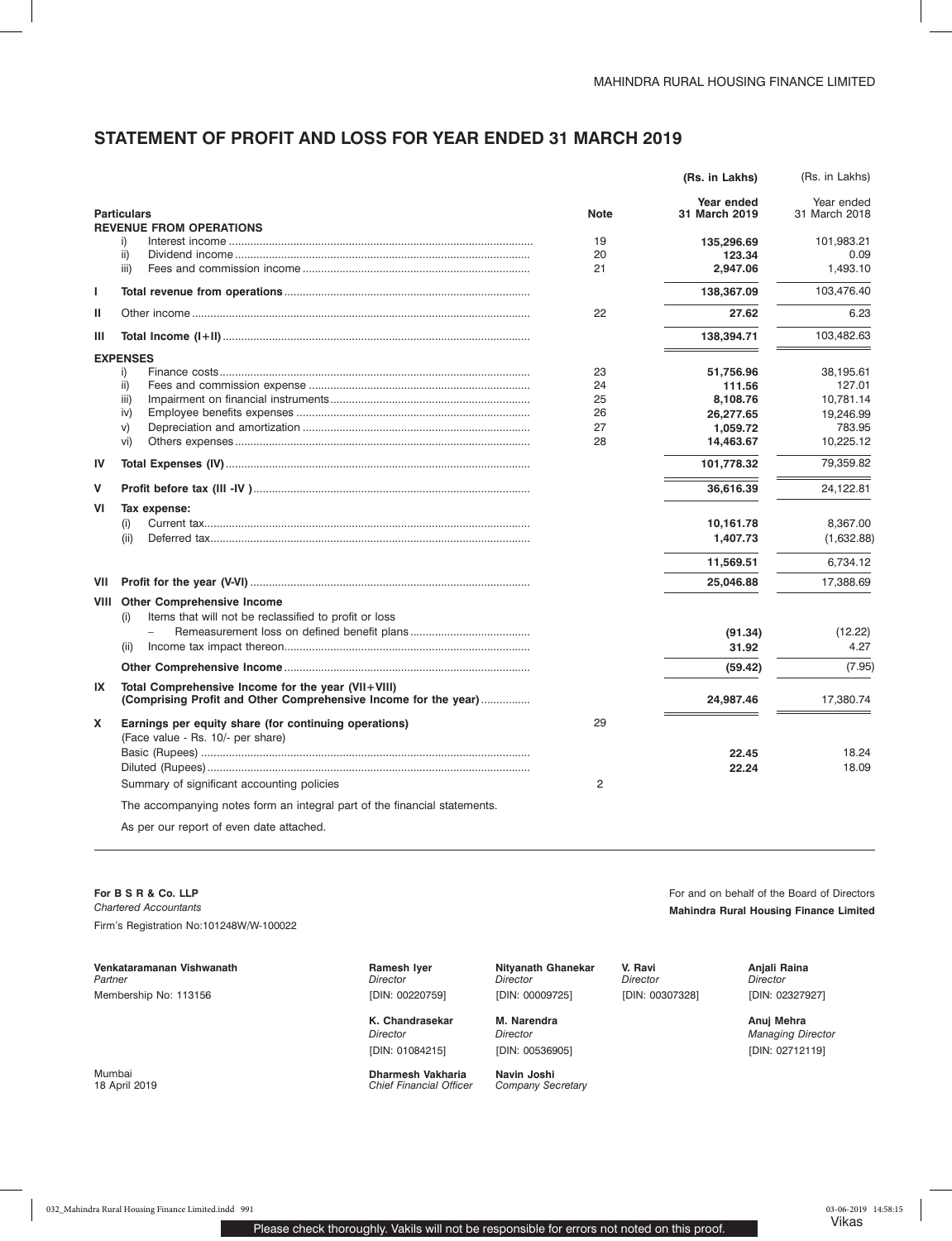MAHINDRA RURAL HOUSING FINANCE LIMITED

# STATEMENT OF PROFIT AND LOSS FOR YEAR ENDED 31 MARCH 2019

| | Particulars | Note | (Rs. in Lakhs) Year ended 31 March 2019 | (Rs. in Lakhs) Year ended 31 March 2018 |
|---|---|---|---|---|
| | **REVENUE FROM OPERATIONS** | | | |
| | i) Interest income | 19 | **135,296.69** | 101,983.21 |
| | ii) Dividend income | 20 | **123.34** | 0.09 |
| | iii) Fees and commission income | 21 | **2,947.06** | 1,493.10 |
| I | **Total revenue from operations** | | **138,367.09** | 103,476.40 |
| II | Other income | 22 | **27.62** | 6.23 |
| III | **Total Income (I+II)** | | **138,394.71** | 103,482.63 |
| | **EXPENSES** | | | |
| | i) Finance costs | 23 | **51,756.96** | 38,195.61 |
| | ii) Fees and commission expense | 24 | **111.56** | 127.01 |
| | iii) Impairment on financial instruments | 25 | **8,108.76** | 10,781.14 |
| | iv) Employee benefits expenses | 26 | **26,277.65** | 19,246.99 |
| | v) Depreciation and amortization | 27 | **1,059.72** | 783.95 |
| | vi) Others expenses | 28 | **14,463.67** | 10,225.12 |
| IV | **Total Expenses (IV)** | | **101,778.32** | 79,359.82 |
| V | **Profit before tax (III -IV )** | | **36,616.39** | 24,122.81 |
| VI | **Tax expense:** | | | |
| | (i) Current tax | | **10,161.78** | 8,367.00 |
| | (ii) Deferred tax | | **1,407.73** | (1,632.88) |
| | | | **11,569.51** | 6,734.12 |
| VII | **Profit for the year (V-VI)** | | **25,046.88** | 17,388.69 |
| VIII | **Other Comprehensive Income** | | | |
| | (i) Items that will not be reclassified to profit or loss | | | |
| | – Remeasurement loss on defined benefit plans | | **(91.34)** | (12.22) |
| | (ii) Income tax impact thereon | | **31.92** | 4.27 |
| | **Other Comprehensive Income** | | **(59.42)** | (7.95) |
| IX | **Total Comprehensive Income for the year (VII+VIII) (Comprising Profit and Other Comprehensive Income for the year)** | | **24,987.46** | 17,380.74 |
| X | **Earnings per equity share (for continuing operations)** (Face value - Rs. 10/- per share) | 29 | | |
| | Basic (Rupees) | | **22.45** | 18.24 |
| | Diluted (Rupees) | | **22.24** | 18.09 |
| | Summary of significant accounting policies | 2 | | |

The accompanying notes form an integral part of the financial statements.

As per our report of even date attached.

**For B S R & Co. LLP**
*Chartered Accountants*
Firm's Registration No:101248W/W-100022

**Venkataramanan Vishwanath**
*Partner*
Membership No: 113156

Mumbai
18 April 2019

For and on behalf of the Board of Directors
**Mahindra Rural Housing Finance Limited**

**Ramesh Iyer**
*Director*
[DIN: 00220759]

**Nityanath Ghanekar**
*Director*
[DIN: 00009725]

**V. Ravi**
*Director*
[DIN: 00307328]

**Anjali Raina**
*Director*
[DIN: 02327927]

**K. Chandrasekar**
*Director*
[DIN: 01084215]

**M. Narendra**
*Director*
[DIN: 00536905]

**Anuj Mehra**
*Managing Director*
[DIN: 02712119]

**Dharmesh Vakharia**
*Chief Financial Officer*

**Navin Joshi**
*Company Secretary*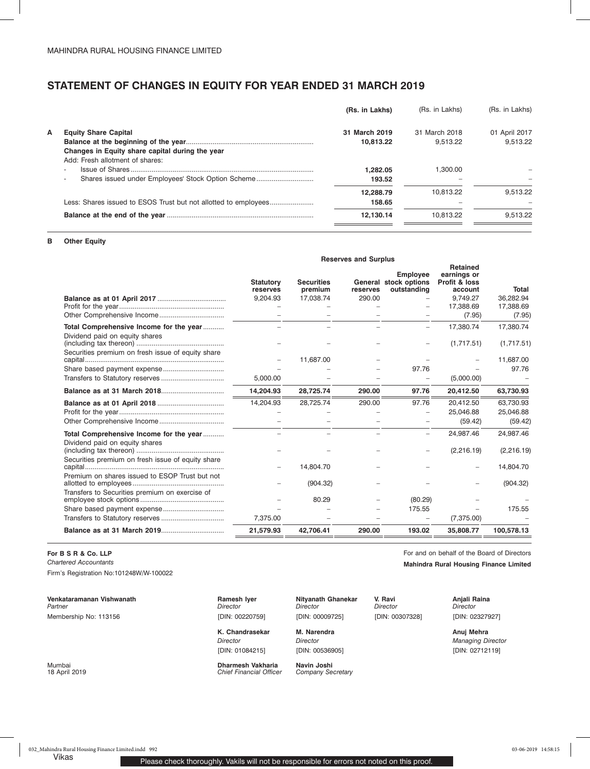MAHINDRA RURAL HOUSING FINANCE LIMITED

# STATEMENT OF CHANGES IN EQUITY FOR YEAR ENDED 31 MARCH 2019

| | | (Rs. in Lakhs) | (Rs. in Lakhs) | (Rs. in Lakhs) |
|---|---|---|---|---|
| **A** | **Equity Share Capital** | **31 March 2019** | 31 March 2018 | 01 April 2017 |
| | **Balance at the beginning of the year** | **10,813.22** | 9,513.22 | 9,513.22 |
| | **Changes in Equity share capital during the year** | | | |
| | Add: Fresh allotment of shares: | | | |
| | - Issue of Shares | **1,282.05** | 1,300.00 | – |
| | - Shares issued under Employees' Stock Option Scheme | **193.52** | – | – |
| | | **12,288.79** | 10,813.22 | 9,513.22 |
| | Less: Shares issued to ESOS Trust but not allotted to employees | **158.65** | – | – |
| | **Balance at the end of the year** | **12,130.14** | 10,813.22 | 9,513.22 |

**B Other Equity**

| | Reserves and Surplus | | | | | |
|---|---|---|---|---|---|---|
| | **Statutory reserves** | **Securities premium** | **General reserves** | **Employee stock options outstanding** | **Retained earnings or Profit & loss account** | **Total** |
| **Balance as at 01 April 2017** | 9,204.93 | 17,038.74 | 290.00 | – | 9,749.27 | 36,282.94 |
| Profit for the year | – | – | – | – | 17,388.69 | 17,388.69 |
| Other Comprehensive Income | – | – | – | – | (7.95) | (7.95) |
| **Total Comprehensive Income for the year** | – | – | – | – | 17,380.74 | 17,380.74 |
| Dividend paid on equity shares (including tax thereon) | – | – | – | – | (1,717.51) | (1,717.51) |
| Securities premium on fresh issue of equity share capital | – | 11,687.00 | – | – | – | 11,687.00 |
| Share based payment expense | – | – | – | 97.76 | – | 97.76 |
| Transfers to Statutory reserves | 5,000.00 | – | – | – | (5,000.00) | – |
| **Balance as at 31 March 2018** | **14,204.93** | **28,725.74** | **290.00** | **97.76** | **20,412.50** | **63,730.93** |
| **Balance as at 01 April 2018** | 14,204.93 | 28,725.74 | 290.00 | 97.76 | 20,412.50 | 63,730.93 |
| Profit for the year | – | – | – | – | 25,046.88 | 25,046.88 |
| Other Comprehensive Income | – | – | – | – | (59.42) | (59.42) |
| **Total Comprehensive Income for the year** | – | – | – | – | 24,987.46 | 24,987.46 |
| Dividend paid on equity shares (including tax thereon) | – | – | – | – | (2,216.19) | (2,216.19) |
| Securities premium on fresh issue of equity share capital | – | 14,804.70 | – | – | – | 14,804.70 |
| Premium on shares issued to ESOP Trust but not allotted to employees | – | (904.32) | – | – | – | (904.32) |
| Transfers to Securities premium on exercise of employee stock options | – | 80.29 | – | (80.29) | – | – |
| Share based payment expense | – | – | – | 175.55 | – | 175.55 |
| Transfers to Statutory reserves | 7,375.00 | – | – | – | (7,375.00) | – |
| **Balance as at 31 March 2019** | **21,579.93** | **42,706.41** | **290.00** | **193.02** | **35,808.77** | **100,578.13** |

**For B S R & Co. LLP**
*Chartered Accountants*
Firm's Registration No:101248W/W-100022

For and on behalf of the Board of Directors
**Mahindra Rural Housing Finance Limited**

**Venkataramanan Vishwanath**
*Partner*
Membership No: 113156

**Ramesh Iyer**
*Director*
[DIN: 00220759]

**Nityanath Ghanekar**
*Director*
[DIN: 00009725]

**V. Ravi**
*Director*
[DIN: 00307328]

**Anjali Raina**
*Director*
[DIN: 02327927]

**K. Chandrasekar**
*Director*
[DIN: 01084215]

**M. Narendra**
*Director*
[DIN: 00536905]

**Anuj Mehra**
*Managing Director*
[DIN: 02712119]

Mumbai
18 April 2019

**Dharmesh Vakharia**
*Chief Financial Officer*

**Navin Joshi**
*Company Secretary*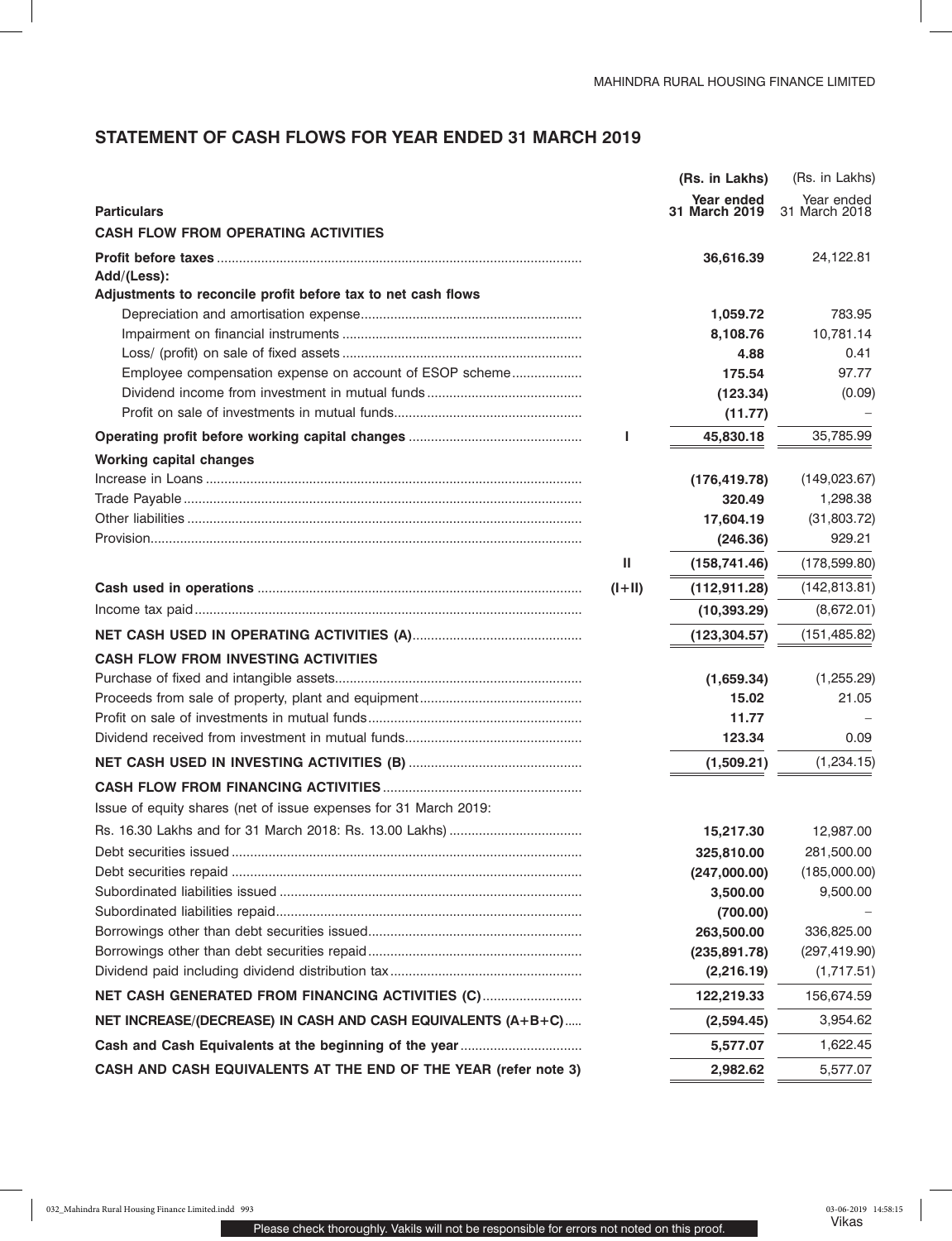## STATEMENT OF CASH FLOWS FOR YEAR ENDED 31 MARCH 2019

| Particulars | | (Rs. in Lakhs) Year ended 31 March 2019 | (Rs. in Lakhs) Year ended 31 March 2018 |
|---|---|---|---|
| **CASH FLOW FROM OPERATING ACTIVITIES** | | | |
| **Profit before taxes** | | **36,616.39** | 24,122.81 |
| **Add/(Less):** | | | |
| **Adjustments to reconcile profit before tax to net cash flows** | | | |
| Depreciation and amortisation expense | | **1,059.72** | 783.95 |
| Impairment on financial instruments | | **8,108.76** | 10,781.14 |
| Loss/ (profit) on sale of fixed assets | | **4.88** | 0.41 |
| Employee compensation expense on account of ESOP scheme | | **175.54** | 97.77 |
| Dividend income from investment in mutual funds | | **(123.34)** | (0.09) |
| Profit on sale of investments in mutual funds | | **(11.77)** | – |
| **Operating profit before working capital changes** | **I** | **45,830.18** | 35,785.99 |
| **Working capital changes** | | | |
| Increase in Loans | | **(176,419.78)** | (149,023.67) |
| Trade Payable | | **320.49** | 1,298.38 |
| Other liabilities | | **17,604.19** | (31,803.72) |
| Provision | | **(246.36)** | 929.21 |
| | **II** | **(158,741.46)** | (178,599.80) |
| **Cash used in operations** | **(I+II)** | **(112,911.28)** | (142,813.81) |
| Income tax paid | | **(10,393.29)** | (8,672.01) |
| **NET CASH USED IN OPERATING ACTIVITIES (A)** | | **(123,304.57)** | (151,485.82) |
| **CASH FLOW FROM INVESTING ACTIVITIES** | | | |
| Purchase of fixed and intangible assets | | **(1,659.34)** | (1,255.29) |
| Proceeds from sale of property, plant and equipment | | **15.02** | 21.05 |
| Profit on sale of investments in mutual funds | | **11.77** | – |
| Dividend received from investment in mutual funds | | **123.34** | 0.09 |
| **NET CASH USED IN INVESTING ACTIVITIES (B)** | | **(1,509.21)** | (1,234.15) |
| **CASH FLOW FROM FINANCING ACTIVITIES** | | | |
| Issue of equity shares (net of issue expenses for 31 March 2019: Rs. 16.30 Lakhs and for 31 March 2018: Rs. 13.00 Lakhs) | | **15,217.30** | 12,987.00 |
| Debt securities issued | | **325,810.00** | 281,500.00 |
| Debt securities repaid | | **(247,000.00)** | (185,000.00) |
| Subordinated liabilities issued | | **3,500.00** | 9,500.00 |
| Subordinated liabilities repaid | | **(700.00)** | – |
| Borrowings other than debt securities issued | | **263,500.00** | 336,825.00 |
| Borrowings other than debt securities repaid | | **(235,891.78)** | (297,419.90) |
| Dividend paid including dividend distribution tax | | **(2,216.19)** | (1,717.51) |
| **NET CASH GENERATED FROM FINANCING ACTIVITIES (C)** | | **122,219.33** | 156,674.59 |
| **NET INCREASE/(DECREASE) IN CASH AND CASH EQUIVALENTS (A+B+C)** | | **(2,594.45)** | 3,954.62 |
| **Cash and Cash Equivalents at the beginning of the year** | | **5,577.07** | 1,622.45 |
| **CASH AND CASH EQUIVALENTS AT THE END OF THE YEAR (refer note 3)** | | **2,982.62** | 5,577.07 |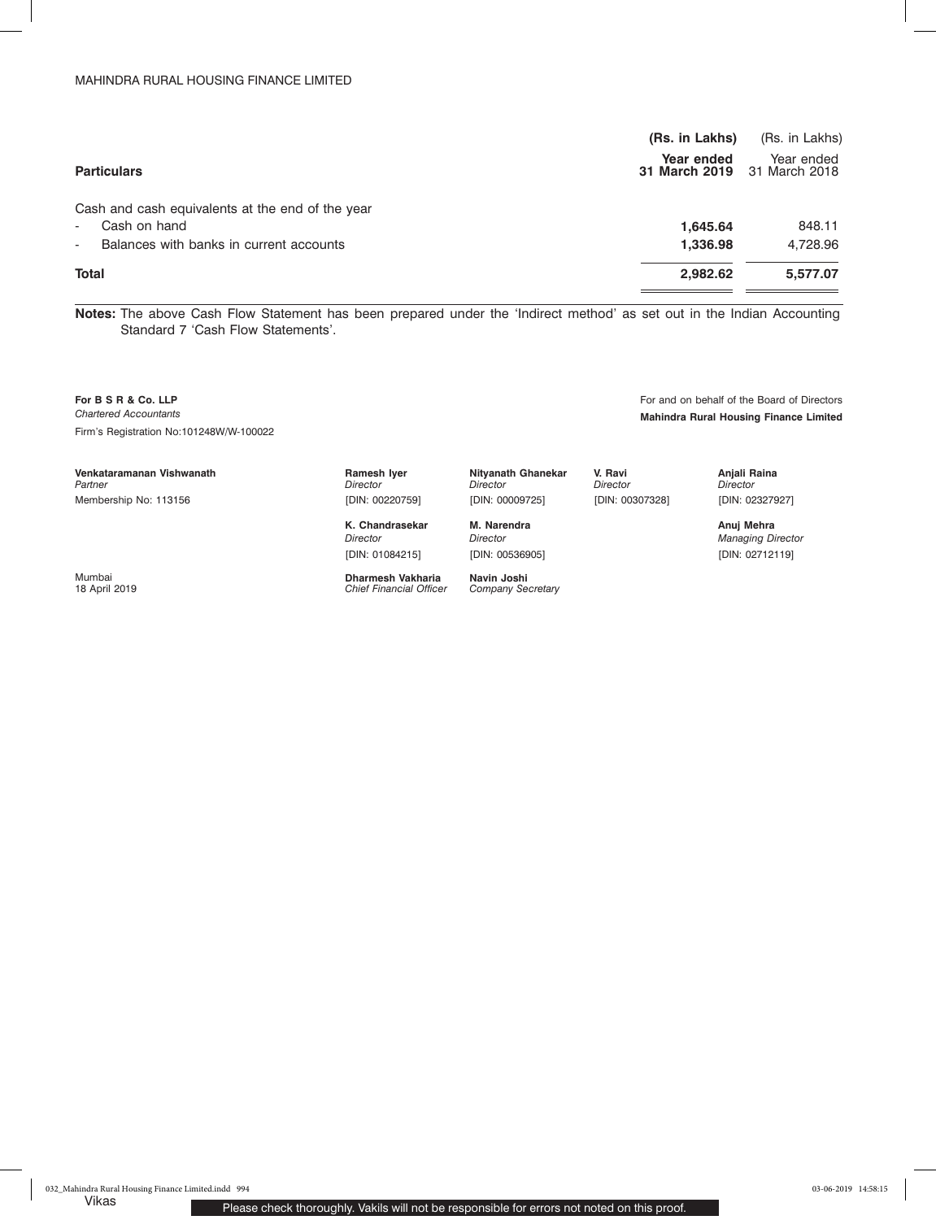| Particulars | (Rs. in Lakhs) Year ended 31 March 2019 | (Rs. in Lakhs) Year ended 31 March 2018 |
|---|---|---|
| Cash and cash equivalents at the end of the year | | |
| - Cash on hand | **1,645.64** | 848.11 |
| - Balances with banks in current accounts | **1,336.98** | 4,728.96 |
| **Total** | **2,982.62** | **5,577.07** |

**Notes:** The above Cash Flow Statement has been prepared under the 'Indirect method' as set out in the Indian Accounting Standard 7 'Cash Flow Statements'.

**For B S R & Co. LLP**
*Chartered Accountants*
Firm's Registration No:101248W/W-100022

**Venkataramanan Vishwanath**
*Partner*
Membership No: 113156

Mumbai
18 April 2019

For and on behalf of the Board of Directors
**Mahindra Rural Housing Finance Limited**

| | | | |
|---|---|---|---|
| **Ramesh Iyer** *Director* [DIN: 00220759] | **Nityanath Ghanekar** *Director* [DIN: 00009725] | **V. Ravi** *Director* [DIN: 00307328] | **Anjali Raina** *Director* [DIN: 02327927] |
| **K. Chandrasekar** *Director* [DIN: 01084215] | **M. Narendra** *Director* [DIN: 00536905] | | **Anuj Mehra** *Managing Director* [DIN: 02712119] |
| **Dharmesh Vakharia** *Chief Financial Officer* | **Navin Joshi** *Company Secretary* | | |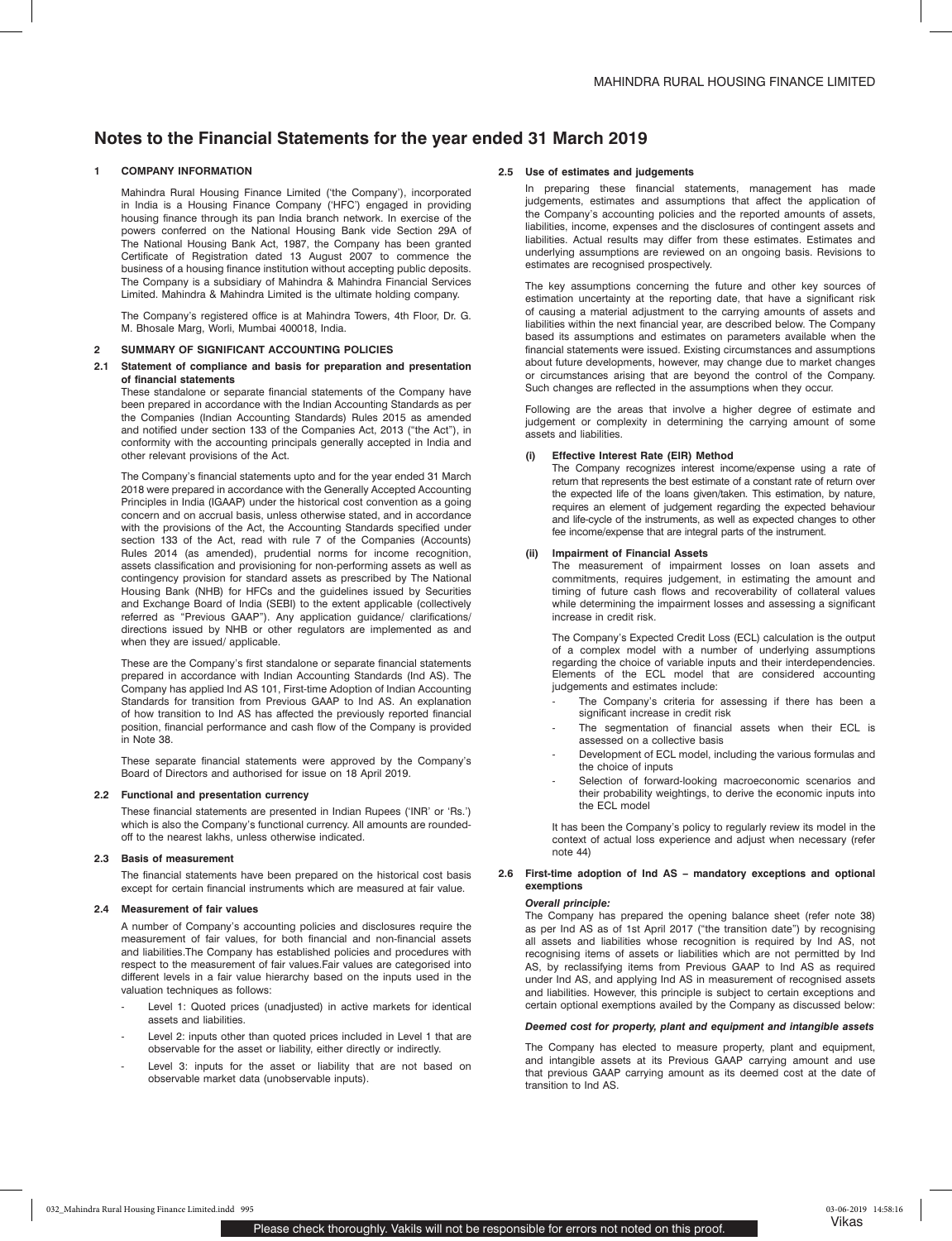# Notes to the Financial Statements for the year ended 31 March 2019

## 1 COMPANY INFORMATION

Mahindra Rural Housing Finance Limited ('the Company'), incorporated in India is a Housing Finance Company ('HFC') engaged in providing housing finance through its pan India branch network. In exercise of the powers conferred on the National Housing Bank vide Section 29A of The National Housing Bank Act, 1987, the Company has been granted Certificate of Registration dated 13 August 2007 to commence the business of a housing finance institution without accepting public deposits. The Company is a subsidiary of Mahindra & Mahindra Financial Services Limited. Mahindra & Mahindra Limited is the ultimate holding company.

The Company's registered office is at Mahindra Towers, 4th Floor, Dr. G. M. Bhosale Marg, Worli, Mumbai 400018, India.

## 2 SUMMARY OF SIGNIFICANT ACCOUNTING POLICIES

### 2.1 Statement of compliance and basis for preparation and presentation of financial statements

These standalone or separate financial statements of the Company have been prepared in accordance with the Indian Accounting Standards as per the Companies (Indian Accounting Standards) Rules 2015 as amended and notified under section 133 of the Companies Act, 2013 ("the Act"), in conformity with the accounting principals generally accepted in India and other relevant provisions of the Act.

The Company's financial statements upto and for the year ended 31 March 2018 were prepared in accordance with the Generally Accepted Accounting Principles in India (IGAAP) under the historical cost convention as a going concern and on accrual basis, unless otherwise stated, and in accordance with the provisions of the Act, the Accounting Standards specified under section 133 of the Act, read with rule 7 of the Companies (Accounts) Rules 2014 (as amended), prudential norms for income recognition, assets classification and provisioning for non-performing assets as well as contingency provision for standard assets as prescribed by The National Housing Bank (NHB) for HFCs and the guidelines issued by Securities and Exchange Board of India (SEBI) to the extent applicable (collectively referred as "Previous GAAP"). Any application guidance/ clarifications/ directions issued by NHB or other regulators are implemented as and when they are issued/ applicable.

These are the Company's first standalone or separate financial statements prepared in accordance with Indian Accounting Standards (Ind AS). The Company has applied Ind AS 101, First-time Adoption of Indian Accounting Standards for transition from Previous GAAP to Ind AS. An explanation of how transition to Ind AS has affected the previously reported financial position, financial performance and cash flow of the Company is provided in Note 38.

These separate financial statements were approved by the Company's Board of Directors and authorised for issue on 18 April 2019.

### 2.2 Functional and presentation currency

These financial statements are presented in Indian Rupees ('INR' or 'Rs.') which is also the Company's functional currency. All amounts are rounded-off to the nearest lakhs, unless otherwise indicated.

### 2.3 Basis of measurement

The financial statements have been prepared on the historical cost basis except for certain financial instruments which are measured at fair value.

### 2.4 Measurement of fair values

A number of Company's accounting policies and disclosures require the measurement of fair values, for both financial and non-financial assets and liabilities.The Company has established policies and procedures with respect to the measurement of fair values.Fair values are categorised into different levels in a fair value hierarchy based on the inputs used in the valuation techniques as follows:

- Level 1: Quoted prices (unadjusted) in active markets for identical assets and liabilities.
- Level 2: inputs other than quoted prices included in Level 1 that are observable for the asset or liability, either directly or indirectly.
- Level 3: inputs for the asset or liability that are not based on observable market data (unobservable inputs).

### 2.5 Use of estimates and judgements

In preparing these financial statements, management has made judgements, estimates and assumptions that affect the application of the Company's accounting policies and the reported amounts of assets, liabilities, income, expenses and the disclosures of contingent assets and liabilities. Actual results may differ from these estimates. Estimates and underlying assumptions are reviewed on an ongoing basis. Revisions to estimates are recognised prospectively.

The key assumptions concerning the future and other key sources of estimation uncertainty at the reporting date, that have a significant risk of causing a material adjustment to the carrying amounts of assets and liabilities within the next financial year, are described below. The Company based its assumptions and estimates on parameters available when the financial statements were issued. Existing circumstances and assumptions about future developments, however, may change due to market changes or circumstances arising that are beyond the control of the Company. Such changes are reflected in the assumptions when they occur.

Following are the areas that involve a higher degree of estimate and judgement or complexity in determining the carrying amount of some assets and liabilities.

**(i) Effective Interest Rate (EIR) Method**

The Company recognizes interest income/expense using a rate of return that represents the best estimate of a constant rate of return over the expected life of the loans given/taken. This estimation, by nature, requires an element of judgement regarding the expected behaviour and life-cycle of the instruments, as well as expected changes to other fee income/expense that are integral parts of the instrument.

**(ii) Impairment of Financial Assets**

The measurement of impairment losses on loan assets and commitments, requires judgement, in estimating the amount and timing of future cash flows and recoverability of collateral values while determining the impairment losses and assessing a significant increase in credit risk.

The Company's Expected Credit Loss (ECL) calculation is the output of a complex model with a number of underlying assumptions regarding the choice of variable inputs and their interdependencies. Elements of the ECL model that are considered accounting judgements and estimates include:

- The Company's criteria for assessing if there has been a significant increase in credit risk
- The segmentation of financial assets when their ECL is assessed on a collective basis
- Development of ECL model, including the various formulas and the choice of inputs
- Selection of forward-looking macroeconomic scenarios and their probability weightings, to derive the economic inputs into the ECL model

It has been the Company's policy to regularly review its model in the context of actual loss experience and adjust when necessary (refer note 44)

### 2.6 First-time adoption of Ind AS – mandatory exceptions and optional exemptions

***Overall principle:***

The Company has prepared the opening balance sheet (refer note 38) as per Ind AS as of 1st April 2017 ("the transition date") by recognising all assets and liabilities whose recognition is required by Ind AS, not recognising items of assets or liabilities which are not permitted by Ind AS, by reclassifying items from Previous GAAP to Ind AS as required under Ind AS, and applying Ind AS in measurement of recognised assets and liabilities. However, this principle is subject to certain exceptions and certain optional exemptions availed by the Company as discussed below:

***Deemed cost for property, plant and equipment and intangible assets***

The Company has elected to measure property, plant and equipment, and intangible assets at its Previous GAAP carrying amount and use that previous GAAP carrying amount as its deemed cost at the date of transition to Ind AS.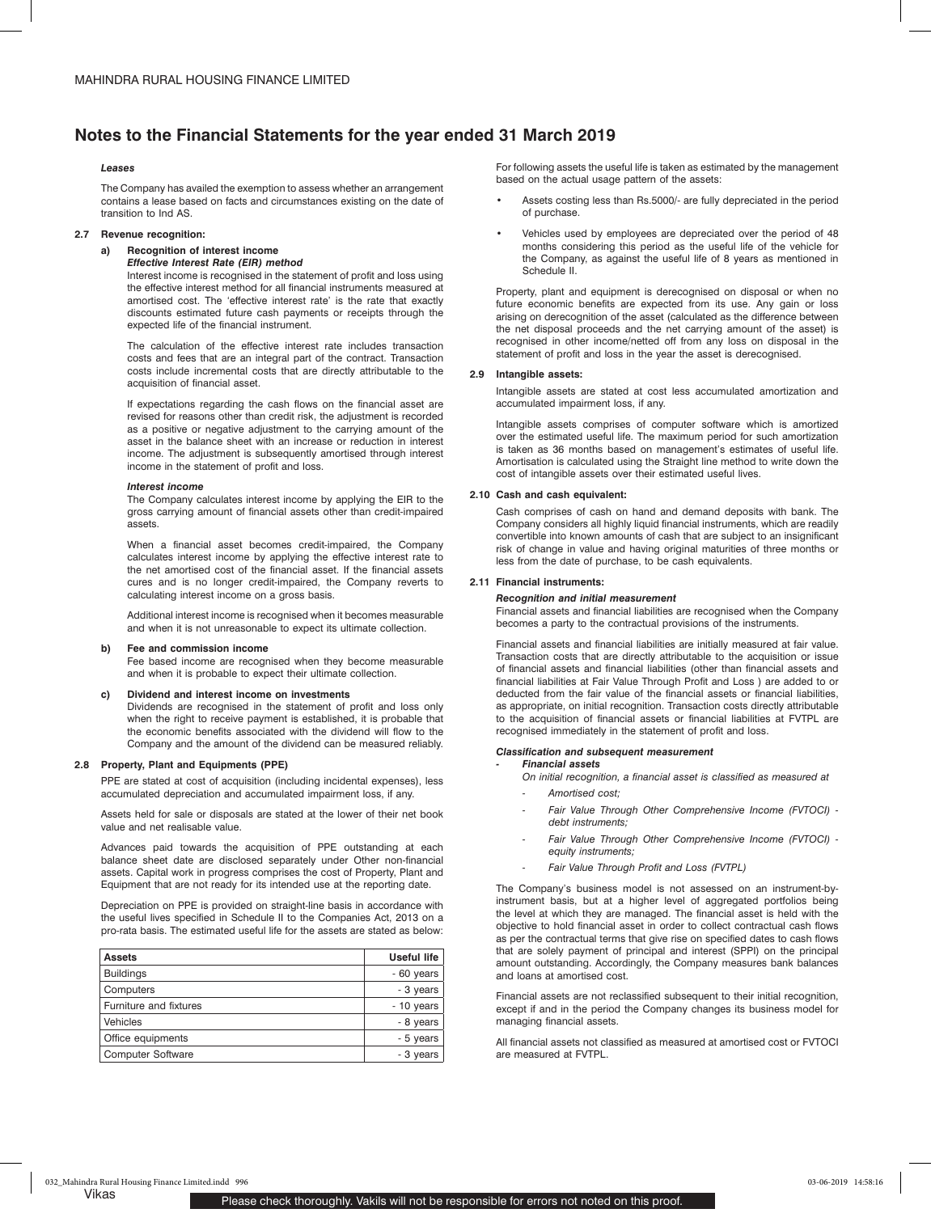# Notes to the Financial Statements for the year ended 31 March 2019

***Leases***

The Company has availed the exemption to assess whether an arrangement contains a lease based on facts and circumstances existing on the date of transition to Ind AS.

### 2.7 Revenue recognition:

**a) Recognition of interest income**

***Effective Interest Rate (EIR) method***

Interest income is recognised in the statement of profit and loss using the effective interest method for all financial instruments measured at amortised cost. The 'effective interest rate' is the rate that exactly discounts estimated future cash payments or receipts through the expected life of the financial instrument.

The calculation of the effective interest rate includes transaction costs and fees that are an integral part of the contract. Transaction costs include incremental costs that are directly attributable to the acquisition of financial asset.

If expectations regarding the cash flows on the financial asset are revised for reasons other than credit risk, the adjustment is recorded as a positive or negative adjustment to the carrying amount of the asset in the balance sheet with an increase or reduction in interest income. The adjustment is subsequently amortised through interest income in the statement of profit and loss.

***Interest income***

The Company calculates interest income by applying the EIR to the gross carrying amount of financial assets other than credit-impaired assets.

When a financial asset becomes credit-impaired, the Company calculates interest income by applying the effective interest rate to the net amortised cost of the financial asset. If the financial assets cures and is no longer credit-impaired, the Company reverts to calculating interest income on a gross basis.

Additional interest income is recognised when it becomes measurable and when it is not unreasonable to expect its ultimate collection.

**b) Fee and commission income**

Fee based income are recognised when they become measurable and when it is probable to expect their ultimate collection.

**c) Dividend and interest income on investments**

Dividends are recognised in the statement of profit and loss only when the right to receive payment is established, it is probable that the economic benefits associated with the dividend will flow to the Company and the amount of the dividend can be measured reliably.

### 2.8 Property, Plant and Equipments (PPE)

PPE are stated at cost of acquisition (including incidental expenses), less accumulated depreciation and accumulated impairment loss, if any.

Assets held for sale or disposals are stated at the lower of their net book value and net realisable value.

Advances paid towards the acquisition of PPE outstanding at each balance sheet date are disclosed separately under Other non-financial assets. Capital work in progress comprises the cost of Property, Plant and Equipment that are not ready for its intended use at the reporting date.

Depreciation on PPE is provided on straight-line basis in accordance with the useful lives specified in Schedule II to the Companies Act, 2013 on a pro-rata basis. The estimated useful life for the assets are stated as below:

| Assets | Useful life |
|---|---|
| Buildings | - 60 years |
| Computers | - 3 years |
| Furniture and fixtures | - 10 years |
| Vehicles | - 8 years |
| Office equipments | - 5 years |
| Computer Software | - 3 years |

For following assets the useful life is taken as estimated by the management based on the actual usage pattern of the assets:

- Assets costing less than Rs.5000/- are fully depreciated in the period of purchase.
- Vehicles used by employees are depreciated over the period of 48 months considering this period as the useful life of the vehicle for the Company, as against the useful life of 8 years as mentioned in Schedule II.

Property, plant and equipment is derecognised on disposal or when no future economic benefits are expected from its use. Any gain or loss arising on derecognition of the asset (calculated as the difference between the net disposal proceeds and the net carrying amount of the asset) is recognised in other income/netted off from any loss on disposal in the statement of profit and loss in the year the asset is derecognised.

### 2.9 Intangible assets:

Intangible assets are stated at cost less accumulated amortization and accumulated impairment loss, if any.

Intangible assets comprises of computer software which is amortized over the estimated useful life. The maximum period for such amortization is taken as 36 months based on management's estimates of useful life. Amortisation is calculated using the Straight line method to write down the cost of intangible assets over their estimated useful lives.

### 2.10 Cash and cash equivalent:

Cash comprises of cash on hand and demand deposits with bank. The Company considers all highly liquid financial instruments, which are readily convertible into known amounts of cash that are subject to an insignificant risk of change in value and having original maturities of three months or less from the date of purchase, to be cash equivalents.

### 2.11 Financial instruments:

***Recognition and initial measurement***

Financial assets and financial liabilities are recognised when the Company becomes a party to the contractual provisions of the instruments.

Financial assets and financial liabilities are initially measured at fair value. Transaction costs that are directly attributable to the acquisition or issue of financial assets and financial liabilities (other than financial assets and financial liabilities at Fair Value Through Profit and Loss ) are added to or deducted from the fair value of the financial assets or financial liabilities, as appropriate, on initial recognition. Transaction costs directly attributable to the acquisition of financial assets or financial liabilities at FVTPL are recognised immediately in the statement of profit and loss.

***Classification and subsequent measurement***

- ***Financial assets***

  *On initial recognition, a financial asset is classified as measured at*

  - *Amortised cost;*
  - *Fair Value Through Other Comprehensive Income (FVTOCI) - debt instruments;*
  - *Fair Value Through Other Comprehensive Income (FVTOCI) - equity instruments;*
  - *Fair Value Through Profit and Loss (FVTPL)*

The Company's business model is not assessed on an instrument-by-instrument basis, but at a higher level of aggregated portfolios being the level at which they are managed. The financial asset is held with the objective to hold financial asset in order to collect contractual cash flows as per the contractual terms that give rise on specified dates to cash flows that are solely payment of principal and interest (SPPI) on the principal amount outstanding. Accordingly, the Company measures bank balances and loans at amortised cost.

Financial assets are not reclassified subsequent to their initial recognition, except if and in the period the Company changes its business model for managing financial assets.

All financial assets not classified as measured at amortised cost or FVTOCI are measured at FVTPL.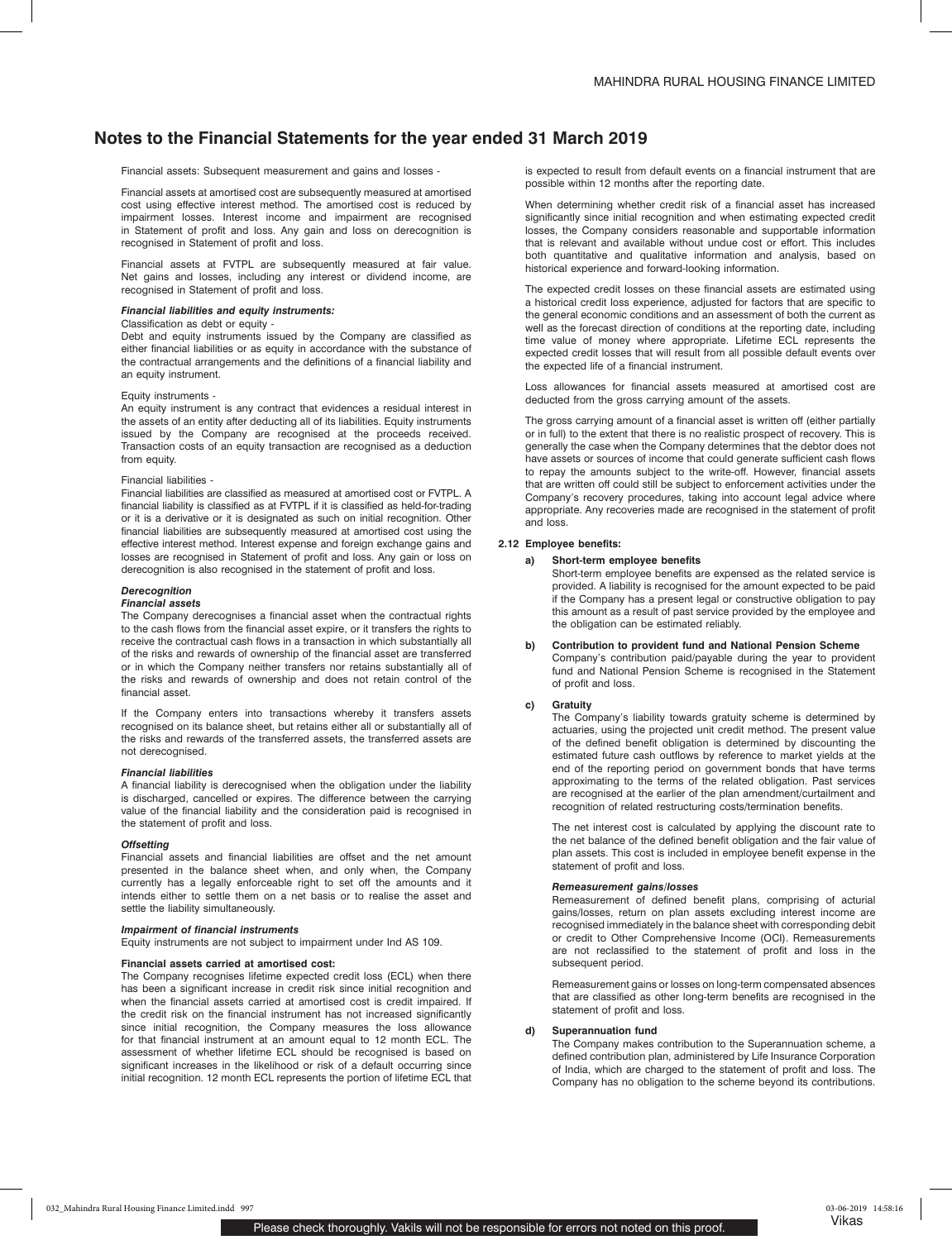## Notes to the Financial Statements for the year ended 31 March 2019

Financial assets: Subsequent measurement and gains and losses -

Financial assets at amortised cost are subsequently measured at amortised cost using effective interest method. The amortised cost is reduced by impairment losses. Interest income and impairment are recognised in Statement of profit and loss. Any gain and loss on derecognition is recognised in Statement of profit and loss.

Financial assets at FVTPL are subsequently measured at fair value. Net gains and losses, including any interest or dividend income, are recognised in Statement of profit and loss.

***Financial liabilities and equity instruments:***

Classification as debt or equity -

Debt and equity instruments issued by the Company are classified as either financial liabilities or as equity in accordance with the substance of the contractual arrangements and the definitions of a financial liability and an equity instrument.

Equity instruments -

An equity instrument is any contract that evidences a residual interest in the assets of an entity after deducting all of its liabilities. Equity instruments issued by the Company are recognised at the proceeds received. Transaction costs of an equity transaction are recognised as a deduction from equity.

Financial liabilities -

Financial liabilities are classified as measured at amortised cost or FVTPL. A financial liability is classified as at FVTPL if it is classified as held-for-trading or it is a derivative or it is designated as such on initial recognition. Other financial liabilities are subsequently measured at amortised cost using the effective interest method. Interest expense and foreign exchange gains and losses are recognised in Statement of profit and loss. Any gain or loss on derecognition is also recognised in the statement of profit and loss.

***Derecognition***

***Financial assets***

The Company derecognises a financial asset when the contractual rights to the cash flows from the financial asset expire, or it transfers the rights to receive the contractual cash flows in a transaction in which substantially all of the risks and rewards of ownership of the financial asset are transferred or in which the Company neither transfers nor retains substantially all of the risks and rewards of ownership and does not retain control of the financial asset.

If the Company enters into transactions whereby it transfers assets recognised on its balance sheet, but retains either all or substantially all of the risks and rewards of the transferred assets, the transferred assets are not derecognised.

***Financial liabilities***

A financial liability is derecognised when the obligation under the liability is discharged, cancelled or expires. The difference between the carrying value of the financial liability and the consideration paid is recognised in the statement of profit and loss.

***Offsetting***

Financial assets and financial liabilities are offset and the net amount presented in the balance sheet when, and only when, the Company currently has a legally enforceable right to set off the amounts and it intends either to settle them on a net basis or to realise the asset and settle the liability simultaneously.

***Impairment of financial instruments***

Equity instruments are not subject to impairment under Ind AS 109.

**Financial assets carried at amortised cost:**

The Company recognises lifetime expected credit loss (ECL) when there has been a significant increase in credit risk since initial recognition and when the financial assets carried at amortised cost is credit impaired. If the credit risk on the financial instrument has not increased significantly since initial recognition, the Company measures the loss allowance for that financial instrument at an amount equal to 12 month ECL. The assessment of whether lifetime ECL should be recognised is based on significant increases in the likelihood or risk of a default occurring since initial recognition. 12 month ECL represents the portion of lifetime ECL that is expected to result from default events on a financial instrument that are possible within 12 months after the reporting date.

When determining whether credit risk of a financial asset has increased significantly since initial recognition and when estimating expected credit losses, the Company considers reasonable and supportable information that is relevant and available without undue cost or effort. This includes both quantitative and qualitative information and analysis, based on historical experience and forward-looking information.

The expected credit losses on these financial assets are estimated using a historical credit loss experience, adjusted for factors that are specific to the general economic conditions and an assessment of both the current as well as the forecast direction of conditions at the reporting date, including time value of money where appropriate. Lifetime ECL represents the expected credit losses that will result from all possible default events over the expected life of a financial instrument.

Loss allowances for financial assets measured at amortised cost are deducted from the gross carrying amount of the assets.

The gross carrying amount of a financial asset is written off (either partially or in full) to the extent that there is no realistic prospect of recovery. This is generally the case when the Company determines that the debtor does not have assets or sources of income that could generate sufficient cash flows to repay the amounts subject to the write-off. However, financial assets that are written off could still be subject to enforcement activities under the Company's recovery procedures, taking into account legal advice where appropriate. Any recoveries made are recognised in the statement of profit and loss.

### 2.12 Employee benefits:

**a) Short-term employee benefits**

Short-term employee benefits are expensed as the related service is provided. A liability is recognised for the amount expected to be paid if the Company has a present legal or constructive obligation to pay this amount as a result of past service provided by the employee and the obligation can be estimated reliably.

**b) Contribution to provident fund and National Pension Scheme**

Company's contribution paid/payable during the year to provident fund and National Pension Scheme is recognised in the Statement of profit and loss.

**c) Gratuity**

The Company's liability towards gratuity scheme is determined by actuaries, using the projected unit credit method. The present value of the defined benefit obligation is determined by discounting the estimated future cash outflows by reference to market yields at the end of the reporting period on government bonds that have terms approximating to the terms of the related obligation. Past services are recognised at the earlier of the plan amendment/curtailment and recognition of related restructuring costs/termination benefits.

The net interest cost is calculated by applying the discount rate to the net balance of the defined benefit obligation and the fair value of plan assets. This cost is included in employee benefit expense in the statement of profit and loss.

***Remeasurement gains/losses***

Remeasurement of defined benefit plans, comprising of acturial gains/losses, return on plan assets excluding interest income are recognised immediately in the balance sheet with corresponding debit or credit to Other Comprehensive Income (OCI). Remeasurements are not reclassified to the statement of profit and loss in the subsequent period.

Remeasurement gains or losses on long-term compensated absences that are classified as other long-term benefits are recognised in the statement of profit and loss.

**d) Superannuation fund**

The Company makes contribution to the Superannuation scheme, a defined contribution plan, administered by Life Insurance Corporation of India, which are charged to the statement of profit and loss. The Company has no obligation to the scheme beyond its contributions.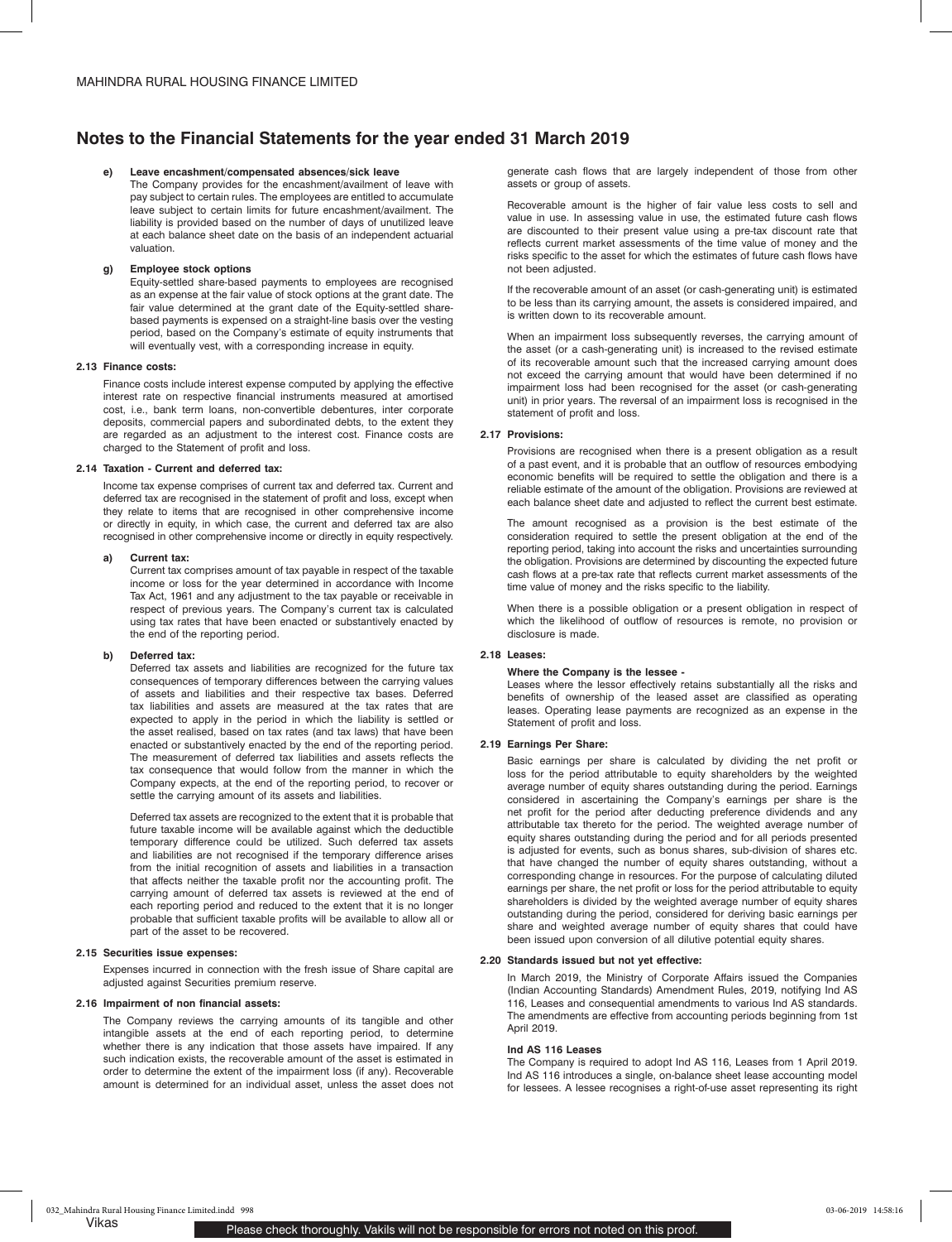## Notes to the Financial Statements for the year ended 31 March 2019

**e) Leave encashment/compensated absences/sick leave**

The Company provides for the encashment/availment of leave with pay subject to certain rules. The employees are entitled to accumulate leave subject to certain limits for future encashment/availment. The liability is provided based on the number of days of unutilized leave at each balance sheet date on the basis of an independent actuarial valuation.

**g) Employee stock options**

Equity-settled share-based payments to employees are recognised as an expense at the fair value of stock options at the grant date. The fair value determined at the grant date of the Equity-settled share-based payments is expensed on a straight-line basis over the vesting period, based on the Company's estimate of equity instruments that will eventually vest, with a corresponding increase in equity.

### 2.13 Finance costs:

Finance costs include interest expense computed by applying the effective interest rate on respective financial instruments measured at amortised cost, i.e., bank term loans, non-convertible debentures, inter corporate deposits, commercial papers and subordinated debts, to the extent they are regarded as an adjustment to the interest cost. Finance costs are charged to the Statement of profit and loss.

### 2.14 Taxation - Current and deferred tax:

Income tax expense comprises of current tax and deferred tax. Current and deferred tax are recognised in the statement of profit and loss, except when they relate to items that are recognised in other comprehensive income or directly in equity, in which case, the current and deferred tax are also recognised in other comprehensive income or directly in equity respectively.

**a) Current tax:**

Current tax comprises amount of tax payable in respect of the taxable income or loss for the year determined in accordance with Income Tax Act, 1961 and any adjustment to the tax payable or receivable in respect of previous years. The Company's current tax is calculated using tax rates that have been enacted or substantively enacted by the end of the reporting period.

**b) Deferred tax:**

Deferred tax assets and liabilities are recognized for the future tax consequences of temporary differences between the carrying values of assets and liabilities and their respective tax bases. Deferred tax liabilities and assets are measured at the tax rates that are expected to apply in the period in which the liability is settled or the asset realised, based on tax rates (and tax laws) that have been enacted or substantively enacted by the end of the reporting period. The measurement of deferred tax liabilities and assets reflects the tax consequence that would follow from the manner in which the Company expects, at the end of the reporting period, to recover or settle the carrying amount of its assets and liabilities.

Deferred tax assets are recognized to the extent that it is probable that future taxable income will be available against which the deductible temporary difference could be utilized. Such deferred tax assets and liabilities are not recognised if the temporary difference arises from the initial recognition of assets and liabilities in a transaction that affects neither the taxable profit nor the accounting profit. The carrying amount of deferred tax assets is reviewed at the end of each reporting period and reduced to the extent that it is no longer probable that sufficient taxable profits will be available to allow all or part of the asset to be recovered.

### 2.15 Securities issue expenses:

Expenses incurred in connection with the fresh issue of Share capital are adjusted against Securities premium reserve.

### 2.16 Impairment of non financial assets:

The Company reviews the carrying amounts of its tangible and other intangible assets at the end of each reporting period, to determine whether there is any indication that those assets have impaired. If any such indication exists, the recoverable amount of the asset is estimated in order to determine the extent of the impairment loss (if any). Recoverable amount is determined for an individual asset, unless the asset does not generate cash flows that are largely independent of those from other assets or group of assets.

Recoverable amount is the higher of fair value less costs to sell and value in use. In assessing value in use, the estimated future cash flows are discounted to their present value using a pre-tax discount rate that reflects current market assessments of the time value of money and the risks specific to the asset for which the estimates of future cash flows have not been adjusted.

If the recoverable amount of an asset (or cash-generating unit) is estimated to be less than its carrying amount, the assets is considered impaired, and is written down to its recoverable amount.

When an impairment loss subsequently reverses, the carrying amount of the asset (or a cash-generating unit) is increased to the revised estimate of its recoverable amount such that the increased carrying amount does not exceed the carrying amount that would have been determined if no impairment loss had been recognised for the asset (or cash-generating unit) in prior years. The reversal of an impairment loss is recognised in the statement of profit and loss.

### 2.17 Provisions:

Provisions are recognised when there is a present obligation as a result of a past event, and it is probable that an outflow of resources embodying economic benefits will be required to settle the obligation and there is a reliable estimate of the amount of the obligation. Provisions are reviewed at each balance sheet date and adjusted to reflect the current best estimate.

The amount recognised as a provision is the best estimate of the consideration required to settle the present obligation at the end of the reporting period, taking into account the risks and uncertainties surrounding the obligation. Provisions are determined by discounting the expected future cash flows at a pre-tax rate that reflects current market assessments of the time value of money and the risks specific to the liability.

When there is a possible obligation or a present obligation in respect of which the likelihood of outflow of resources is remote, no provision or disclosure is made.

### 2.18 Leases:

**Where the Company is the lessee -**

Leases where the lessor effectively retains substantially all the risks and benefits of ownership of the leased asset are classified as operating leases. Operating lease payments are recognized as an expense in the Statement of profit and loss.

### 2.19 Earnings Per Share:

Basic earnings per share is calculated by dividing the net profit or loss for the period attributable to equity shareholders by the weighted average number of equity shares outstanding during the period. Earnings considered in ascertaining the Company's earnings per share is the net profit for the period after deducting preference dividends and any attributable tax thereto for the period. The weighted average number of equity shares outstanding during the period and for all periods presented is adjusted for events, such as bonus shares, sub-division of shares etc. that have changed the number of equity shares outstanding, without a corresponding change in resources. For the purpose of calculating diluted earnings per share, the net profit or loss for the period attributable to equity shareholders is divided by the weighted average number of equity shares outstanding during the period, considered for deriving basic earnings per share and weighted average number of equity shares that could have been issued upon conversion of all dilutive potential equity shares.

### 2.20 Standards issued but not yet effective:

In March 2019, the Ministry of Corporate Affairs issued the Companies (Indian Accounting Standards) Amendment Rules, 2019, notifying Ind AS 116, Leases and consequential amendments to various Ind AS standards. The amendments are effective from accounting periods beginning from 1st April 2019.

**Ind AS 116 Leases**

The Company is required to adopt Ind AS 116, Leases from 1 April 2019. Ind AS 116 introduces a single, on-balance sheet lease accounting model for lessees. A lessee recognises a right-of-use asset representing its right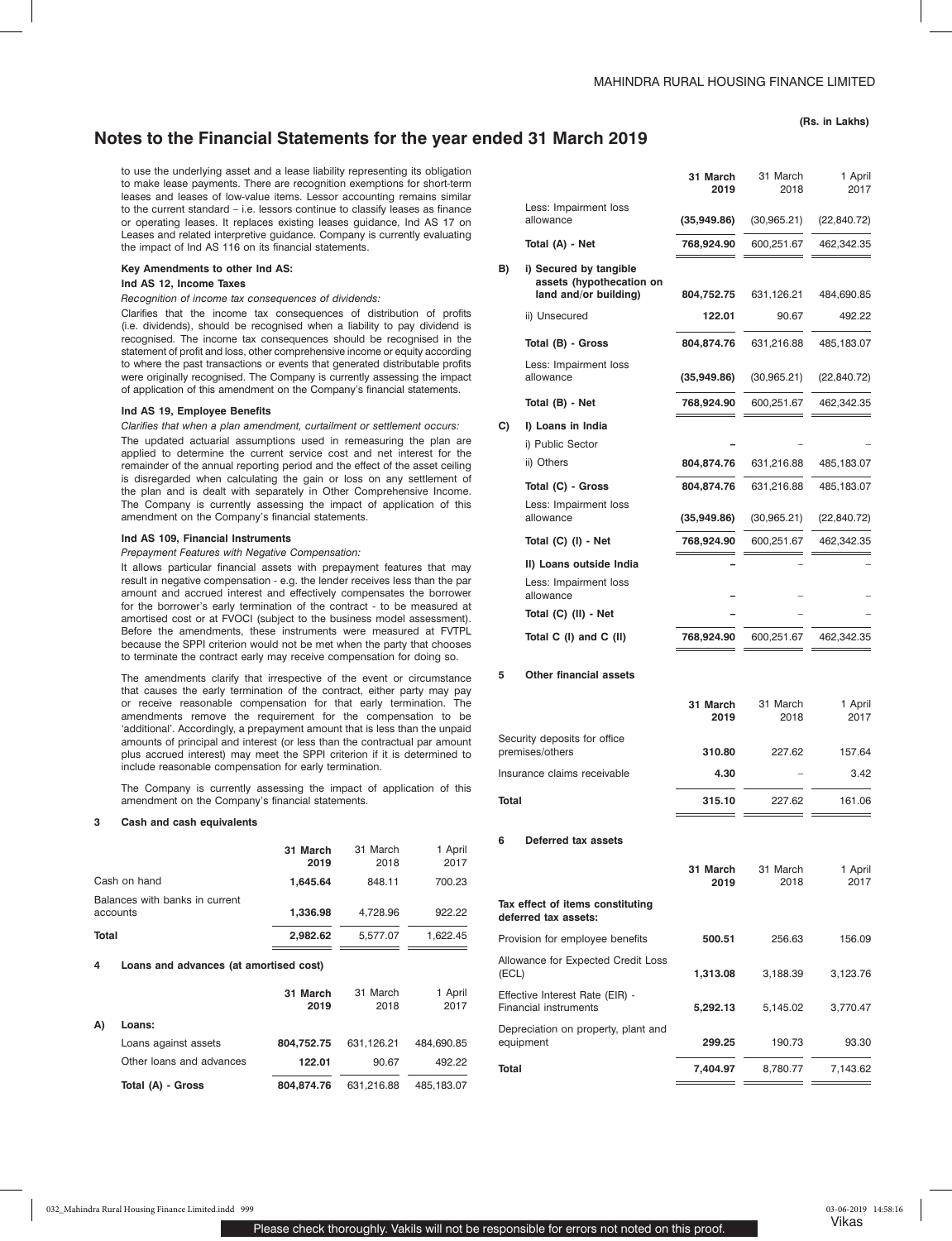# Notes to the Financial Statements for the year ended 31 March 2019

(Rs. in Lakhs)

to use the underlying asset and a lease liability representing its obligation to make lease payments. There are recognition exemptions for short-term leases and leases of low-value items. Lessor accounting remains similar to the current standard – i.e. lessors continue to classify leases as finance or operating leases. It replaces existing leases guidance, Ind AS 17 on Leases and related interpretive guidance. Company is currently evaluating the impact of Ind AS 116 on its financial statements.

**Key Amendments to other Ind AS:**

**Ind AS 12, Income Taxes**

*Recognition of income tax consequences of dividends:*

Clarifies that the income tax consequences of distribution of profits (i.e. dividends), should be recognised when a liability to pay dividend is recognised. The income tax consequences should be recognised in the statement of profit and loss, other comprehensive income or equity according to where the past transactions or events that generated distributable profits were originally recognised. The Company is currently assessing the impact of application of this amendment on the Company's financial statements.

**Ind AS 19, Employee Benefits**

*Clarifies that when a plan amendment, curtailment or settlement occurs:*

The updated actuarial assumptions used in remeasuring the plan are applied to determine the current service cost and net interest for the remainder of the annual reporting period and the effect of the asset ceiling is disregarded when calculating the gain or loss on any settlement of the plan and is dealt with separately in Other Comprehensive Income. The Company is currently assessing the impact of application of this amendment on the Company's financial statements.

**Ind AS 109, Financial Instruments**

*Prepayment Features with Negative Compensation:*

It allows particular financial assets with prepayment features that may result in negative compensation - e.g. the lender receives less than the par amount and accrued interest and effectively compensates the borrower for the borrower's early termination of the contract - to be measured at amortised cost or at FVOCI (subject to the business model assessment). Before the amendments, these instruments were measured at FVTPL because the SPPI criterion would not be met when the party that chooses to terminate the contract early may receive compensation for doing so.

The amendments clarify that irrespective of the event or circumstance that causes the early termination of the contract, either party may pay or receive reasonable compensation for that early termination. The amendments remove the requirement for the compensation to be 'additional'. Accordingly, a prepayment amount that is less than the unpaid amounts of principal and interest (or less than the contractual par amount plus accrued interest) may meet the SPPI criterion if it is determined to include reasonable compensation for early termination.

The Company is currently assessing the impact of application of this amendment on the Company's financial statements.

## 3 Cash and cash equivalents

| | **31 March 2019** | 31 March 2018 | 1 April 2017 |
|---|---|---|---|
| Cash on hand | **1,645.64** | 848.11 | 700.23 |
| Balances with banks in current accounts | **1,336.98** | 4,728.96 | 922.22 |
| **Total** | **2,982.62** | 5,577.07 | 1,622.45 |

## 4 Loans and advances (at amortised cost)

| | | **31 March 2019** | 31 March 2018 | 1 April 2017 |
|---|---|---|---|---|
| **A)** | **Loans:** | | | |
| | Loans against assets | **804,752.75** | 631,126.21 | 484,690.85 |
| | Other loans and advances | **122.01** | 90.67 | 492.22 |
| | **Total (A) - Gross** | **804,874.76** | 631,216.88 | 485,183.07 |
| | Less: Impairment loss allowance | **(35,949.86)** | (30,965.21) | (22,840.72) |
| | **Total (A) - Net** | **768,924.90** | 600,251.67 | 462,342.35 |
| **B)** | **i) Secured by tangible assets (hypothecation on land and/or building)** | **804,752.75** | 631,126.21 | 484,690.85 |
| | ii) Unsecured | **122.01** | 90.67 | 492.22 |
| | **Total (B) - Gross** | **804,874.76** | 631,216.88 | 485,183.07 |
| | Less: Impairment loss allowance | **(35,949.86)** | (30,965.21) | (22,840.72) |
| | **Total (B) - Net** | **768,924.90** | 600,251.67 | 462,342.35 |
| **C)** | **I) Loans in India** | | | |
| | i) Public Sector | **–** | – | – |
| | ii) Others | **804,874.76** | 631,216.88 | 485,183.07 |
| | **Total (C) - Gross** | **804,874.76** | 631,216.88 | 485,183.07 |
| | Less: Impairment loss allowance | **(35,949.86)** | (30,965.21) | (22,840.72) |
| | **Total (C) (I) - Net** | **768,924.90** | 600,251.67 | 462,342.35 |
| | **II) Loans outside India** | **–** | – | – |
| | Less: Impairment loss allowance | **–** | – | – |
| | **Total (C) (II) - Net** | **–** | – | – |
| | **Total C (I) and C (II)** | **768,924.90** | 600,251.67 | 462,342.35 |

## 5 Other financial assets

| | **31 March 2019** | 31 March 2018 | 1 April 2017 |
|---|---|---|---|
| Security deposits for office premises/others | **310.80** | 227.62 | 157.64 |
| Insurance claims receivable | **4.30** | – | 3.42 |
| **Total** | **315.10** | 227.62 | 161.06 |

## 6 Deferred tax assets

| | **31 March 2019** | 31 March 2018 | 1 April 2017 |
|---|---|---|---|
| **Tax effect of items constituting deferred tax assets:** | | | |
| Provision for employee benefits | **500.51** | 256.63 | 156.09 |
| Allowance for Expected Credit Loss (ECL) | **1,313.08** | 3,188.39 | 3,123.76 |
| Effective Interest Rate (EIR) - Financial instruments | **5,292.13** | 5,145.02 | 3,770.47 |
| Depreciation on property, plant and equipment | **299.25** | 190.73 | 93.30 |
| **Total** | **7,404.97** | 8,780.77 | 7,143.62 |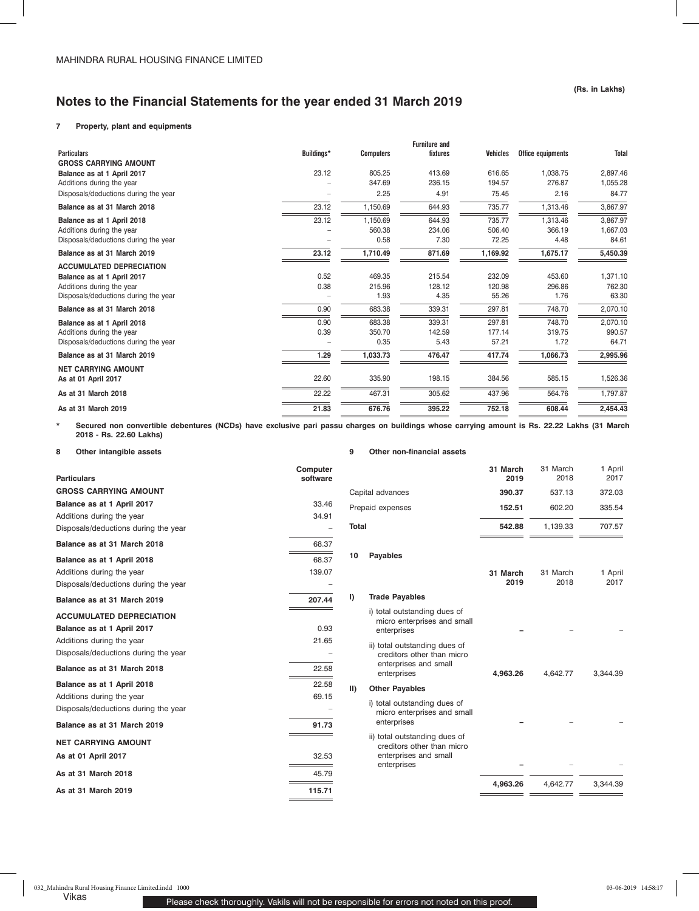MAHINDRA RURAL HOUSING FINANCE LIMITED

(Rs. in Lakhs)

## Notes to the Financial Statements for the year ended 31 March 2019

### 7 Property, plant and equipments

| Particulars | Buildings* | Computers | Furniture and fixtures | Vehicles | Office equipments | Total |
|---|---|---|---|---|---|---|
| **GROSS CARRYING AMOUNT** | | | | | | |
| **Balance as at 1 April 2017** | 23.12 | 805.25 | 413.69 | 616.65 | 1,038.75 | 2,897.46 |
| Additions during the year | – | 347.69 | 236.15 | 194.57 | 276.87 | 1,055.28 |
| Disposals/deductions during the year | – | 2.25 | 4.91 | 75.45 | 2.16 | 84.77 |
| **Balance as at 31 March 2018** | 23.12 | 1,150.69 | 644.93 | 735.77 | 1,313.46 | 3,867.97 |
| **Balance as at 1 April 2018** | 23.12 | 1,150.69 | 644.93 | 735.77 | 1,313.46 | 3,867.97 |
| Additions during the year | – | 560.38 | 234.06 | 506.40 | 366.19 | 1,667.03 |
| Disposals/deductions during the year | – | 0.58 | 7.30 | 72.25 | 4.48 | 84.61 |
| **Balance as at 31 March 2019** | **23.12** | **1,710.49** | **871.69** | **1,169.92** | **1,675.17** | **5,450.39** |
| **ACCUMULATED DEPRECIATION** | | | | | | |
| **Balance as at 1 April 2017** | 0.52 | 469.35 | 215.54 | 232.09 | 453.60 | 1,371.10 |
| Additions during the year | 0.38 | 215.96 | 128.12 | 120.98 | 296.86 | 762.30 |
| Disposals/deductions during the year | – | 1.93 | 4.35 | 55.26 | 1.76 | 63.30 |
| **Balance as at 31 March 2018** | 0.90 | 683.38 | 339.31 | 297.81 | 748.70 | 2,070.10 |
| **Balance as at 1 April 2018** | 0.90 | 683.38 | 339.31 | 297.81 | 748.70 | 2,070.10 |
| Additions during the year | 0.39 | 350.70 | 142.59 | 177.14 | 319.75 | 990.57 |
| Disposals/deductions during the year | – | 0.35 | 5.43 | 57.21 | 1.72 | 64.71 |
| **Balance as at 31 March 2019** | **1.29** | **1,033.73** | **476.47** | **417.74** | **1,066.73** | **2,995.96** |
| **NET CARRYING AMOUNT** | | | | | | |
| **As at 01 April 2017** | 22.60 | 335.90 | 198.15 | 384.56 | 585.15 | 1,526.36 |
| **As at 31 March 2018** | 22.22 | 467.31 | 305.62 | 437.96 | 564.76 | 1,797.87 |
| **As at 31 March 2019** | **21.83** | **676.76** | **395.22** | **752.18** | **608.44** | **2,454.43** |

**\* Secured non convertible debentures (NCDs) have exclusive pari passu charges on buildings whose carrying amount is Rs. 22.22 Lakhs (31 March 2018 - Rs. 22.60 Lakhs)**

### 8 Other intangible assets

| Particulars | Computer software |
|---|---|
| **GROSS CARRYING AMOUNT** | |
| **Balance as at 1 April 2017** | 33.46 |
| Additions during the year | 34.91 |
| Disposals/deductions during the year | – |
| **Balance as at 31 March 2018** | 68.37 |
| **Balance as at 1 April 2018** | 68.37 |
| Additions during the year | 139.07 |
| Disposals/deductions during the year | – |
| **Balance as at 31 March 2019** | **207.44** |
| **ACCUMULATED DEPRECIATION** | |
| **Balance as at 1 April 2017** | 0.93 |
| Additions during the year | 21.65 |
| Disposals/deductions during the year | – |
| **Balance as at 31 March 2018** | 22.58 |
| **Balance as at 1 April 2018** | 22.58 |
| Additions during the year | 69.15 |
| Disposals/deductions during the year | – |
| **Balance as at 31 March 2019** | **91.73** |
| **NET CARRYING AMOUNT** | |
| **As at 01 April 2017** | 32.53 |
| **As at 31 March 2018** | 45.79 |
| **As at 31 March 2019** | **115.71** |

### 9 Other non-financial assets

| | **31 March 2019** | 31 March 2018 | 1 April 2017 |
|---|---|---|---|
| Capital advances | **390.37** | 537.13 | 372.03 |
| Prepaid expenses | **152.51** | 602.20 | 335.54 |
| **Total** | **542.88** | 1,139.33 | 707.57 |

### 10 Payables

| | **31 March 2019** | 31 March 2018 | 1 April 2017 |
|---|---|---|---|
| **I) Trade Payables** | | | |
| i) total outstanding dues of micro enterprises and small enterprises | **–** | – | – |
| ii) total outstanding dues of creditors other than micro enterprises and small enterprises | **4,963.26** | 4,642.77 | 3,344.39 |
| **II) Other Payables** | | | |
| i) total outstanding dues of micro enterprises and small enterprises | **–** | – | – |
| ii) total outstanding dues of creditors other than micro enterprises and small enterprises | **–** | – | – |
| | **4,963.26** | 4,642.77 | 3,344.39 |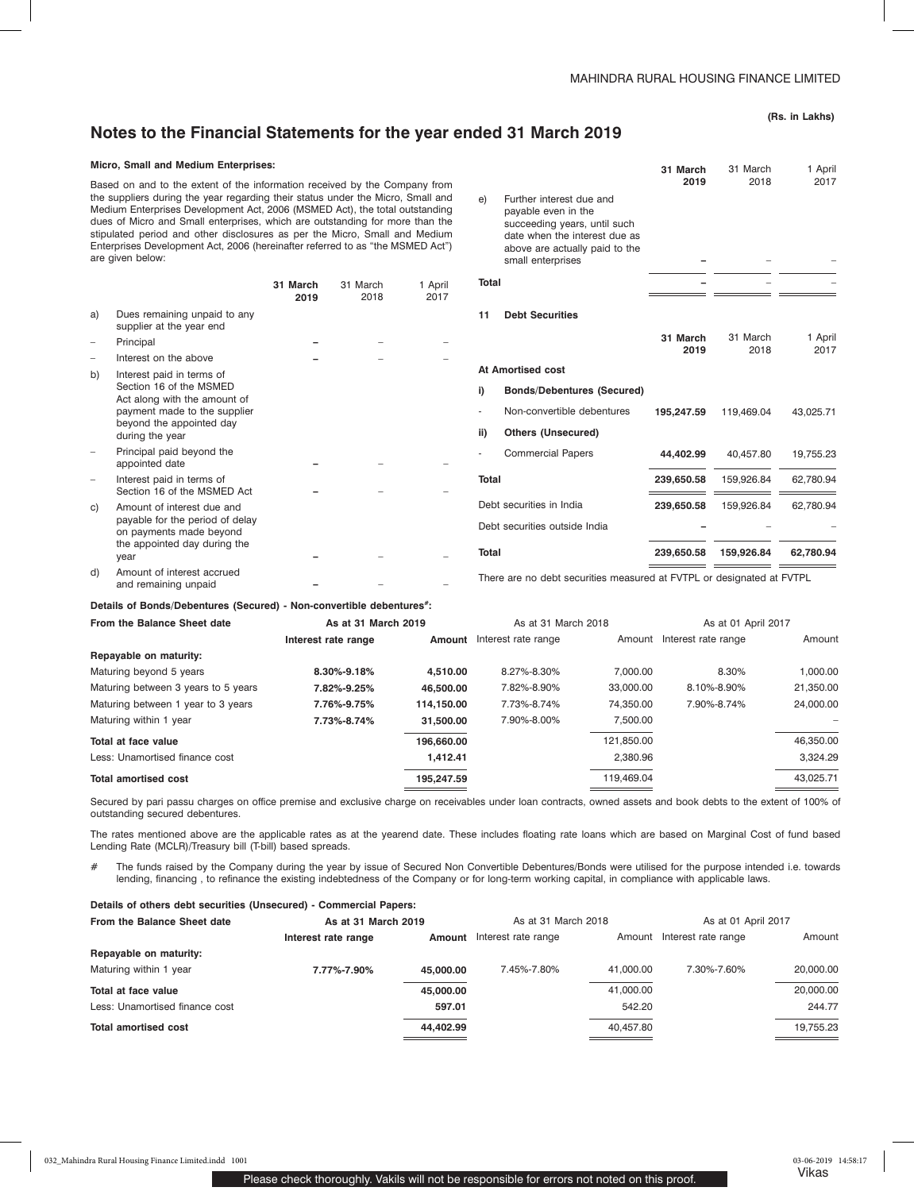(Rs. in Lakhs)

# Notes to the Financial Statements for the year ended 31 March 2019

**Micro, Small and Medium Enterprises:**

Based on and to the extent of the information received by the Company from the suppliers during the year regarding their status under the Micro, Small and Medium Enterprises Development Act, 2006 (MSMED Act), the total outstanding dues of Micro and Small enterprises, which are outstanding for more than the stipulated period and other disclosures as per the Micro, Small and Medium Enterprises Development Act, 2006 (hereinafter referred to as "the MSMED Act") are given below:

| | | **31 March 2019** | 31 March 2018 | 1 April 2017 |
|---|---|---|---|---|
| a) | Dues remaining unpaid to any supplier at the year end | | | |
| – | Principal | **–** | – | – |
| – | Interest on the above | **–** | – | – |
| b) | Interest paid in terms of Section 16 of the MSMED Act along with the amount of payment made to the supplier beyond the appointed day during the year | | | |
| – | Principal paid beyond the appointed date | **–** | – | – |
| – | Interest paid in terms of Section 16 of the MSMED Act | **–** | – | – |
| c) | Amount of interest due and payable for the period of delay on payments made beyond the appointed day during the year | **–** | – | – |
| d) | Amount of interest accrued and remaining unpaid | **–** | – | – |
| e) | Further interest due and payable even in the succeeding years, until such date when the interest due as above are actually paid to the small enterprises | **–** | – | – |
| **Total** | | **–** | – | – |

## 11 Debt Securities

| | | **31 March 2019** | 31 March 2018 | 1 April 2017 |
|---|---|---|---|---|
| **At Amortised cost** | | | | |
| **i)** | **Bonds/Debentures (Secured)** | | | |
| - | Non-convertible debentures | **195,247.59** | 119,469.04 | 43,025.71 |
| **ii)** | **Others (Unsecured)** | | | |
| - | Commercial Papers | **44,402.99** | 40,457.80 | 19,755.23 |
| **Total** | | **239,650.58** | 159,926.84 | 62,780.94 |
| Debt securities in India | | **239,650.58** | 159,926.84 | 62,780.94 |
| Debt securities outside India | | **–** | – | – |
| **Total** | | **239,650.58** | **159,926.84** | **62,780.94** |

There are no debt securities measured at FVTPL or designated at FVTPL

**Details of Bonds/Debentures (Secured) - Non-convertible debentures#:**

| From the Balance Sheet date | As at 31 March 2019 | | As at 31 March 2018 | | As at 01 April 2017 | |
|---|---|---|---|---|---|---|
| | **Interest rate range** | **Amount** | Interest rate range | Amount | Interest rate range | Amount |
| **Repayable on maturity:** | | | | | | |
| Maturing beyond 5 years | **8.30%-9.18%** | **4,510.00** | 8.27%-8.30% | 7,000.00 | 8.30% | 1,000.00 |
| Maturing between 3 years to 5 years | **7.82%-9.25%** | **46,500.00** | 7.82%-8.90% | 33,000.00 | 8.10%-8.90% | 21,350.00 |
| Maturing between 1 year to 3 years | **7.76%-9.75%** | **114,150.00** | 7.73%-8.74% | 74,350.00 | 7.90%-8.74% | 24,000.00 |
| Maturing within 1 year | **7.73%-8.74%** | **31,500.00** | 7.90%-8.00% | 7,500.00 | | – |
| **Total at face value** | | **196,660.00** | | 121,850.00 | | 46,350.00 |
| Less: Unamortised finance cost | | **1,412.41** | | 2,380.96 | | 3,324.29 |
| **Total amortised cost** | | **195,247.59** | | 119,469.04 | | 43,025.71 |

Secured by pari passu charges on office premise and exclusive charge on receivables under loan contracts, owned assets and book debts to the extent of 100% of outstanding secured debentures.

The rates mentioned above are the applicable rates as at the yearend date. These includes floating rate loans which are based on Marginal Cost of fund based Lending Rate (MCLR)/Treasury bill (T-bill) based spreads.

\# The funds raised by the Company during the year by issue of Secured Non Convertible Debentures/Bonds were utilised for the purpose intended i.e. towards lending, financing , to refinance the existing indebtedness of the Company or for long-term working capital, in compliance with applicable laws.

**Details of others debt securities (Unsecured) - Commercial Papers:**

| From the Balance Sheet date | As at 31 March 2019 | | As at 31 March 2018 | | As at 01 April 2017 | |
|---|---|---|---|---|---|---|
| | **Interest rate range** | **Amount** | Interest rate range | Amount | Interest rate range | Amount |
| **Repayable on maturity:** | | | | | | |
| Maturing within 1 year | **7.77%-7.90%** | **45,000.00** | 7.45%-7.80% | 41,000.00 | 7.30%-7.60% | 20,000.00 |
| **Total at face value** | | **45,000.00** | | 41,000.00 | | 20,000.00 |
| Less: Unamortised finance cost | | **597.01** | | 542.20 | | 244.77 |
| **Total amortised cost** | | **44,402.99** | | 40,457.80 | | 19,755.23 |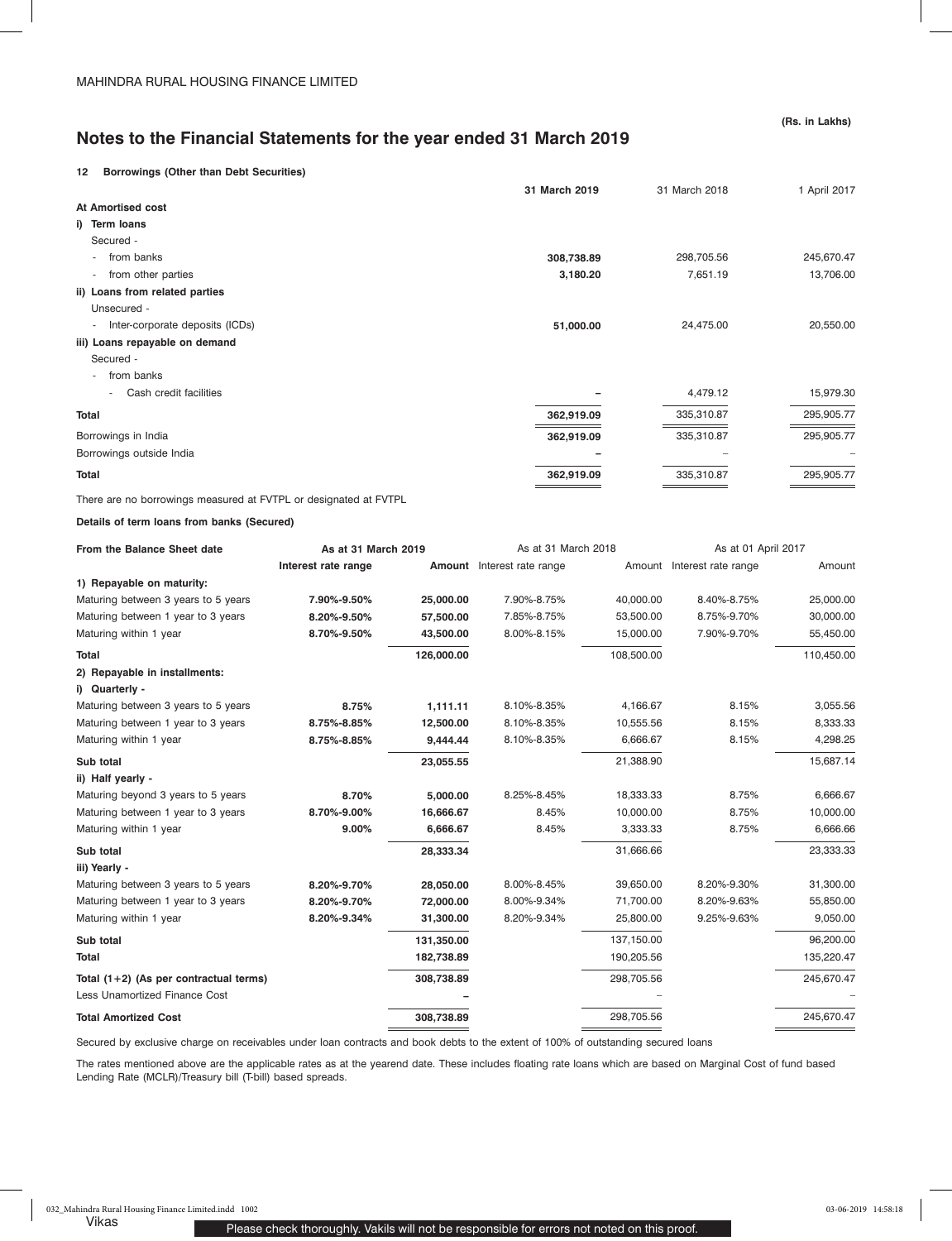# Notes to the Financial Statements for the year ended 31 March 2019

(Rs. in Lakhs)

**12 Borrowings (Other than Debt Securities)**

| | 31 March 2019 | 31 March 2018 | 1 April 2017 |
|---|---|---|---|
| **At Amortised cost** | | | |
| **i) Term loans** | | | |
| Secured - | | | |
| - from banks | **308,738.89** | 298,705.56 | 245,670.47 |
| - from other parties | **3,180.20** | 7,651.19 | 13,706.00 |
| **ii) Loans from related parties** | | | |
| Unsecured - | | | |
| - Inter-corporate deposits (ICDs) | **51,000.00** | 24,475.00 | 20,550.00 |
| **iii) Loans repayable on demand** | | | |
| Secured - | | | |
| - from banks | | | |
| - Cash credit facilities | **–** | 4,479.12 | 15,979.30 |
| **Total** | **362,919.09** | 335,310.87 | 295,905.77 |
| Borrowings in India | **362,919.09** | 335,310.87 | 295,905.77 |
| Borrowings outside India | **–** | – | – |
| **Total** | **362,919.09** | 335,310.87 | 295,905.77 |

There are no borrowings measured at FVTPL or designated at FVTPL

**Details of term loans from banks (Secured)**

| From the Balance Sheet date | As at 31 March 2019 | | As at 31 March 2018 | | As at 01 April 2017 | |
|---|---|---|---|---|---|---|
| | Interest rate range | Amount | Interest rate range | Amount | Interest rate range | Amount |
| **1) Repayable on maturity:** | | | | | | |
| Maturing between 3 years to 5 years | **7.90%-9.50%** | **25,000.00** | 7.90%-8.75% | 40,000.00 | 8.40%-8.75% | 25,000.00 |
| Maturing between 1 year to 3 years | **8.20%-9.50%** | **57,500.00** | 7.85%-8.75% | 53,500.00 | 8.75%-9.70% | 30,000.00 |
| Maturing within 1 year | **8.70%-9.50%** | **43,500.00** | 8.00%-8.15% | 15,000.00 | 7.90%-9.70% | 55,450.00 |
| **Total** | | **126,000.00** | | 108,500.00 | | 110,450.00 |
| **2) Repayable in installments:** | | | | | | |
| **i) Quarterly -** | | | | | | |
| Maturing between 3 years to 5 years | **8.75%** | **1,111.11** | 8.10%-8.35% | 4,166.67 | 8.15% | 3,055.56 |
| Maturing between 1 year to 3 years | **8.75%-8.85%** | **12,500.00** | 8.10%-8.35% | 10,555.56 | 8.15% | 8,333.33 |
| Maturing within 1 year | **8.75%-8.85%** | **9,444.44** | 8.10%-8.35% | 6,666.67 | 8.15% | 4,298.25 |
| **Sub total** | | **23,055.55** | | 21,388.90 | | 15,687.14 |
| **ii) Half yearly -** | | | | | | |
| Maturing beyond 3 years to 5 years | **8.70%** | **5,000.00** | 8.25%-8.45% | 18,333.33 | 8.75% | 6,666.67 |
| Maturing between 1 year to 3 years | **8.70%-9.00%** | **16,666.67** | 8.45% | 10,000.00 | 8.75% | 10,000.00 |
| Maturing within 1 year | **9.00%** | **6,666.67** | 8.45% | 3,333.33 | 8.75% | 6,666.66 |
| **Sub total** | | **28,333.34** | | 31,666.66 | | 23,333.33 |
| **iii) Yearly -** | | | | | | |
| Maturing between 3 years to 5 years | **8.20%-9.70%** | **28,050.00** | 8.00%-8.45% | 39,650.00 | 8.20%-9.30% | 31,300.00 |
| Maturing between 1 year to 3 years | **8.20%-9.70%** | **72,000.00** | 8.00%-9.34% | 71,700.00 | 8.20%-9.63% | 55,850.00 |
| Maturing within 1 year | **8.20%-9.34%** | **31,300.00** | 8.20%-9.34% | 25,800.00 | 9.25%-9.63% | 9,050.00 |
| **Sub total** | | **131,350.00** | | 137,150.00 | | 96,200.00 |
| **Total** | | **182,738.89** | | 190,205.56 | | 135,220.47 |
| **Total (1+2) (As per contractual terms)** | | **308,738.89** | | 298,705.56 | | 245,670.47 |
| Less Unamortized Finance Cost | | **–** | | – | | – |
| **Total Amortized Cost** | | **308,738.89** | | 298,705.56 | | 245,670.47 |

Secured by exclusive charge on receivables under loan contracts and book debts to the extent of 100% of outstanding secured loans

The rates mentioned above are the applicable rates as at the yearend date. These includes floating rate loans which are based on Marginal Cost of fund based Lending Rate (MCLR)/Treasury bill (T-bill) based spreads.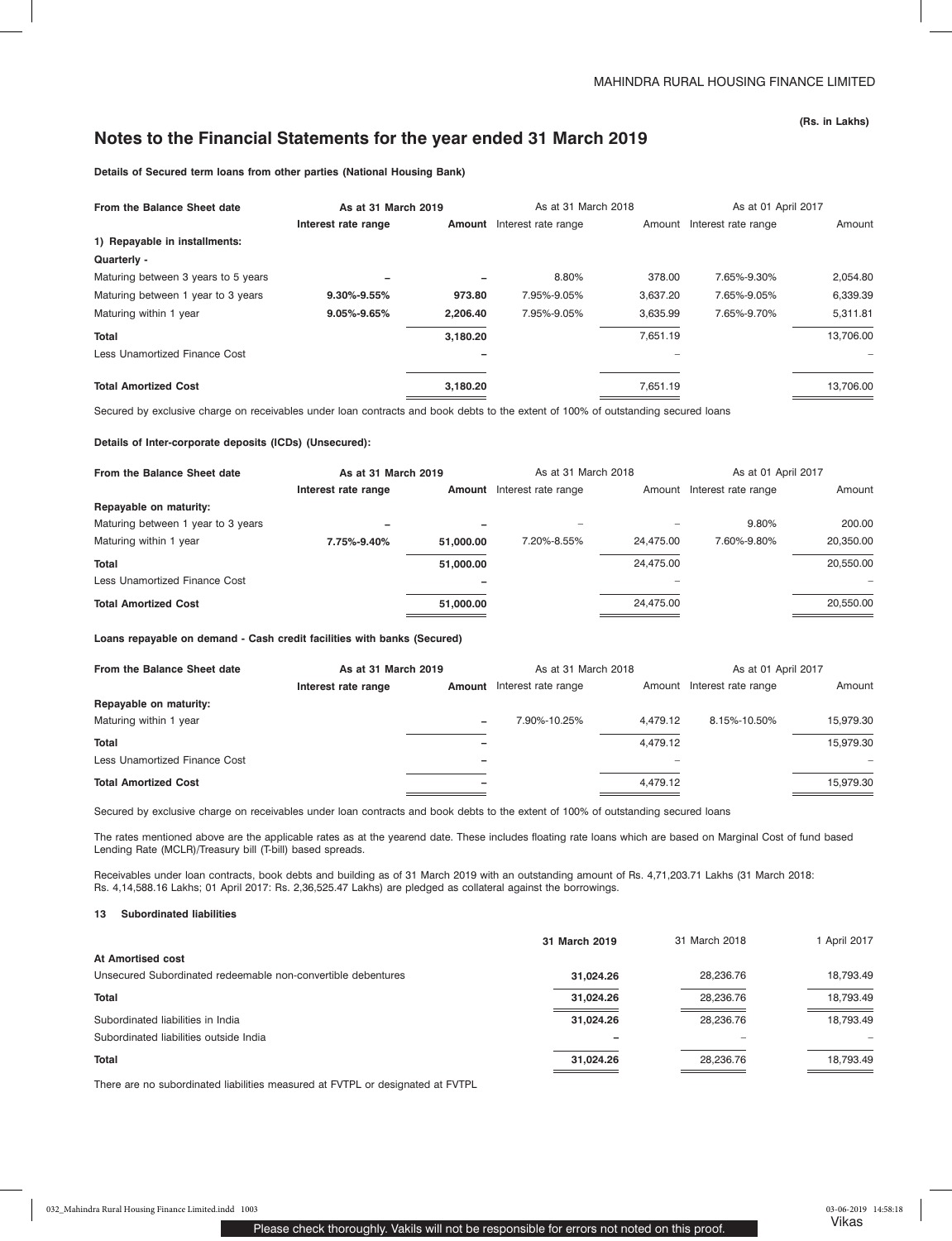(Rs. in Lakhs)

# Notes to the Financial Statements for the year ended 31 March 2019

**Details of Secured term loans from other parties (National Housing Bank)**

| From the Balance Sheet date | As at 31 March 2019 | | As at 31 March 2018 | | As at 01 April 2017 | |
|---|---|---|---|---|---|---|
| | Interest rate range | Amount | Interest rate range | Amount | Interest rate range | Amount |
| **1) Repayable in installments:** | | | | | | |
| **Quarterly -** | | | | | | |
| Maturing between 3 years to 5 years | – | – | 8.80% | 378.00 | 7.65%-9.30% | 2,054.80 |
| Maturing between 1 year to 3 years | **9.30%-9.55%** | **973.80** | 7.95%-9.05% | 3,637.20 | 7.65%-9.05% | 6,339.39 |
| Maturing within 1 year | **9.05%-9.65%** | **2,206.40** | 7.95%-9.05% | 3,635.99 | 7.65%-9.70% | 5,311.81 |
| **Total** | | **3,180.20** | | 7,651.19 | | 13,706.00 |
| Less Unamortized Finance Cost | | – | | – | | – |
| **Total Amortized Cost** | | **3,180.20** | | 7,651.19 | | 13,706.00 |

Secured by exclusive charge on receivables under loan contracts and book debts to the extent of 100% of outstanding secured loans

**Details of Inter-corporate deposits (ICDs) (Unsecured):**

| From the Balance Sheet date | As at 31 March 2019 | | As at 31 March 2018 | | As at 01 April 2017 | |
|---|---|---|---|---|---|---|
| | Interest rate range | Amount | Interest rate range | Amount | Interest rate range | Amount |
| **Repayable on maturity:** | | | | | | |
| Maturing between 1 year to 3 years | – | – | – | – | 9.80% | 200.00 |
| Maturing within 1 year | **7.75%-9.40%** | **51,000.00** | 7.20%-8.55% | 24,475.00 | 7.60%-9.80% | 20,350.00 |
| **Total** | | **51,000.00** | | 24,475.00 | | 20,550.00 |
| Less Unamortized Finance Cost | | – | | – | | – |
| **Total Amortized Cost** | | **51,000.00** | | 24,475.00 | | 20,550.00 |

**Loans repayable on demand - Cash credit facilities with banks (Secured)**

| From the Balance Sheet date | As at 31 March 2019 | | As at 31 March 2018 | | As at 01 April 2017 | |
|---|---|---|---|---|---|---|
| | Interest rate range | Amount | Interest rate range | Amount | Interest rate range | Amount |
| **Repayable on maturity:** | | | | | | |
| Maturing within 1 year | | – | 7.90%-10.25% | 4,479.12 | 8.15%-10.50% | 15,979.30 |
| **Total** | | – | | 4,479.12 | | 15,979.30 |
| Less Unamortized Finance Cost | | – | | – | | – |
| **Total Amortized Cost** | | – | | 4,479.12 | | 15,979.30 |

Secured by exclusive charge on receivables under loan contracts and book debts to the extent of 100% of outstanding secured loans

The rates mentioned above are the applicable rates as at the yearend date. These includes floating rate loans which are based on Marginal Cost of fund based Lending Rate (MCLR)/Treasury bill (T-bill) based spreads.

Receivables under loan contracts, book debts and building as of 31 March 2019 with an outstanding amount of Rs. 4,71,203.71 Lakhs (31 March 2018: Rs. 4,14,588.16 Lakhs; 01 April 2017: Rs. 2,36,525.47 Lakhs) are pledged as collateral against the borrowings.

### 13 Subordinated liabilities

| | 31 March 2019 | 31 March 2018 | 1 April 2017 |
|---|---|---|---|
| **At Amortised cost** | | | |
| Unsecured Subordinated redeemable non-convertible debentures | **31,024.26** | 28,236.76 | 18,793.49 |
| **Total** | **31,024.26** | 28,236.76 | 18,793.49 |
| Subordinated liabilities in India | **31,024.26** | 28,236.76 | 18,793.49 |
| Subordinated liabilities outside India | – | – | – |
| **Total** | **31,024.26** | 28,236.76 | 18,793.49 |

There are no subordinated liabilities measured at FVTPL or designated at FVTPL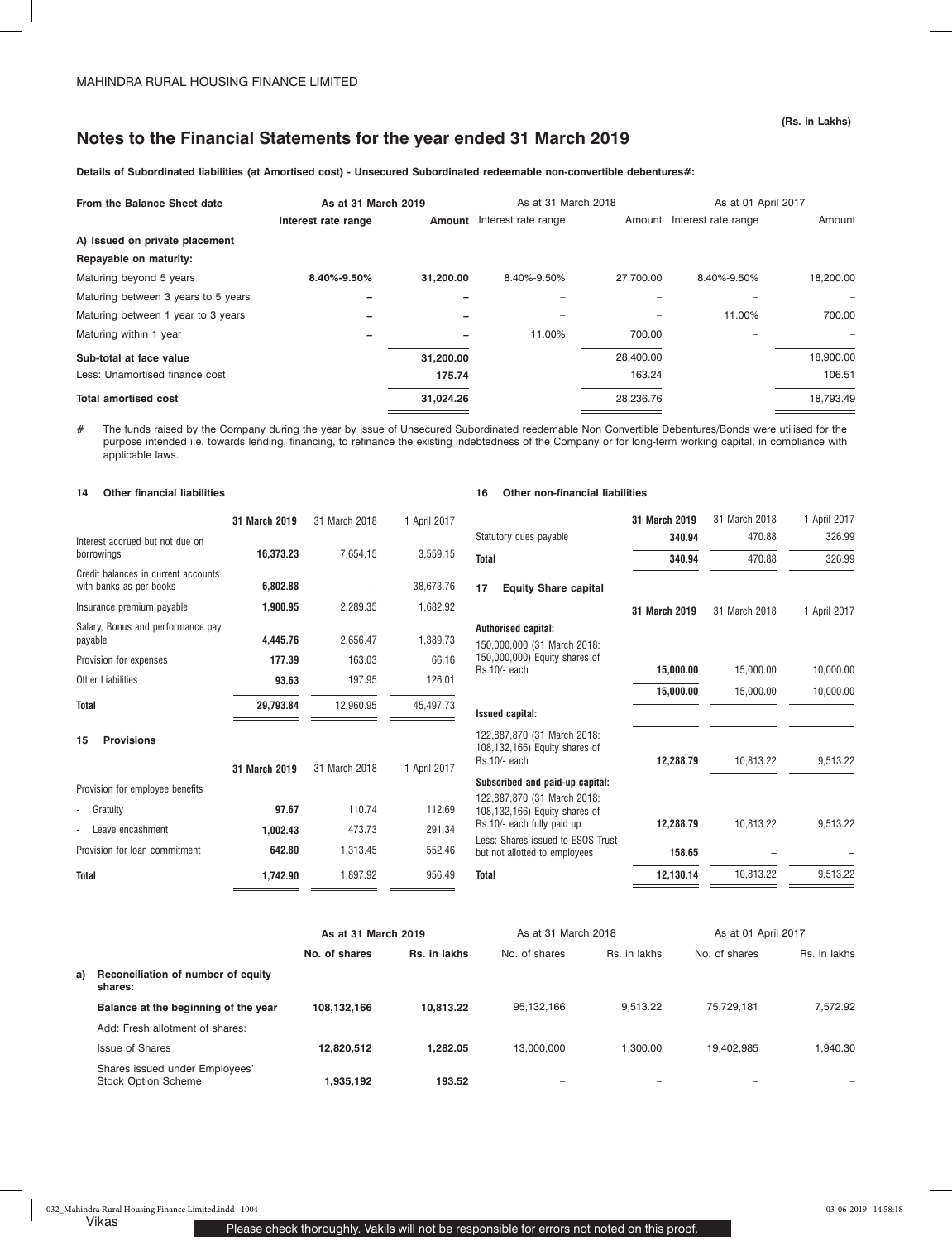## Notes to the Financial Statements for the year ended 31 March 2019

(Rs. in Lakhs)

**Details of Subordinated liabilities (at Amortised cost) - Unsecured Subordinated redeemable non-convertible debentures#:**

| From the Balance Sheet date | As at 31 March 2019 | | As at 31 March 2018 | | As at 01 April 2017 | |
|---|---|---|---|---|---|---|
| | **Interest rate range** | **Amount** | Interest rate range | Amount | Interest rate range | Amount |
| **A) Issued on private placement** | | | | | | |
| **Repayable on maturity:** | | | | | | |
| Maturing beyond 5 years | **8.40%-9.50%** | **31,200.00** | 8.40%-9.50% | 27,700.00 | 8.40%-9.50% | 18,200.00 |
| Maturing between 3 years to 5 years | – | – | – | – | – | – |
| Maturing between 1 year to 3 years | – | – | – | – | 11.00% | 700.00 |
| Maturing within 1 year | – | – | 11.00% | 700.00 | – | – |
| **Sub-total at face value** | | **31,200.00** | | 28,400.00 | | 18,900.00 |
| Less: Unamortised finance cost | | **175.74** | | 163.24 | | 106.51 |
| **Total amortised cost** | | **31,024.26** | | 28,236.76 | | 18,793.49 |

\# The funds raised by the Company during the year by issue of Unsecured Subordinated reedemable Non Convertible Debentures/Bonds were utilised for the purpose intended i.e. towards lending, financing, to refinance the existing indebtedness of the Company or for long-term working capital, in compliance with applicable laws.

### 14 Other financial liabilities

| | 31 March 2019 | 31 March 2018 | 1 April 2017 |
|---|---|---|---|
| Interest accrued but not due on borrowings | **16,373.23** | 7,654.15 | 3,559.15 |
| Credit balances in current accounts with banks as per books | **6,802.88** | – | 38,673.76 |
| Insurance premium payable | **1,900.95** | 2,289.35 | 1,682.92 |
| Salary, Bonus and performance pay payable | **4,445.76** | 2,656.47 | 1,389.73 |
| Provision for expenses | **177.39** | 163.03 | 66.16 |
| Other Liabilities | **93.63** | 197.95 | 126.01 |
| **Total** | **29,793.84** | 12,960.95 | 45,497.73 |

### 15 Provisions

| | 31 March 2019 | 31 March 2018 | 1 April 2017 |
|---|---|---|---|
| Provision for employee benefits | | | |
| - Gratuity | **97.67** | 110.74 | 112.69 |
| - Leave encashment | **1,002.43** | 473.73 | 291.34 |
| Provision for loan commitment | **642.80** | 1,313.45 | 552.46 |
| **Total** | **1,742.90** | 1,897.92 | 956.49 |

### 16 Other non-financial liabilities

| | 31 March 2019 | 31 March 2018 | 1 April 2017 |
|---|---|---|---|
| Statutory dues payable | **340.94** | 470.88 | 326.99 |
| **Total** | **340.94** | 470.88 | 326.99 |

### 17 Equity Share capital

| | 31 March 2019 | 31 March 2018 | 1 April 2017 |
|---|---|---|---|
| **Authorised capital:** | | | |
| 150,000,000 (31 March 2018: 150,000,000) Equity shares of Rs.10/- each | **15,000.00** | 15,000.00 | 10,000.00 |
| | **15,000.00** | 15,000.00 | 10,000.00 |
| **Issued capital:** | | | |
| 122,887,870 (31 March 2018: 108,132,166) Equity shares of Rs.10/- each | **12,288.79** | 10,813.22 | 9,513.22 |
| **Subscribed and paid-up capital:** | | | |
| 122,887,870 (31 March 2018: 108,132,166) Equity shares of Rs.10/- each fully paid up | **12,288.79** | 10,813.22 | 9,513.22 |
| Less: Shares issued to ESOS Trust but not allotted to employees | **158.65** | – | – |
| **Total** | **12,130.14** | 10,813.22 | 9,513.22 |

| | As at 31 March 2019 | | As at 31 March 2018 | | As at 01 April 2017 | |
|---|---|---|---|---|---|---|
| | **No. of shares** | **Rs. in lakhs** | No. of shares | Rs. in lakhs | No. of shares | Rs. in lakhs |
| **a) Reconciliation of number of equity shares:** | | | | | | |
| **Balance at the beginning of the year** | **108,132,166** | **10,813.22** | 95,132,166 | 9,513.22 | 75,729,181 | 7,572.92 |
| Add: Fresh allotment of shares: | | | | | | |
| Issue of Shares | **12,820,512** | **1,282.05** | 13,000,000 | 1,300.00 | 19,402,985 | 1,940.30 |
| Shares issued under Employees' Stock Option Scheme | **1,935,192** | **193.52** | – | – | – | – |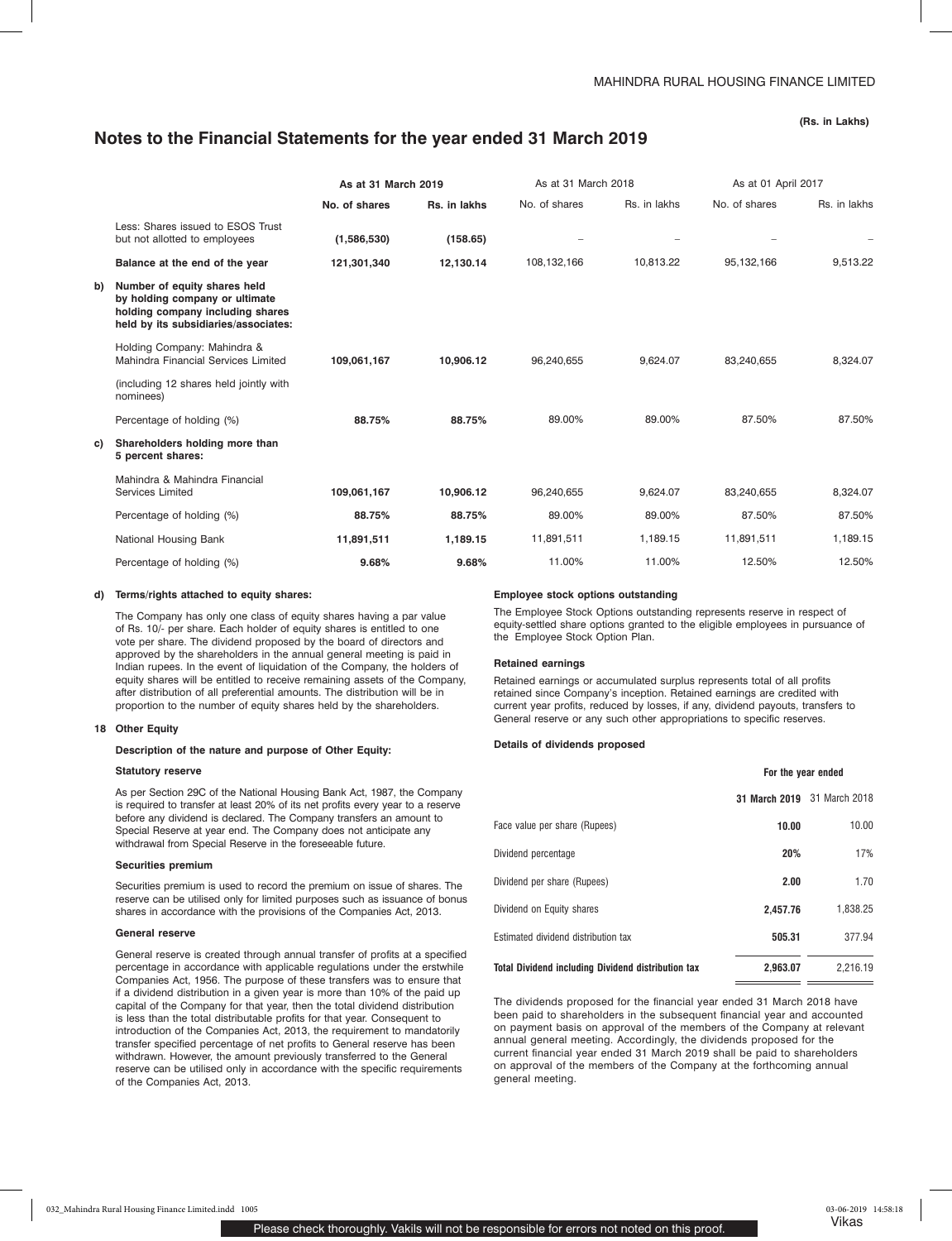# Notes to the Financial Statements for the year ended 31 March 2019

(Rs. in Lakhs)

| | | As at 31 March 2019 | | As at 31 March 2018 | | As at 01 April 2017 | |
|---|---|---|---|---|---|---|---|
| | | **No. of shares** | **Rs. in lakhs** | No. of shares | Rs. in lakhs | No. of shares | Rs. in lakhs |
| | Less: Shares issued to ESOS Trust but not allotted to employees | **(1,586,530)** | **(158.65)** | – | – | – | – |
| | **Balance at the end of the year** | **121,301,340** | **12,130.14** | 108,132,166 | 10,813.22 | 95,132,166 | 9,513.22 |
| **b)** | **Number of equity shares held by holding company or ultimate holding company including shares held by its subsidiaries/associates:** | | | | | | |
| | Holding Company: Mahindra & Mahindra Financial Services Limited | **109,061,167** | **10,906.12** | 96,240,655 | 9,624.07 | 83,240,655 | 8,324.07 |
| | (including 12 shares held jointly with nominees) | | | | | | |
| | Percentage of holding (%) | **88.75%** | **88.75%** | 89.00% | 89.00% | 87.50% | 87.50% |
| **c)** | **Shareholders holding more than 5 percent shares:** | | | | | | |
| | Mahindra & Mahindra Financial Services Limited | **109,061,167** | **10,906.12** | 96,240,655 | 9,624.07 | 83,240,655 | 8,324.07 |
| | Percentage of holding (%) | **88.75%** | **88.75%** | 89.00% | 89.00% | 87.50% | 87.50% |
| | National Housing Bank | **11,891,511** | **1,189.15** | 11,891,511 | 1,189.15 | 11,891,511 | 1,189.15 |
| | Percentage of holding (%) | **9.68%** | **9.68%** | 11.00% | 11.00% | 12.50% | 12.50% |

**d) Terms/rights attached to equity shares:**

The Company has only one class of equity shares having a par value of Rs. 10/- per share. Each holder of equity shares is entitled to one vote per share. The dividend proposed by the board of directors and approved by the shareholders in the annual general meeting is paid in Indian rupees. In the event of liquidation of the Company, the holders of equity shares will be entitled to receive remaining assets of the Company, after distribution of all preferential amounts. The distribution will be in proportion to the number of equity shares held by the shareholders.

## 18 Other Equity

**Description of the nature and purpose of Other Equity:**

**Statutory reserve**

As per Section 29C of the National Housing Bank Act, 1987, the Company is required to transfer at least 20% of its net profits every year to a reserve before any dividend is declared. The Company transfers an amount to Special Reserve at year end. The Company does not anticipate any withdrawal from Special Reserve in the foreseeable future.

**Securities premium**

Securities premium is used to record the premium on issue of shares. The reserve can be utilised only for limited purposes such as issuance of bonus shares in accordance with the provisions of the Companies Act, 2013.

**General reserve**

General reserve is created through annual transfer of profits at a specified percentage in accordance with applicable regulations under the erstwhile Companies Act, 1956. The purpose of these transfers was to ensure that if a dividend distribution in a given year is more than 10% of the paid up capital of the Company for that year, then the total dividend distribution is less than the total distributable profits for that year. Consequent to introduction of the Companies Act, 2013, the requirement to mandatorily transfer specified percentage of net profits to General reserve has been withdrawn. However, the amount previously transferred to the General reserve can be utilised only in accordance with the specific requirements of the Companies Act, 2013.

**Employee stock options outstanding**

The Employee Stock Options outstanding represents reserve in respect of equity-settled share options granted to the eligible employees in pursuance of the Employee Stock Option Plan.

**Retained earnings**

Retained earnings or accumulated surplus represents total of all profits retained since Company's inception. Retained earnings are credited with current year profits, reduced by losses, if any, dividend payouts, transfers to General reserve or any such other appropriations to specific reserves.

**Details of dividends proposed**

| | For the year ended | |
|---|---|---|
| | **31 March 2019** | 31 March 2018 |
| Face value per share (Rupees) | **10.00** | 10.00 |
| Dividend percentage | **20%** | 17% |
| Dividend per share (Rupees) | **2.00** | 1.70 |
| Dividend on Equity shares | **2,457.76** | 1,838.25 |
| Estimated dividend distribution tax | **505.31** | 377.94 |
| **Total Dividend including Dividend distribution tax** | **2,963.07** | 2,216.19 |

The dividends proposed for the financial year ended 31 March 2018 have been paid to shareholders in the subsequent financial year and accounted on payment basis on approval of the members of the Company at relevant annual general meeting. Accordingly, the dividends proposed for the current financial year ended 31 March 2019 shall be paid to shareholders on approval of the members of the Company at the forthcoming annual general meeting.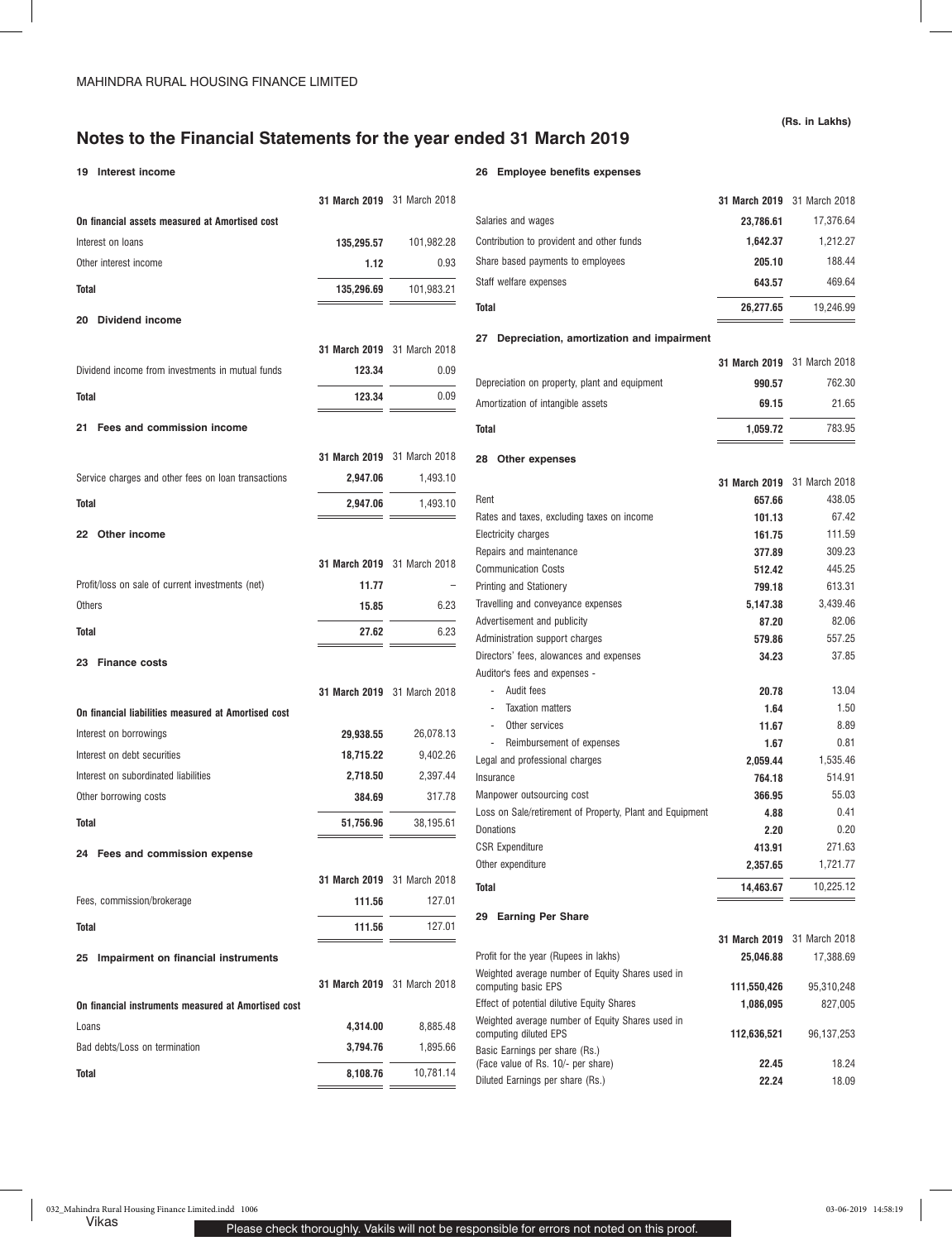MAHINDRA RURAL HOUSING FINANCE LIMITED

(Rs. in Lakhs)

# Notes to the Financial Statements for the year ended 31 March 2019

## 19 Interest income

| | 31 March 2019 | 31 March 2018 |
|---|---|---|
| **On financial assets measured at Amortised cost** | | |
| Interest on loans | **135,295.57** | 101,982.28 |
| Other interest income | **1.12** | 0.93 |
| **Total** | **135,296.69** | 101,983.21 |

## 20 Dividend income

| | 31 March 2019 | 31 March 2018 |
|---|---|---|
| Dividend income from investments in mutual funds | **123.34** | 0.09 |
| **Total** | **123.34** | 0.09 |

## 21 Fees and commission income

| | 31 March 2019 | 31 March 2018 |
|---|---|---|
| Service charges and other fees on loan transactions | **2,947.06** | 1,493.10 |
| **Total** | **2,947.06** | 1,493.10 |

## 22 Other income

| | 31 March 2019 | 31 March 2018 |
|---|---|---|
| Profit/loss on sale of current investments (net) | **11.77** | – |
| Others | **15.85** | 6.23 |
| **Total** | **27.62** | 6.23 |

## 23 Finance costs

| | 31 March 2019 | 31 March 2018 |
|---|---|---|
| **On financial liabilities measured at Amortised cost** | | |
| Interest on borrowings | **29,938.55** | 26,078.13 |
| Interest on debt securities | **18,715.22** | 9,402.26 |
| Interest on subordinated liabilities | **2,718.50** | 2,397.44 |
| Other borrowing costs | **384.69** | 317.78 |
| **Total** | **51,756.96** | 38,195.61 |

## 24 Fees and commission expense

| | 31 March 2019 | 31 March 2018 |
|---|---|---|
| Fees, commission/brokerage | **111.56** | 127.01 |
| **Total** | **111.56** | 127.01 |

## 25 Impairment on financial instruments

| | 31 March 2019 | 31 March 2018 |
|---|---|---|
| **On financial instruments measured at Amortised cost** | | |
| Loans | **4,314.00** | 8,885.48 |
| Bad debts/Loss on termination | **3,794.76** | 1,895.66 |
| **Total** | **8,108.76** | 10,781.14 |

## 26 Employee benefits expenses

| | 31 March 2019 | 31 March 2018 |
|---|---|---|
| Salaries and wages | **23,786.61** | 17,376.64 |
| Contribution to provident and other funds | **1,642.37** | 1,212.27 |
| Share based payments to employees | **205.10** | 188.44 |
| Staff welfare expenses | **643.57** | 469.64 |
| **Total** | **26,277.65** | 19,246.99 |

## 27 Depreciation, amortization and impairment

| | 31 March 2019 | 31 March 2018 |
|---|---|---|
| Depreciation on property, plant and equipment | **990.57** | 762.30 |
| Amortization of intangible assets | **69.15** | 21.65 |
| **Total** | **1,059.72** | 783.95 |

## 28 Other expenses

| | 31 March 2019 | 31 March 2018 |
|---|---|---|
| Rent | **657.66** | 438.05 |
| Rates and taxes, excluding taxes on income | **101.13** | 67.42 |
| Electricity charges | **161.75** | 111.59 |
| Repairs and maintenance | **377.89** | 309.23 |
| Communication Costs | **512.42** | 445.25 |
| Printing and Stationery | **799.18** | 613.31 |
| Travelling and conveyance expenses | **5,147.38** | 3,439.46 |
| Advertisement and publicity | **87.20** | 82.06 |
| Administration support charges | **579.86** | 557.25 |
| Directors' fees, alowances and expenses | **34.23** | 37.85 |
| Auditor's fees and expenses - | | |
| - Audit fees | **20.78** | 13.04 |
| - Taxation matters | **1.64** | 1.50 |
| - Other services | **11.67** | 8.89 |
| - Reimbursement of expenses | **1.67** | 0.81 |
| Legal and professional charges | **2,059.44** | 1,535.46 |
| Insurance | **764.18** | 514.91 |
| Manpower outsourcing cost | **366.95** | 55.03 |
| Loss on Sale/retirement of Property, Plant and Equipment | **4.88** | 0.41 |
| Donations | **2.20** | 0.20 |
| CSR Expenditure | **413.91** | 271.63 |
| Other expenditure | **2,357.65** | 1,721.77 |
| **Total** | **14,463.67** | 10,225.12 |

## 29 Earning Per Share

| | 31 March 2019 | 31 March 2018 |
|---|---|---|
| Profit for the year (Rupees in lakhs) | **25,046.88** | 17,388.69 |
| Weighted average number of Equity Shares used in computing basic EPS | **111,550,426** | 95,310,248 |
| Effect of potential dilutive Equity Shares | **1,086,095** | 827,005 |
| Weighted average number of Equity Shares used in computing diluted EPS | **112,636,521** | 96,137,253 |
| Basic Earnings per share (Rs.) (Face value of Rs. 10/- per share) | **22.45** | 18.24 |
| Diluted Earnings per share (Rs.) | **22.24** | 18.09 |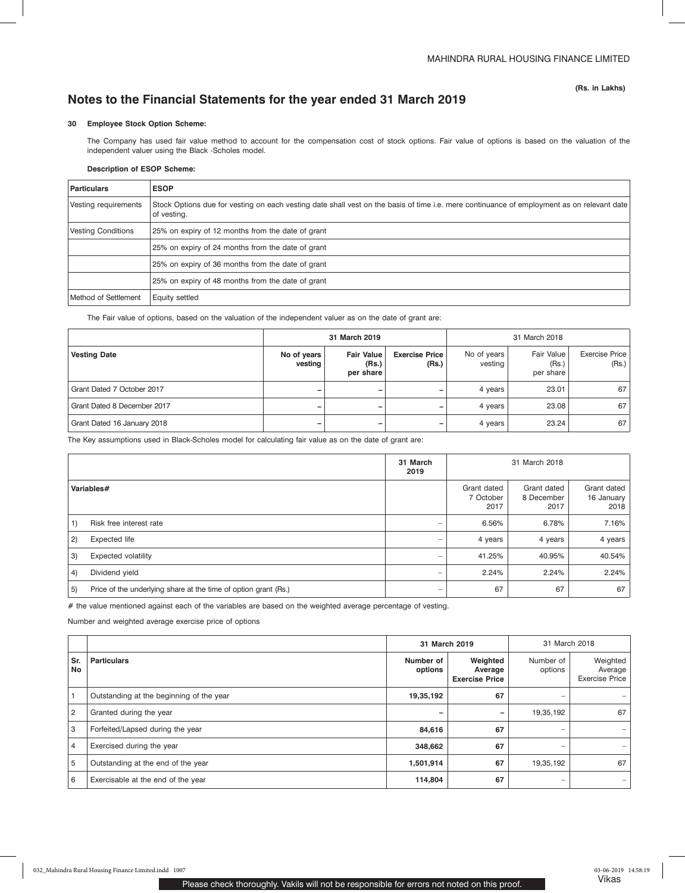(Rs. in Lakhs)

# Notes to the Financial Statements for the year ended 31 March 2019

## 30 Employee Stock Option Scheme:

The Company has used fair value method to account for the compensation cost of stock options. Fair value of options is based on the valuation of the independent valuer using the Black -Scholes model.

**Description of ESOP Scheme:**

| Particulars | ESOP |
|---|---|
| Vesting requirements | Stock Options due for vesting on each vesting date shall vest on the basis of time i.e. mere continuance of employment as on relevant date of vesting. |
| Vesting Conditions | 25% on expiry of 12 months from the date of grant |
| | 25% on expiry of 24 months from the date of grant |
| | 25% on expiry of 36 months from the date of grant |
| | 25% on expiry of 48 months from the date of grant |
| Method of Settlement | Equity settled |

The Fair value of options, based on the valuation of the independent valuer as on the date of grant are:

| | 31 March 2019 | | | 31 March 2018 | | |
|---|---|---|---|---|---|---|
| **Vesting Date** | **No of years vesting** | **Fair Value (Rs.) per share** | **Exercise Price (Rs.)** | No of years vesting | Fair Value (Rs.) per share | Exercise Price (Rs.) |
| Grant Dated 7 October 2017 | – | – | – | 4 years | 23.01 | 67 |
| Grant Dated 8 December 2017 | – | – | – | 4 years | 23.08 | 67 |
| Grant Dated 16 January 2018 | – | – | – | 4 years | 23.24 | 67 |

The Key assumptions used in Black-Scholes model for calculating fair value as on the date of grant are:

| | | 31 March 2019 | 31 March 2018 | | |
|---|---|---|---|---|---|
| **Variables#** | | | Grant dated 7 October 2017 | Grant dated 8 December 2017 | Grant dated 16 January 2018 |
| 1) | Risk free interest rate | – | 6.56% | 6.78% | 7.16% |
| 2) | Expected life | – | 4 years | 4 years | 4 years |
| 3) | Expected volatility | – | 41.25% | 40.95% | 40.54% |
| 4) | Dividend yield | – | 2.24% | 2.24% | 2.24% |
| 5) | Price of the underlying share at the time of option grant (Rs.) | – | 67 | 67 | 67 |

# the value mentioned against each of the variables are based on the weighted average percentage of vesting.

Number and weighted average exercise price of options

| | | 31 March 2019 | | 31 March 2018 | |
|---|---|---|---|---|---|
| **Sr. No** | **Particulars** | **Number of options** | **Weighted Average Exercise Price** | Number of options | Weighted Average Exercise Price |
| 1 | Outstanding at the beginning of the year | **19,35,192** | **67** | – | – |
| 2 | Granted during the year | **–** | **–** | 19,35,192 | 67 |
| 3 | Forfeited/Lapsed during the year | **84,616** | **67** | – | – |
| 4 | Exercised during the year | **348,662** | **67** | – | – |
| 5 | Outstanding at the end of the year | **1,501,914** | **67** | 19,35,192 | 67 |
| 6 | Exercisable at the end of the year | **114,804** | **67** | – | – |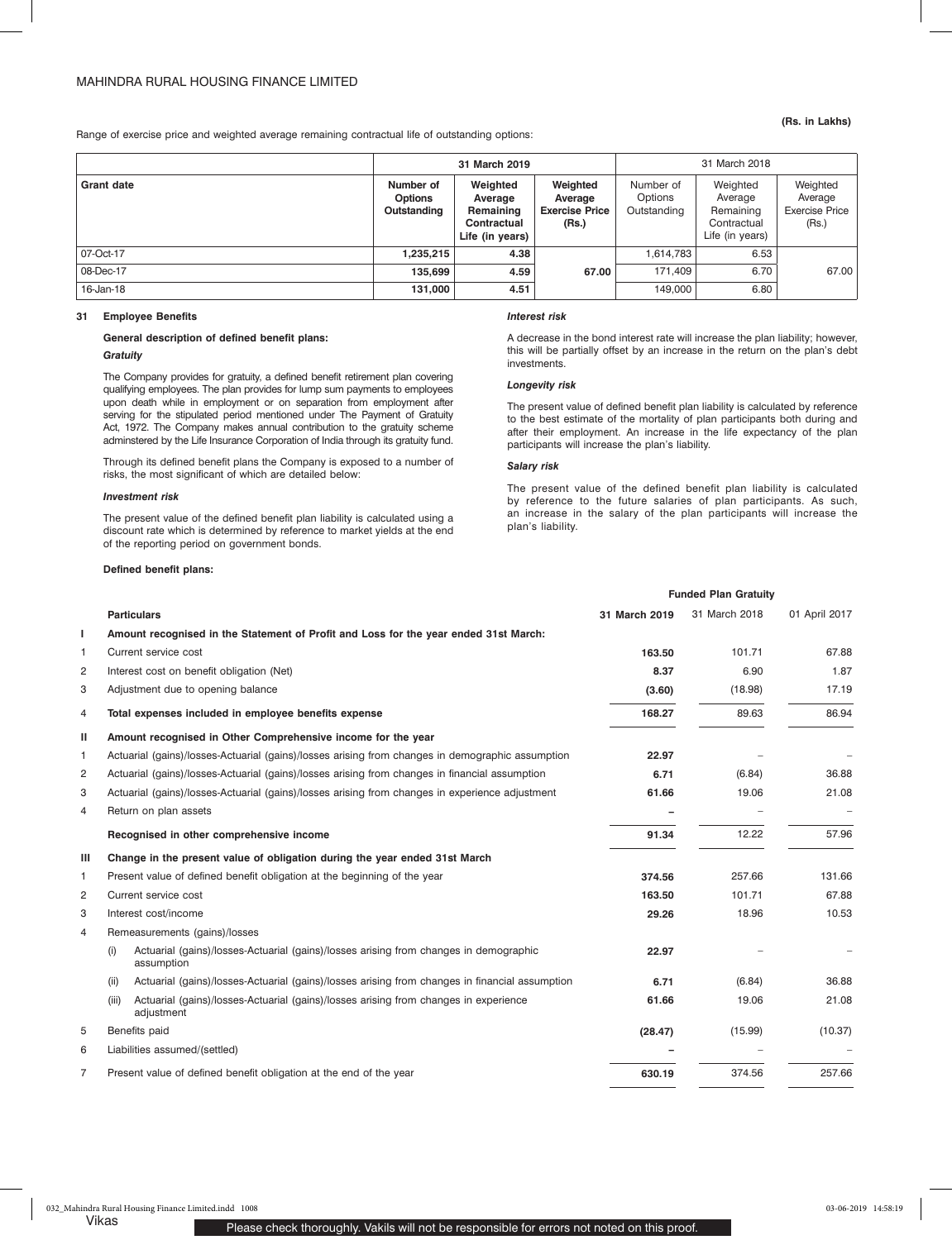(Rs. in Lakhs)

Range of exercise price and weighted average remaining contractual life of outstanding options:

| | 31 March 2019 | | | 31 March 2018 | | |
|---|---|---|---|---|---|---|
| **Grant date** | **Number of Options Outstanding** | **Weighted Average Remaining Contractual Life (in years)** | **Weighted Average Exercise Price (Rs.)** | Number of Options Outstanding | Weighted Average Remaining Contractual Life (in years) | Weighted Average Exercise Price (Rs.) |
| 07-Oct-17 | **1,235,215** | **4.38** | | 1,614,783 | 6.53 | |
| 08-Dec-17 | **135,699** | **4.59** | **67.00** | 171,409 | 6.70 | 67.00 |
| 16-Jan-18 | **131,000** | **4.51** | | 149,000 | 6.80 | |

## 31 Employee Benefits

**General description of defined benefit plans:**

***Gratuity***

The Company provides for gratuity, a defined benefit retirement plan covering qualifying employees. The plan provides for lump sum payments to employees upon death while in employment or on separation from employment after serving for the stipulated period mentioned under The Payment of Gratuity Act, 1972. The Company makes annual contribution to the gratuity scheme adminstered by the Life Insurance Corporation of India through its gratuity fund.

Through its defined benefit plans the Company is exposed to a number of risks, the most significant of which are detailed below:

***Investment risk***

The present value of the defined benefit plan liability is calculated using a discount rate which is determined by reference to market yields at the end of the reporting period on government bonds.

***Interest risk***

A decrease in the bond interest rate will increase the plan liability; however, this will be partially offset by an increase in the return on the plan's debt investments.

***Longevity risk***

The present value of defined benefit plan liability is calculated by reference to the best estimate of the mortality of plan participants both during and after their employment. An increase in the life expectancy of the plan participants will increase the plan's liability.

***Salary risk***

The present value of the defined benefit plan liability is calculated by reference to the future salaries of plan participants. As such, an increase in the salary of the plan participants will increase the plan's liability.

**Defined benefit plans:**

| | | Funded Plan Gratuity | | |
|---|---|---|---|---|
| | **Particulars** | **31 March 2019** | 31 March 2018 | 01 April 2017 |
| **I** | **Amount recognised in the Statement of Profit and Loss for the year ended 31st March:** | | | |
| 1 | Current service cost | **163.50** | 101.71 | 67.88 |
| 2 | Interest cost on benefit obligation (Net) | **8.37** | 6.90 | 1.87 |
| 3 | Adjustment due to opening balance | **(3.60)** | (18.98) | 17.19 |
| 4 | **Total expenses included in employee benefits expense** | **168.27** | 89.63 | 86.94 |
| **II** | **Amount recognised in Other Comprehensive income for the year** | | | |
| 1 | Actuarial (gains)/losses-Actuarial (gains)/losses arising from changes in demographic assumption | **22.97** | – | – |
| 2 | Actuarial (gains)/losses-Actuarial (gains)/losses arising from changes in financial assumption | **6.71** | (6.84) | 36.88 |
| 3 | Actuarial (gains)/losses-Actuarial (gains)/losses arising from changes in experience adjustment | **61.66** | 19.06 | 21.08 |
| 4 | Return on plan assets | **–** | – | – |
| | **Recognised in other comprehensive income** | **91.34** | 12.22 | 57.96 |
| **III** | **Change in the present value of obligation during the year ended 31st March** | | | |
| 1 | Present value of defined benefit obligation at the beginning of the year | **374.56** | 257.66 | 131.66 |
| 2 | Current service cost | **163.50** | 101.71 | 67.88 |
| 3 | Interest cost/income | **29.26** | 18.96 | 10.53 |
| 4 | Remeasurements (gains)/losses | | | |
| | (i) Actuarial (gains)/losses-Actuarial (gains)/losses arising from changes in demographic assumption | **22.97** | – | – |
| | (ii) Actuarial (gains)/losses-Actuarial (gains)/losses arising from changes in financial assumption | **6.71** | (6.84) | 36.88 |
| | (iii) Actuarial (gains)/losses-Actuarial (gains)/losses arising from changes in experience adjustment | **61.66** | 19.06 | 21.08 |
| 5 | Benefits paid | **(28.47)** | (15.99) | (10.37) |
| 6 | Liabilities assumed/(settled) | **–** | – | – |
| 7 | Present value of defined benefit obligation at the end of the year | **630.19** | 374.56 | 257.66 |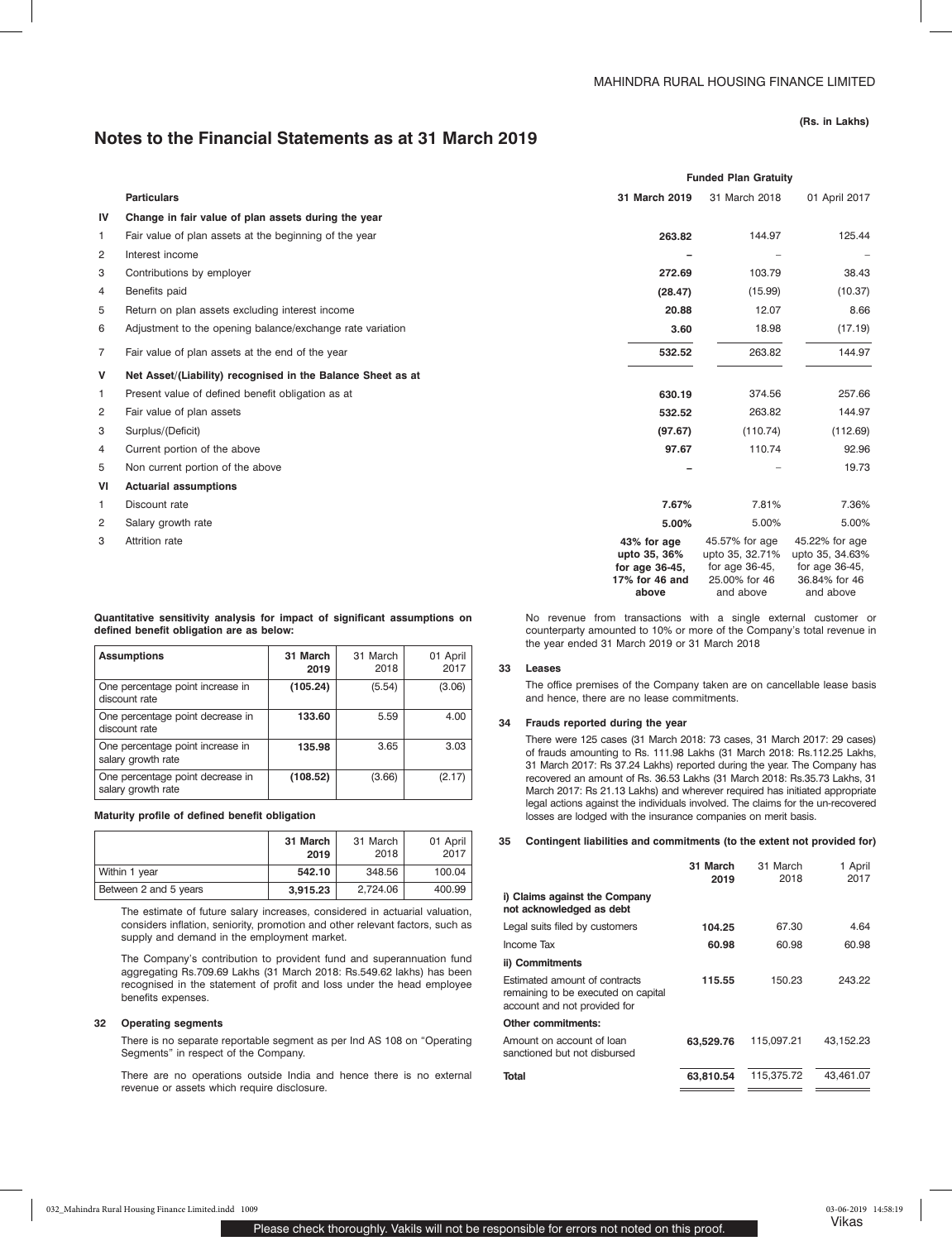(Rs. in Lakhs)

# Notes to the Financial Statements as at 31 March 2019

| | Particulars | Funded Plan Gratuity | | |
|---|---|---|---|---|
| | | **31 March 2019** | 31 March 2018 | 01 April 2017 |
| **IV** | **Change in fair value of plan assets during the year** | | | |
| 1 | Fair value of plan assets at the beginning of the year | **263.82** | 144.97 | 125.44 |
| 2 | Interest income | **–** | – | – |
| 3 | Contributions by employer | **272.69** | 103.79 | 38.43 |
| 4 | Benefits paid | **(28.47)** | (15.99) | (10.37) |
| 5 | Return on plan assets excluding interest income | **20.88** | 12.07 | 8.66 |
| 6 | Adjustment to the opening balance/exchange rate variation | **3.60** | 18.98 | (17.19) |
| 7 | Fair value of plan assets at the end of the year | **532.52** | 263.82 | 144.97 |
| **V** | **Net Asset/(Liability) recognised in the Balance Sheet as at** | | | |
| 1 | Present value of defined benefit obligation as at | **630.19** | 374.56 | 257.66 |
| 2 | Fair value of plan assets | **532.52** | 263.82 | 144.97 |
| 3 | Surplus/(Deficit) | **(97.67)** | (110.74) | (112.69) |
| 4 | Current portion of the above | **97.67** | 110.74 | 92.96 |
| 5 | Non current portion of the above | **–** | – | 19.73 |
| **VI** | **Actuarial assumptions** | | | |
| 1 | Discount rate | **7.67%** | 7.81% | 7.36% |
| 2 | Salary growth rate | **5.00%** | 5.00% | 5.00% |
| 3 | Attrition rate | **43% for age upto 35, 36% for age 36-45, 17% for 46 and above** | 45.57% for age upto 35, 32.71% for age 36-45, 25.00% for 46 and above | 45.22% for age upto 35, 34.63% for age 36-45, 36.84% for 46 and above |

**Quantitative sensitivity analysis for impact of significant assumptions on defined benefit obligation are as below:**

| Assumptions | 31 March 2019 | 31 March 2018 | 01 April 2017 |
|---|---|---|---|
| One percentage point increase in discount rate | **(105.24)** | (5.54) | (3.06) |
| One percentage point decrease in discount rate | **133.60** | 5.59 | 4.00 |
| One percentage point increase in salary growth rate | **135.98** | 3.65 | 3.03 |
| One percentage point decrease in salary growth rate | **(108.52)** | (3.66) | (2.17) |

**Maturity profile of defined benefit obligation**

| | 31 March 2019 | 31 March 2018 | 01 April 2017 |
|---|---|---|---|
| Within 1 year | **542.10** | 348.56 | 100.04 |
| Between 2 and 5 years | **3,915.23** | 2,724.06 | 400.99 |

The estimate of future salary increases, considered in actuarial valuation, considers inflation, seniority, promotion and other relevant factors, such as supply and demand in the employment market.

The Company's contribution to provident fund and superannuation fund aggregating Rs.709.69 Lakhs (31 March 2018: Rs.549.62 lakhs) has been recognised in the statement of profit and loss under the head employee benefits expenses.

## 32 Operating segments

There is no separate reportable segment as per Ind AS 108 on "Operating Segments" in respect of the Company.

There are no operations outside India and hence there is no external revenue or assets which require disclosure.

No revenue from transactions with a single external customer or counterparty amounted to 10% or more of the Company's total revenue in the year ended 31 March 2019 or 31 March 2018

## 33 Leases

The office premises of the Company taken are on cancellable lease basis and hence, there are no lease commitments.

## 34 Frauds reported during the year

There were 125 cases (31 March 2018: 73 cases, 31 March 2017: 29 cases) of frauds amounting to Rs. 111.98 Lakhs (31 March 2018: Rs.112.25 Lakhs, 31 March 2017: Rs 37.24 Lakhs) reported during the year. The Company has recovered an amount of Rs. 36.53 Lakhs (31 March 2018: Rs.35.73 Lakhs, 31 March 2017: Rs 21.13 Lakhs) and wherever required has initiated appropriate legal actions against the individuals involved. The claims for the un-recovered losses are lodged with the insurance companies on merit basis.

## 35 Contingent liabilities and commitments (to the extent not provided for)

| | 31 March 2019 | 31 March 2018 | 1 April 2017 |
|---|---|---|---|
| **i) Claims against the Company not acknowledged as debt** | | | |
| Legal suits filed by customers | **104.25** | 67.30 | 4.64 |
| Income Tax | **60.98** | 60.98 | 60.98 |
| **ii) Commitments** | | | |
| Estimated amount of contracts remaining to be executed on capital account and not provided for | **115.55** | 150.23 | 243.22 |
| **Other commitments:** | | | |
| Amount on account of loan sanctioned but not disbursed | **63,529.76** | 115,097.21 | 43,152.23 |
| **Total** | **63,810.54** | 115,375.72 | 43,461.07 |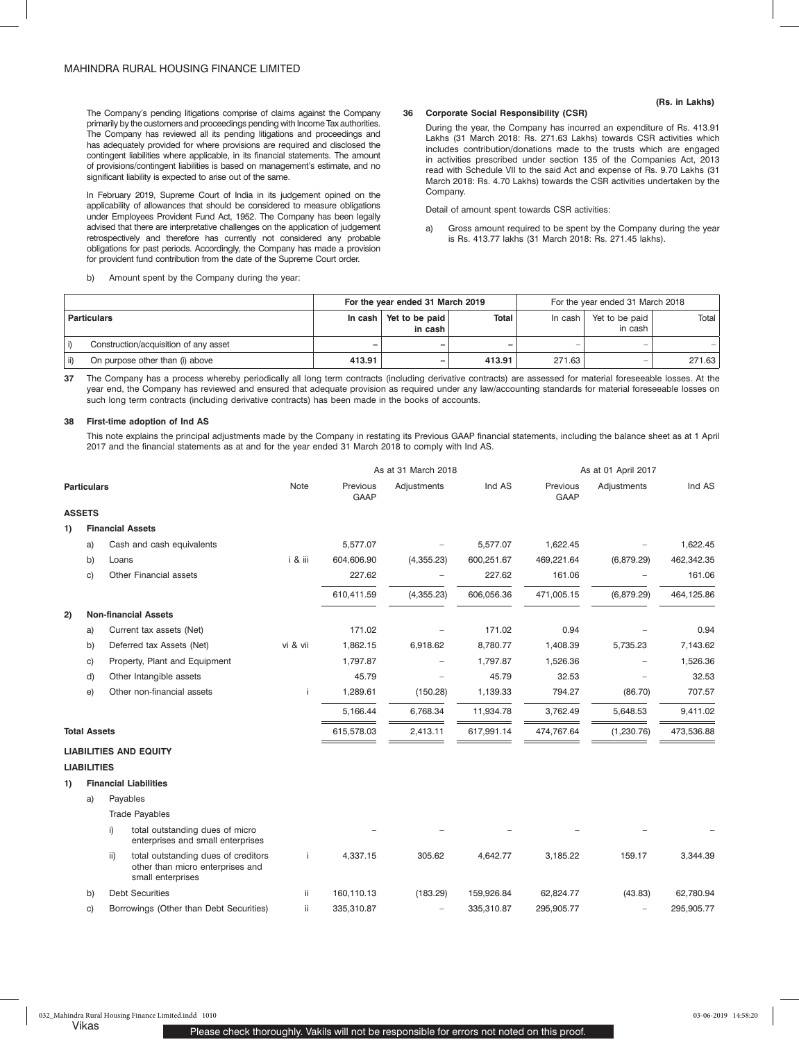The Company's pending litigations comprise of claims against the Company primarily by the customers and proceedings pending with Income Tax authorities. The Company has reviewed all its pending litigations and proceedings and has adequately provided for where provisions are required and disclosed the contingent liabilities where applicable, in its financial statements. The amount of provisions/contingent liabilities is based on management's estimate, and no significant liability is expected to arise out of the same.

In February 2019, Supreme Court of India in its judgement opined on the applicability of allowances that should be considered to measure obligations under Employees Provident Fund Act, 1952. The Company has been legally advised that there are interpretative challenges on the application of judgement retrospectively and therefore has currently not considered any probable obligations for past periods. Accordingly, the Company has made a provision for provident fund contribution from the date of the Supreme Court order.

(Rs. in Lakhs)

**36 Corporate Social Responsibility (CSR)**

During the year, the Company has incurred an expenditure of Rs. 413.91 Lakhs (31 March 2018: Rs. 271.63 Lakhs) towards CSR activities which includes contribution/donations made to the trusts which are engaged in activities prescribed under section 135 of the Companies Act, 2013 read with Schedule VII to the said Act and expense of Rs. 9.70 Lakhs (31 March 2018: Rs. 4.70 Lakhs) towards the CSR activities undertaken by the Company.

Detail of amount spent towards CSR activities:

a) Gross amount required to be spent by the Company during the year is Rs. 413.77 lakhs (31 March 2018: Rs. 271.45 lakhs).

b) Amount spent by the Company during the year:

| Particulars | For the year ended 31 March 2019 | | | For the year ended 31 March 2018 | | |
|---|---|---|---|---|---|---|
| | In cash | Yet to be paid in cash | Total | In cash | Yet to be paid in cash | Total |
| i) Construction/acquisition of any asset | – | – | – | – | – | – |
| ii) On purpose other than (i) above | 413.91 | – | 413.91 | 271.63 | – | 271.63 |

**37** The Company has a process whereby periodically all long term contracts (including derivative contracts) are assessed for material foreseeable losses. At the year end, the Company has reviewed and ensured that adequate provision as required under any law/accounting standards for material foreseeable losses on such long term contracts (including derivative contracts) has been made in the books of accounts.

**38 First-time adoption of Ind AS**

This note explains the principal adjustments made by the Company in restating its Previous GAAP financial statements, including the balance sheet as at 1 April 2017 and the financial statements as at and for the year ended 31 March 2018 to comply with Ind AS.

| Particulars | Note | As at 31 March 2018 | | | As at 01 April 2017 | | |
|---|---|---|---|---|---|---|---|
| | | Previous GAAP | Adjustments | Ind AS | Previous GAAP | Adjustments | Ind AS |
| **ASSETS** | | | | | | | |
| **1) Financial Assets** | | | | | | | |
| a) Cash and cash equivalents | | 5,577.07 | – | 5,577.07 | 1,622.45 | – | 1,622.45 |
| b) Loans | i & iii | 604,606.90 | (4,355.23) | 600,251.67 | 469,221.64 | (6,879.29) | 462,342.35 |
| c) Other Financial assets | | 227.62 | – | 227.62 | 161.06 | – | 161.06 |
| | | 610,411.59 | (4,355.23) | 606,056.36 | 471,005.15 | (6,879.29) | 464,125.86 |
| **2) Non-financial Assets** | | | | | | | |
| a) Current tax assets (Net) | | 171.02 | – | 171.02 | 0.94 | – | 0.94 |
| b) Deferred tax Assets (Net) | vi & vii | 1,862.15 | 6,918.62 | 8,780.77 | 1,408.39 | 5,735.23 | 7,143.62 |
| c) Property, Plant and Equipment | | 1,797.87 | – | 1,797.87 | 1,526.36 | – | 1,526.36 |
| d) Other Intangible assets | | 45.79 | – | 45.79 | 32.53 | – | 32.53 |
| e) Other non-financial assets | i | 1,289.61 | (150.28) | 1,139.33 | 794.27 | (86.70) | 707.57 |
| | | 5,166.44 | 6,768.34 | 11,934.78 | 3,762.49 | 5,648.53 | 9,411.02 |
| **Total Assets** | | 615,578.03 | 2,413.11 | 617,991.14 | 474,767.64 | (1,230.76) | 473,536.88 |
| **LIABILITIES AND EQUITY** | | | | | | | |
| **LIABILITIES** | | | | | | | |
| **1) Financial Liabilities** | | | | | | | |
| a) Payables | | | | | | | |
| Trade Payables | | | | | | | |
| i) total outstanding dues of micro enterprises and small enterprises | | – | – | – | – | – | – |
| ii) total outstanding dues of creditors other than micro enterprises and small enterprises | i | 4,337.15 | 305.62 | 4,642.77 | 3,185.22 | 159.17 | 3,344.39 |
| b) Debt Securities | ii | 160,110.13 | (183.29) | 159,926.84 | 62,824.77 | (43.83) | 62,780.94 |
| c) Borrowings (Other than Debt Securities) | ii | 335,310.87 | – | 335,310.87 | 295,905.77 | – | 295,905.77 |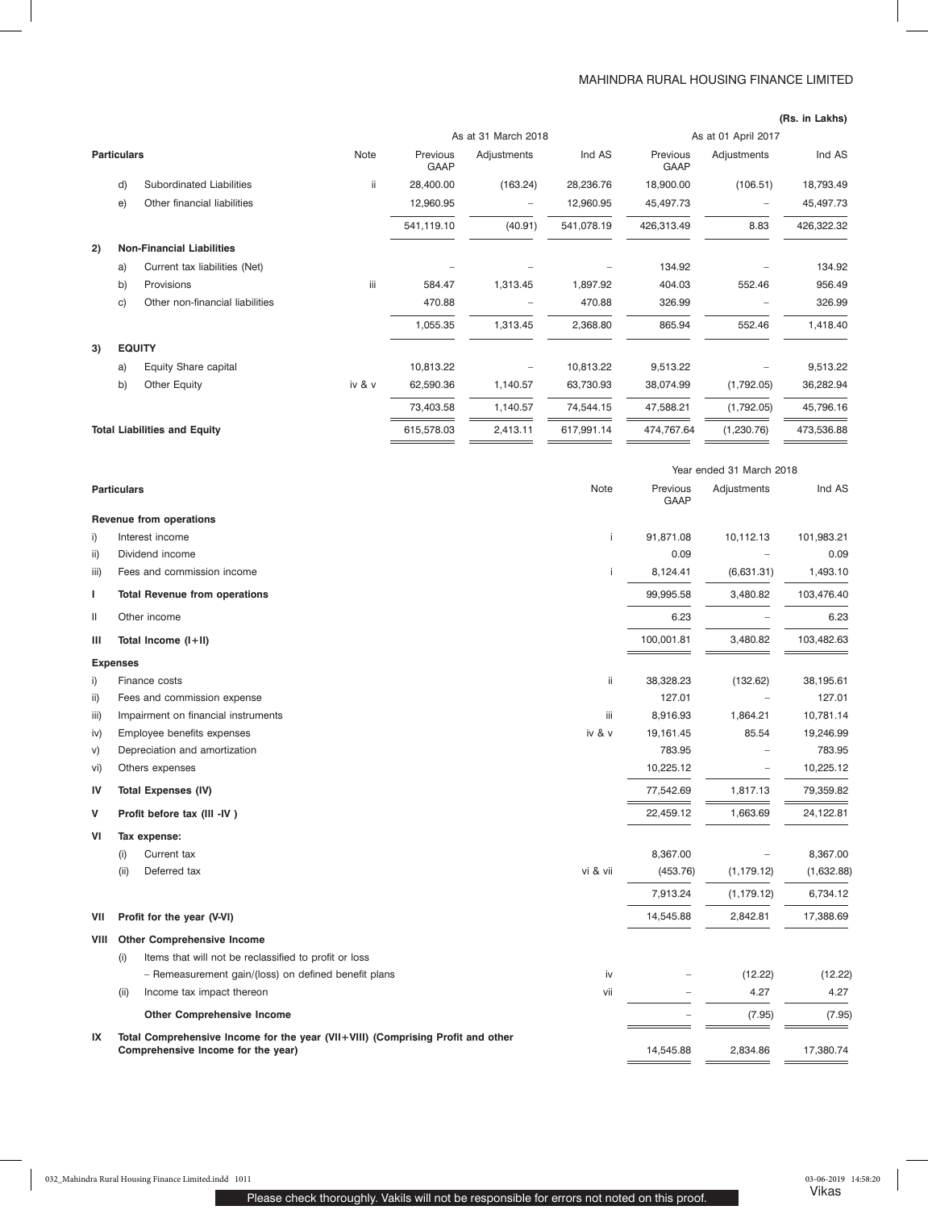(Rs. in Lakhs)

| Particulars | Note | As at 31 March 2018 Previous GAAP | Adjustments | Ind AS | As at 01 April 2017 Previous GAAP | Adjustments | Ind AS |
|---|---|---|---|---|---|---|---|
| d) Subordinated Liabilities | ii | 28,400.00 | (163.24) | 28,236.76 | 18,900.00 | (106.51) | 18,793.49 |
| e) Other financial liabilities | | 12,960.95 | – | 12,960.95 | 45,497.73 | – | 45,497.73 |
| | | 541,119.10 | (40.91) | 541,078.19 | 426,313.49 | 8.83 | 426,322.32 |
| **2) Non-Financial Liabilities** | | | | | | | |
| a) Current tax liabilities (Net) | | – | – | – | 134.92 | – | 134.92 |
| b) Provisions | iii | 584.47 | 1,313.45 | 1,897.92 | 404.03 | 552.46 | 956.49 |
| c) Other non-financial liabilities | | 470.88 | – | 470.88 | 326.99 | – | 326.99 |
| | | 1,055.35 | 1,313.45 | 2,368.80 | 865.94 | 552.46 | 1,418.40 |
| **3) EQUITY** | | | | | | | |
| a) Equity Share capital | | 10,813.22 | – | 10,813.22 | 9,513.22 | – | 9,513.22 |
| b) Other Equity | iv & v | 62,590.36 | 1,140.57 | 63,730.93 | 38,074.99 | (1,792.05) | 36,282.94 |
| | | 73,403.58 | 1,140.57 | 74,544.15 | 47,588.21 | (1,792.05) | 45,796.16 |
| **Total Liabilities and Equity** | | 615,578.03 | 2,413.11 | 617,991.14 | 474,767.64 | (1,230.76) | 473,536.88 |

| Particulars | Note | Year ended 31 March 2018 Previous GAAP | Adjustments | Ind AS |
|---|---|---|---|---|
| **Revenue from operations** | | | | |
| i) Interest income | i | 91,871.08 | 10,112.13 | 101,983.21 |
| ii) Dividend income | | 0.09 | – | 0.09 |
| iii) Fees and commission income | i | 8,124.41 | (6,631.31) | 1,493.10 |
| **I Total Revenue from operations** | | 99,995.58 | 3,480.82 | 103,476.40 |
| II Other income | | 6.23 | – | 6.23 |
| **III Total Income (I+II)** | | 100,001.81 | 3,480.82 | 103,482.63 |
| **Expenses** | | | | |
| i) Finance costs | ii | 38,328.23 | (132.62) | 38,195.61 |
| ii) Fees and commission expense | | 127.01 | – | 127.01 |
| iii) Impairment on financial instruments | iii | 8,916.93 | 1,864.21 | 10,781.14 |
| iv) Employee benefits expenses | iv & v | 19,161.45 | 85.54 | 19,246.99 |
| v) Depreciation and amortization | | 783.95 | – | 783.95 |
| vi) Others expenses | | 10,225.12 | – | 10,225.12 |
| **IV Total Expenses (IV)** | | 77,542.69 | 1,817.13 | 79,359.82 |
| **V Profit before tax (III -IV )** | | 22,459.12 | 1,663.69 | 24,122.81 |
| **VI Tax expense:** | | | | |
| (i) Current tax | | 8,367.00 | – | 8,367.00 |
| (ii) Deferred tax | vi & vii | (453.76) | (1,179.12) | (1,632.88) |
| | | 7,913.24 | (1,179.12) | 6,734.12 |
| **VII Profit for the year (V-VI)** | | 14,545.88 | 2,842.81 | 17,388.69 |
| **VIII Other Comprehensive Income** | | | | |
| (i) Items that will not be reclassified to profit or loss | | | | |
| – Remeasurement gain/(loss) on defined benefit plans | iv | – | (12.22) | (12.22) |
| (ii) Income tax impact thereon | vii | – | 4.27 | 4.27 |
| **Other Comprehensive Income** | | – | (7.95) | (7.95) |
| **IX Total Comprehensive Income for the year (VII+VIII) (Comprising Profit and other Comprehensive Income for the year)** | | 14,545.88 | 2,834.86 | 17,380.74 |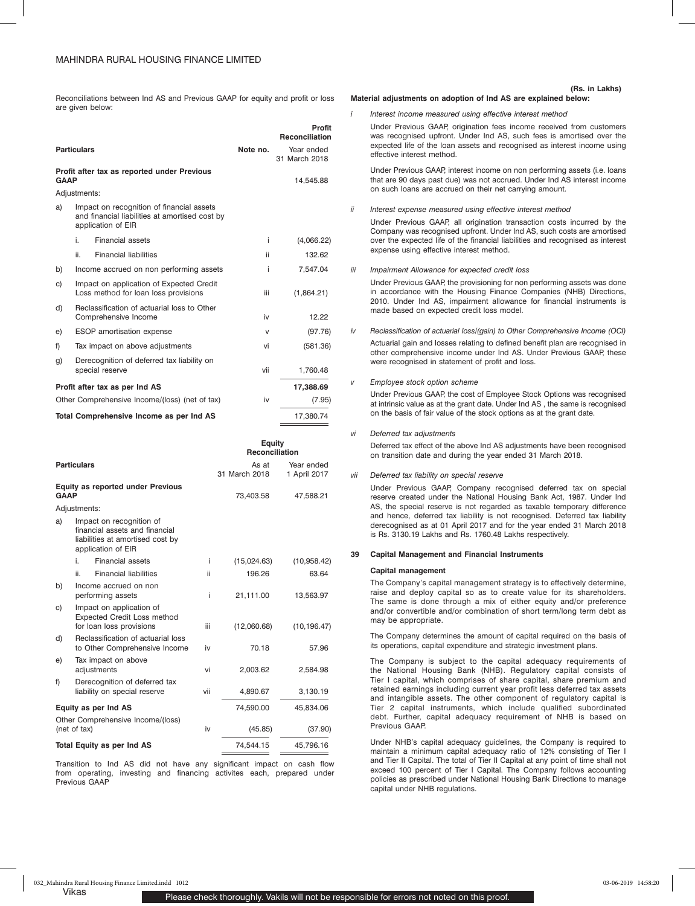Reconciliations between Ind AS and Previous GAAP for equity and profit or loss are given below:

| Particulars | | Note no. | Profit Reconciliation Year ended 31 March 2018 |
|---|---|---|---|
| **Profit after tax as reported under Previous GAAP** | | | 14,545.88 |
| Adjustments: | | | |
| a) | Impact on recognition of financial assets and financial liabilities at amortised cost by application of EIR | | |
| | i. Financial assets | i | (4,066.22) |
| | ii. Financial liabilities | ii | 132.62 |
| b) | Income accrued on non performing assets | i | 7,547.04 |
| c) | Impact on application of Expected Credit Loss method for loan loss provisions | iii | (1,864.21) |
| d) | Reclassification of actuarial loss to Other Comprehensive Income | iv | 12.22 |
| e) | ESOP amortisation expense | v | (97.76) |
| f) | Tax impact on above adjustments | vi | (581.36) |
| g) | Derecognition of deferred tax liability on special reserve | vii | 1,760.48 |
| **Profit after tax as per Ind AS** | | | **17,388.69** |
| Other Comprehensive Income/(loss) (net of tax) | | iv | (7.95) |
| **Total Comprehensive Income as per Ind AS** | | | 17,380.74 |

| Particulars | | | Equity Reconciliation As at 31 March 2018 | Year ended 1 April 2017 |
|---|---|---|---|---|
| **Equity as reported under Previous GAAP** | | | 73,403.58 | 47,588.21 |
| Adjustments: | | | | |
| a) | Impact on recognition of financial assets and financial liabilities at amortised cost by application of EIR | | | |
| | i. Financial assets | i | (15,024.63) | (10,958.42) |
| | ii. Financial liabilities | ii | 196.26 | 63.64 |
| b) | Income accrued on non performing assets | i | 21,111.00 | 13,563.97 |
| c) | Impact on application of Expected Credit Loss method for loan loss provisions | iii | (12,060.68) | (10,196.47) |
| d) | Reclassification of actuarial loss to Other Comprehensive Income | iv | 70.18 | 57.96 |
| e) | Tax impact on above adjustments | vi | 2,003.62 | 2,584.98 |
| f) | Derecognition of deferred tax liability on special reserve | vii | 4,890.67 | 3,130.19 |
| **Equity as per Ind AS** | | | 74,590.00 | 45,834.06 |
| Other Comprehensive Income/(loss) (net of tax) | | iv | (45.85) | (37.90) |
| **Total Equity as per Ind AS** | | | 74,544.15 | 45,796.16 |

Transition to Ind AS did not have any significant impact on cash flow from operating, investing and financing activites each, prepared under Previous GAAP

(Rs. in Lakhs)

**Material adjustments on adoption of Ind AS are explained below:**

i *Interest income measured using effective interest method*

Under Previous GAAP, origination fees income received from customers was recognised upfront. Under Ind AS, such fees is amortised over the expected life of the loan assets and recognised as interest income using effective interest method.

Under Previous GAAP, interest income on non performing assets (i.e. loans that are 90 days past due) was not accrued. Under Ind AS interest income on such loans are accrued on their net carrying amount.

ii *Interest expense measured using effective interest method*

Under Previous GAAP, all origination transaction costs incurred by the Company was recognised upfront. Under Ind AS, such costs are amortised over the expected life of the financial liabilities and recognised as interest expense using effective interest method.

iii *Impairment Allowance for expected credit loss*

Under Previous GAAP, the provisioning for non performing assets was done in accordance with the Housing Finance Companies (NHB) Directions, 2010. Under Ind AS, impairment allowance for financial instruments is made based on expected credit loss model.

iv *Reclassification of actuarial loss/(gain) to Other Comprehensive Income (OCI)*

Actuarial gain and losses relating to defined benefit plan are recognised in other comprehensive income under Ind AS. Under Previous GAAP, these were recognised in statement of profit and loss.

v *Employee stock option scheme*

Under Previous GAAP, the cost of Employee Stock Options was recognised at intrinsic value as at the grant date. Under Ind AS , the same is recognised on the basis of fair value of the stock options as at the grant date.

vi *Deferred tax adjustments*

Deferred tax effect of the above Ind AS adjustments have been recognised on transition date and during the year ended 31 March 2018.

vii *Deferred tax liability on special reserve*

Under Previous GAAP, Company recognised deferred tax on special reserve created under the National Housing Bank Act, 1987. Under Ind AS, the special reserve is not regarded as taxable temporary difference and hence, deferred tax liability is not recognised. Deferred tax liability derecognised as at 01 April 2017 and for the year ended 31 March 2018 is Rs. 3130.19 Lakhs and Rs. 1760.48 Lakhs respectively.

## 39 Capital Management and Financial Instruments

### Capital management

The Company's capital management strategy is to effectively determine, raise and deploy capital so as to create value for its shareholders. The same is done through a mix of either equity and/or preference and/or convertible and/or combination of short term/long term debt as may be appropriate.

The Company determines the amount of capital required on the basis of its operations, capital expenditure and strategic investment plans.

The Company is subject to the capital adequacy requirements of the National Housing Bank (NHB). Regulatory capital consists of Tier I capital, which comprises of share capital, share premium and retained earnings including current year profit less deferred tax assets and intangible assets. The other component of regulatory capital is Tier 2 capital instruments, which include qualified subordinated debt. Further, capital adequacy requirement of NHB is based on Previous GAAP.

Under NHB's capital adequacy guidelines, the Company is required to maintain a minimum capital adequacy ratio of 12% consisting of Tier I and Tier II Capital. The total of Tier II Capital at any point of time shall not exceed 100 percent of Tier I Capital. The Company follows accounting policies as prescribed under National Housing Bank Directions to manage capital under NHB regulations.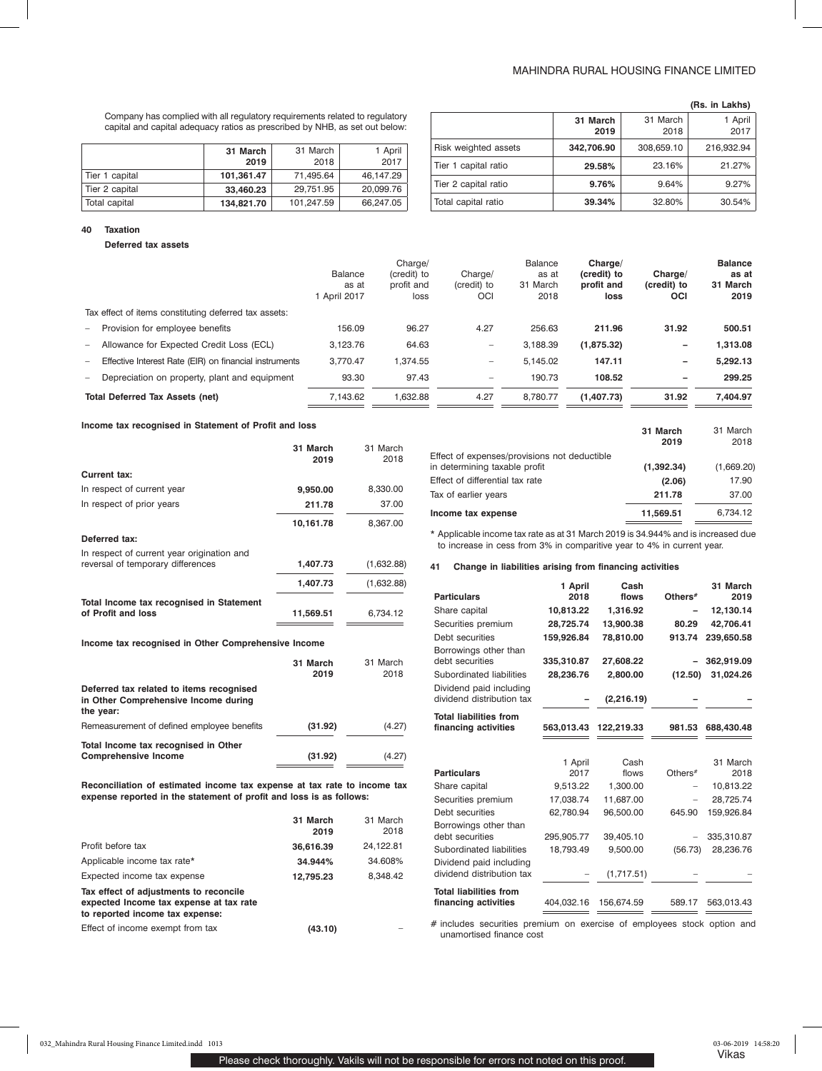Company has complied with all regulatory requirements related to regulatory capital and capital adequacy ratios as prescribed by NHB, as set out below:

|  | 31 March 2019 | 31 March 2018 | 1 April 2017 |
|---|---|---|---|
| Tier 1 capital | **101,361.47** | 71,495.64 | 46,147.29 |
| Tier 2 capital | **33,460.23** | 29,751.95 | 20,099.76 |
| Total capital | **134,821.70** | 101,247.59 | 66,247.05 |

(Rs. in Lakhs)

|  | 31 March 2019 | 31 March 2018 | 1 April 2017 |
|---|---|---|---|
| Risk weighted assets | **342,706.90** | 308,659.10 | 216,932.94 |
| Tier 1 capital ratio | **29.58%** | 23.16% | 21.27% |
| Tier 2 capital ratio | **9.76%** | 9.64% | 9.27% |
| Total capital ratio | **39.34%** | 32.80% | 30.54% |

**40 Taxation**

**Deferred tax assets**

|  | Balance as at 1 April 2017 | Charge/ (credit) to profit and loss | Charge/ (credit) to OCI | Balance as at 31 March 2018 | **Charge/ (credit) to profit and loss** | **Charge/ (credit) to OCI** | **Balance as at 31 March 2019** |
|---|---|---|---|---|---|---|---|
| Tax effect of items constituting deferred tax assets: | | | | | | | |
| – Provision for employee benefits | 156.09 | 96.27 | 4.27 | 256.63 | **211.96** | **31.92** | **500.51** |
| – Allowance for Expected Credit Loss (ECL) | 3,123.76 | 64.63 | – | 3,188.39 | **(1,875.32)** | **–** | **1,313.08** |
| – Effective Interest Rate (EIR) on financial instruments | 3,770.47 | 1,374.55 | – | 5,145.02 | **147.11** | **–** | **5,292.13** |
| – Depreciation on property, plant and equipment | 93.30 | 97.43 | – | 190.73 | **108.52** | **–** | **299.25** |
| **Total Deferred Tax Assets (net)** | 7,143.62 | 1,632.88 | 4.27 | 8,780.77 | **(1,407.73)** | **31.92** | **7,404.97** |

**Income tax recognised in Statement of Profit and loss**

|  | 31 March 2019 | 31 March 2018 |
|---|---|---|
| **Current tax:** | | |
| In respect of current year | **9,950.00** | 8,330.00 |
| In respect of prior years | **211.78** | 37.00 |
|  | **10,161.78** | 8,367.00 |
| **Deferred tax:** | | |
| In respect of current year origination and reversal of temporary differences | **1,407.73** | (1,632.88) |
|  | **1,407.73** | (1,632.88) |
| **Total Income tax recognised in Statement of Profit and loss** | **11,569.51** | 6,734.12 |

**Income tax recognised in Other Comprehensive Income**

|  | 31 March 2019 | 31 March 2018 |
|---|---|---|
| **Deferred tax related to items recognised in Other Comprehensive Income during the year:** | | |
| Remeasurement of defined employee benefits | **(31.92)** | (4.27) |
| **Total Income tax recognised in Other Comprehensive Income** | **(31.92)** | (4.27) |

**Reconciliation of estimated income tax expense at tax rate to income tax expense reported in the statement of profit and loss is as follows:**

|  | 31 March 2019 | 31 March 2018 |
|---|---|---|
| Profit before tax | **36,616.39** | 24,122.81 |
| Applicable income tax rate* | **34.944%** | 34.608% |
| Expected income tax expense | **12,795.23** | 8,348.42 |
| **Tax effect of adjustments to reconcile expected Income tax expense at tax rate to reported income tax expense:** | | |
| Effect of income exempt from tax | **(43.10)** | – |
| Effect of expenses/provisions not deductible in determining taxable profit | **(1,392.34)** | (1,669.20) |
| Effect of differential tax rate | **(2.06)** | 17.90 |
| Tax of earlier years | **211.78** | 37.00 |
| **Income tax expense** | **11,569.51** | 6,734.12 |

\* Applicable income tax rate as at 31 March 2019 is 34.944% and is increased due to increase in cess from 3% in comparitive year to 4% in current year.

**41 Change in liabilities arising from financing activities**

| **Particulars** | **1 April 2018** | **Cash flows** | **Others#** | **31 March 2019** |
|---|---|---|---|---|
| Share capital | **10,813.22** | **1,316.92** | **–** | **12,130.14** |
| Securities premium | **28,725.74** | **13,900.38** | **80.29** | **42,706.41** |
| Debt securities | **159,926.84** | **78,810.00** | **913.74** | **239,650.58** |
| Borrowings other than debt securities | **335,310.87** | **27,608.22** | **–** | **362,919.09** |
| Subordinated liabilities | **28,236.76** | **2,800.00** | **(12.50)** | **31,024.26** |
| Dividend paid including dividend distribution tax | **–** | **(2,216.19)** | **–** | **–** |
| **Total liabilities from financing activities** | **563,013.43** | **122,219.33** | **981.53** | **688,430.48** |

| Particulars | 1 April 2017 | Cash flows | Others# | 31 March 2018 |
|---|---|---|---|---|
| Share capital | 9,513.22 | 1,300.00 | – | 10,813.22 |
| Securities premium | 17,038.74 | 11,687.00 | – | 28,725.74 |
| Debt securities | 62,780.94 | 96,500.00 | 645.90 | 159,926.84 |
| Borrowings other than debt securities | 295,905.77 | 39,405.10 | – | 335,310.87 |
| Subordinated liabilities | 18,793.49 | 9,500.00 | (56.73) | 28,236.76 |
| Dividend paid including dividend distribution tax | – | (1,717.51) | – | – |
| **Total liabilities from financing activities** | 404,032.16 | 156,674.59 | 589.17 | 563,013.43 |

\# includes securities premium on exercise of employees stock option and unamortised finance cost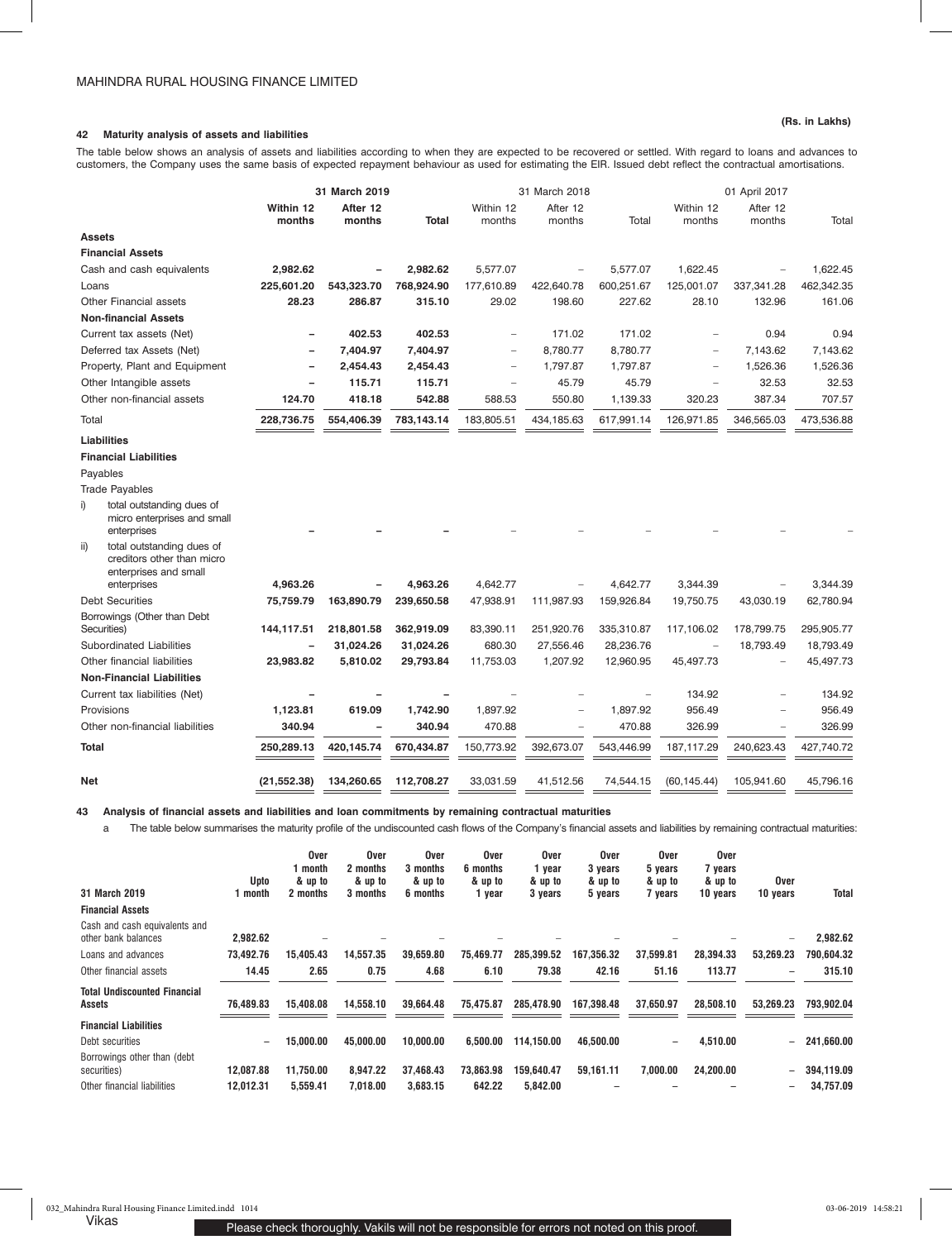**(Rs. in Lakhs)**

## 42 Maturity analysis of assets and liabilities

The table below shows an analysis of assets and liabilities according to when they are expected to be recovered or settled. With regard to loans and advances to customers, the Company uses the same basis of expected repayment behaviour as used for estimating the EIR. Issued debt reflect the contractual amortisations.

| | 31 March 2019 | | | 31 March 2018 | | | 01 April 2017 | | |
|---|---|---|---|---|---|---|---|---|---|
| | Within 12 months | After 12 months | Total | Within 12 months | After 12 months | Total | Within 12 months | After 12 months | Total |
| **Assets** | | | | | | | | | |
| **Financial Assets** | | | | | | | | | |
| Cash and cash equivalents | 2,982.62 | – | 2,982.62 | 5,577.07 | – | 5,577.07 | 1,622.45 | – | 1,622.45 |
| Loans | 225,601.20 | 543,323.70 | 768,924.90 | 177,610.89 | 422,640.78 | 600,251.67 | 125,001.07 | 337,341.28 | 462,342.35 |
| Other Financial assets | 28.23 | 286.87 | 315.10 | 29.02 | 198.60 | 227.62 | 28.10 | 132.96 | 161.06 |
| **Non-financial Assets** | | | | | | | | | |
| Current tax assets (Net) | – | 402.53 | 402.53 | – | 171.02 | 171.02 | – | 0.94 | 0.94 |
| Deferred tax Assets (Net) | – | 7,404.97 | 7,404.97 | – | 8,780.77 | 8,780.77 | – | 7,143.62 | 7,143.62 |
| Property, Plant and Equipment | – | 2,454.43 | 2,454.43 | – | 1,797.87 | 1,797.87 | – | 1,526.36 | 1,526.36 |
| Other Intangible assets | – | 115.71 | 115.71 | – | 45.79 | 45.79 | – | 32.53 | 32.53 |
| Other non-financial assets | 124.70 | 418.18 | 542.88 | 588.53 | 550.80 | 1,139.33 | 320.23 | 387.34 | 707.57 |
| Total | 228,736.75 | 554,406.39 | 783,143.14 | 183,805.51 | 434,185.63 | 617,991.14 | 126,971.85 | 346,565.03 | 473,536.88 |
| **Liabilities** | | | | | | | | | |
| **Financial Liabilities** | | | | | | | | | |
| Payables | | | | | | | | | |
| Trade Payables | | | | | | | | | |
| i) total outstanding dues of micro enterprises and small enterprises | – | – | – | – | – | – | – | – | – |
| ii) total outstanding dues of creditors other than micro enterprises and small enterprises | 4,963.26 | – | 4,963.26 | 4,642.77 | – | 4,642.77 | 3,344.39 | – | 3,344.39 |
| Debt Securities | 75,759.79 | 163,890.79 | 239,650.58 | 47,938.91 | 111,987.93 | 159,926.84 | 19,750.75 | 43,030.19 | 62,780.94 |
| Borrowings (Other than Debt Securities) | 144,117.51 | 218,801.58 | 362,919.09 | 83,390.11 | 251,920.76 | 335,310.87 | 117,106.02 | 178,799.75 | 295,905.77 |
| Subordinated Liabilities | – | 31,024.26 | 31,024.26 | 680.30 | 27,556.46 | 28,236.76 | – | 18,793.49 | 18,793.49 |
| Other financial liabilities | 23,983.82 | 5,810.02 | 29,793.84 | 11,753.03 | 1,207.92 | 12,960.95 | 45,497.73 | – | 45,497.73 |
| **Non-Financial Liabilities** | | | | | | | | | |
| Current tax liabilities (Net) | – | – | – | – | – | – | 134.92 | – | 134.92 |
| Provisions | 1,123.81 | 619.09 | 1,742.90 | 1,897.92 | – | 1,897.92 | 956.49 | – | 956.49 |
| Other non-financial liabilities | 340.94 | – | 340.94 | 470.88 | – | 470.88 | 326.99 | – | 326.99 |
| **Total** | 250,289.13 | 420,145.74 | 670,434.87 | 150,773.92 | 392,673.07 | 543,446.99 | 187,117.29 | 240,623.43 | 427,740.72 |
| **Net** | (21,552.38) | 134,260.65 | 112,708.27 | 33,031.59 | 41,512.56 | 74,544.15 | (60,145.44) | 105,941.60 | 45,796.16 |

## 43 Analysis of financial assets and liabilities and loan commitments by remaining contractual maturities

a The table below summarises the maturity profile of the undiscounted cash flows of the Company's financial assets and liabilities by remaining contractual maturities:

| 31 March 2019 | Upto 1 month | Over 1 month & up to 2 months | Over 2 months & up to 3 months | Over 3 months & up to 6 months | Over 6 months & up to 1 year | Over 1 year & up to 3 years | Over 3 years & up to 5 years | Over 5 years & up to 7 years | Over 7 years & up to 10 years | Over 10 years | Total |
|---|---|---|---|---|---|---|---|---|---|---|---|
| **Financial Assets** | | | | | | | | | | | |
| Cash and cash equivalents and other bank balances | 2,982.62 | – | – | – | – | – | – | – | – | – | 2,982.62 |
| Loans and advances | 73,492.76 | 15,405.43 | 14,557.35 | 39,659.80 | 75,469.77 | 285,399.52 | 167,356.32 | 37,599.81 | 28,394.33 | 53,269.23 | 790,604.32 |
| Other financial assets | 14.45 | 2.65 | 0.75 | 4.68 | 6.10 | 79.38 | 42.16 | 51.16 | 113.77 | – | 315.10 |
| **Total Undiscounted Financial Assets** | 76,489.83 | 15,408.08 | 14,558.10 | 39,664.48 | 75,475.87 | 285,478.90 | 167,398.48 | 37,650.97 | 28,508.10 | 53,269.23 | 793,902.04 |
| **Financial Liabilities** | | | | | | | | | | | |
| Debt securities | – | 15,000.00 | 45,000.00 | 10,000.00 | 6,500.00 | 114,150.00 | 46,500.00 | – | 4,510.00 | – | 241,660.00 |
| Borrowings other than (debt securities) | 12,087.88 | 11,750.00 | 8,947.22 | 37,468.43 | 73,863.98 | 159,640.47 | 59,161.11 | 7,000.00 | 24,200.00 | – | 394,119.09 |
| Other financial liabilities | 12,012.31 | 5,559.41 | 7,018.00 | 3,683.15 | 642.22 | 5,842.00 | – | – | – | – | 34,757.09 |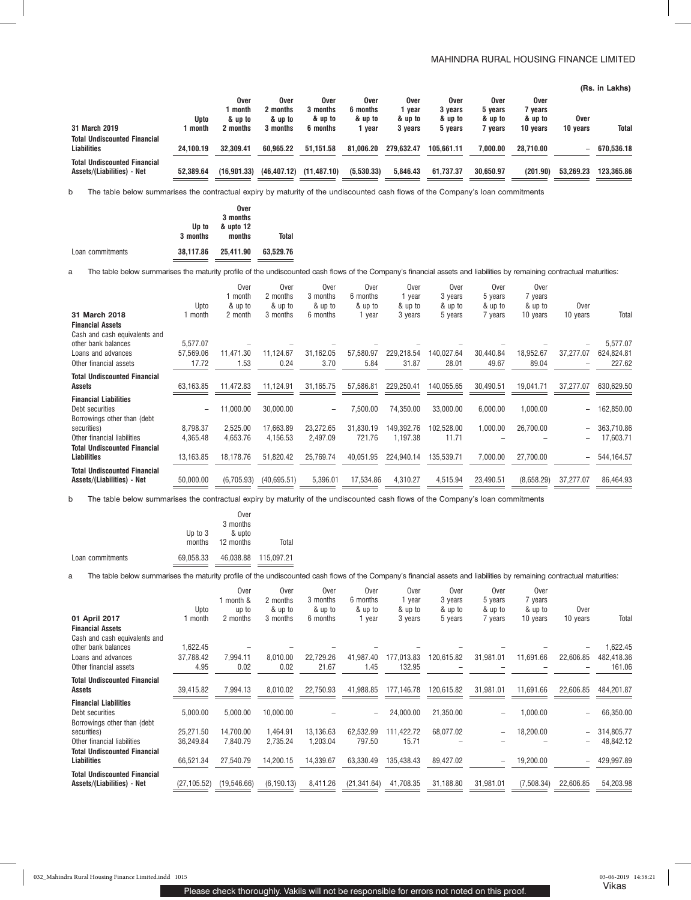(Rs. in Lakhs)

| 31 March 2019 | Upto 1 month | Over 1 month & up to 2 months | Over 2 months & up to 3 months | Over 3 months & up to 6 months | Over 6 months & up to 1 year | Over 1 year & up to 3 years | Over 3 years & up to 5 years | Over 5 years & up to 7 years | Over 7 years & up to 10 years | Over 10 years | Total |
|---|---|---|---|---|---|---|---|---|---|---|---|
| **Total Undiscounted Financial Liabilities** | **24,100.19** | **32,309.41** | **60,965.22** | **51,151.58** | **81,006.20** | **279,632.47** | **105,661.11** | **7,000.00** | **28,710.00** | **–** | **670,536.18** |
| **Total Undiscounted Financial Assets/(Liabilities) - Net** | **52,389.64** | **(16,901.33)** | **(46,407.12)** | **(11,487.10)** | **(5,530.33)** | **5,846.43** | **61,737.37** | **30,650.97** | **(201.90)** | **53,269.23** | **123,365.86** |

b The table below summarises the contractual expiry by maturity of the undiscounted cash flows of the Company's loan commitments

| | Up to 3 months | Over 3 months & upto 12 months | Total |
|---|---|---|---|
| Loan commitments | **38,117.86** | **25,411.90** | **63,529.76** |

a The table below summarises the maturity profile of the undiscounted cash flows of the Company's financial assets and liabilities by remaining contractual maturities:

| 31 March 2018 | Upto 1 month | Over 1 month & up to 2 month | Over 2 months & up to 3 months | Over 3 months & up to 6 months | Over 6 months & up to 1 year | Over 1 year & up to 3 years | Over 3 years & up to 5 years | Over 5 years & up to 7 years | Over 7 years & up to 10 years | Over 10 years | Total |
|---|---|---|---|---|---|---|---|---|---|---|---|
| **Financial Assets** | | | | | | | | | | | |
| Cash and cash equivalents and other bank balances | 5,577.07 | – | – | – | – | – | – | – | – | – | 5,577.07 |
| Loans and advances | 57,569.06 | 11,471.30 | 11,124.67 | 31,162.05 | 57,580.97 | 229,218.54 | 140,027.64 | 30,440.84 | 18,952.67 | 37,277.07 | 624,824.81 |
| Other financial assets | 17.72 | 1.53 | 0.24 | 3.70 | 5.84 | 31.87 | 28.01 | 49.67 | 89.04 | – | 227.62 |
| **Total Undiscounted Financial Assets** | 63,163.85 | 11,472.83 | 11,124.91 | 31,165.75 | 57,586.81 | 229,250.41 | 140,055.65 | 30,490.51 | 19,041.71 | 37,277.07 | 630,629.50 |
| **Financial Liabilities** | | | | | | | | | | | |
| Debt securities | – | 11,000.00 | 30,000.00 | – | 7,500.00 | 74,350.00 | 33,000.00 | 6,000.00 | 1,000.00 | – | 162,850.00 |
| Borrowings other than (debt securities) | 8,798.37 | 2,525.00 | 17,663.89 | 23,272.65 | 31,830.19 | 149,392.76 | 102,528.00 | 1,000.00 | 26,700.00 | – | 363,710.86 |
| Other financial liabilities | 4,365.48 | 4,653.76 | 4,156.53 | 2,497.09 | 721.76 | 1,197.38 | 11.71 | – | – | – | 17,603.71 |
| **Total Undiscounted Financial Liabilities** | 13,163.85 | 18,178.76 | 51,820.42 | 25,769.74 | 40,051.95 | 224,940.14 | 135,539.71 | 7,000.00 | 27,700.00 | – | 544,164.57 |
| **Total Undiscounted Financial Assets/(Liabilities) - Net** | 50,000.00 | (6,705.93) | (40,695.51) | 5,396.01 | 17,534.86 | 4,310.27 | 4,515.94 | 23,490.51 | (8,658.29) | 37,277.07 | 86,464.93 |

b The table below summarises the contractual expiry by maturity of the undiscounted cash flows of the Company's loan commitments

| | Up to 3 months | Over 3 months & upto 12 months | Total |
|---|---|---|---|
| Loan commitments | 69,058.33 | 46,038.88 | 115,097.21 |

a The table below summarises the maturity profile of the undiscounted cash flows of the Company's financial assets and liabilities by remaining contractual maturities:

| 01 April 2017 | Upto 1 month | Over 1 month & up to 2 months | Over 2 months & up to 3 months | Over 3 months & up to 6 months | Over 6 months & up to 1 year | Over 1 year & up to 3 years | Over 3 years & up to 5 years | Over 5 years & up to 7 years | Over 7 years & up to 10 years | Over 10 years | Total |
|---|---|---|---|---|---|---|---|---|---|---|---|
| **Financial Assets** | | | | | | | | | | | |
| Cash and cash equivalents and other bank balances | 1,622.45 | – | – | – | – | – | – | – | – | – | 1,622.45 |
| Loans and advances | 37,788.42 | 7,994.11 | 8,010.00 | 22,729.26 | 41,987.40 | 177,013.83 | 120,615.82 | 31,981.01 | 11,691.66 | 22,606.85 | 482,418.36 |
| Other financial assets | 4.95 | 0.02 | 0.02 | 21.67 | 1.45 | 132.95 | – | – | – | – | 161.06 |
| **Total Undiscounted Financial Assets** | 39,415.82 | 7,994.13 | 8,010.02 | 22,750.93 | 41,988.85 | 177,146.78 | 120,615.82 | 31,981.01 | 11,691.66 | 22,606.85 | 484,201.87 |
| **Financial Liabilities** | | | | | | | | | | | |
| Debt securities | 5,000.00 | 5,000.00 | 10,000.00 | – | – | 24,000.00 | 21,350.00 | – | 1,000.00 | – | 66,350.00 |
| Borrowings other than (debt securities) | 25,271.50 | 14,700.00 | 1,464.91 | 13,136.63 | 62,532.99 | 111,422.72 | 68,077.02 | – | 18,200.00 | – | 314,805.77 |
| Other financial liabilities | 36,249.84 | 7,840.79 | 2,735.24 | 1,203.04 | 797.50 | 15.71 | – | – | – | – | 48,842.12 |
| **Total Undiscounted Financial Liabilities** | 66,521.34 | 27,540.79 | 14,200.15 | 14,339.67 | 63,330.49 | 135,438.43 | 89,427.02 | – | 19,200.00 | – | 429,997.89 |
| **Total Undiscounted Financial Assets/(Liabilities) - Net** | (27,105.52) | (19,546.66) | (6,190.13) | 8,411.26 | (21,341.64) | 41,708.35 | 31,188.80 | 31,981.01 | (7,508.34) | 22,606.85 | 54,203.98 |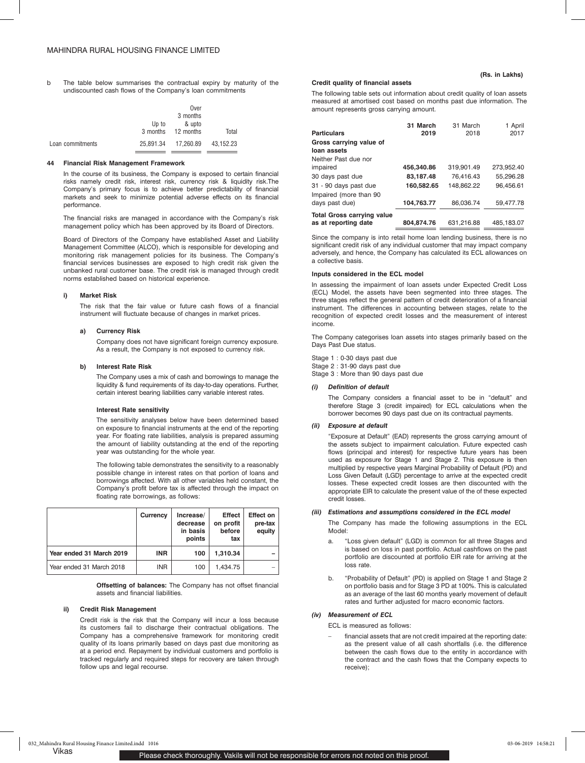b The table below summarises the contractual expiry by maturity of the undiscounted cash flows of the Company's loan commitments

| | Up to 3 months | Over 3 months & upto 12 months | Total |
|---|---|---|---|
| Loan commitments | 25,891.34 | 17,260.89 | 43,152.23 |

### 44 Financial Risk Management Framework

In the course of its business, the Company is exposed to certain financial risks namely credit risk, interest risk, currency risk & liquidity risk.The Company's primary focus is to achieve better predictability of financial markets and seek to minimize potential adverse effects on its financial performance.

The financial risks are managed in accordance with the Company's risk management policy which has been approved by its Board of Directors.

Board of Directors of the Company have established Asset and Liability Management Committee (ALCO), which is responsible for developing and monitoring risk management policies for its business. The Company's financial services businesses are exposed to high credit risk given the unbanked rural customer base. The credit risk is managed through credit norms established based on historical experience.

#### i) Market Risk

The risk that the fair value or future cash flows of a financial instrument will fluctuate because of changes in market prices.

**a) Currency Risk**

Company does not have significant foreign currency exposure. As a result, the Company is not exposed to currency risk.

**b) Interest Rate Risk**

The Company uses a mix of cash and borrowings to manage the liquidity & fund requirements of its day-to-day operations. Further, certain interest bearing liabilities carry variable interest rates.

**Interest Rate sensitivity**

The sensitivity analyses below have been determined based on exposure to financial instruments at the end of the reporting year. For floating rate liabilities, analysis is prepared assuming the amount of liability outstanding at the end of the reporting year was outstanding for the whole year.

The following table demonstrates the sensitivity to a reasonably possible change in interest rates on that portion of loans and borrowings affected. With all other variables held constant, the Company's profit before tax is affected through the impact on floating rate borrowings, as follows:

| | Currency | Increase/ decrease in basis points | Effect on profit before tax | Effect on pre-tax equity |
|---|---|---|---|---|
| **Year ended 31 March 2019** | **INR** | **100** | **1,310.34** | **–** |
| Year ended 31 March 2018 | INR | 100 | 1,434.75 | – |

**Offsetting of balances:** The Company has not offset financial assets and financial liabilities.

#### ii) Credit Risk Management

Credit risk is the risk that the Company will incur a loss because its customers fail to discharge their contractual obligations. The Company has a comprehensive framework for monitoring credit quality of its loans primarily based on days past due monitoring as at a period end. Repayment by individual customers and portfolio is tracked regularly and required steps for recovery are taken through follow ups and legal recourse.

**(Rs. in Lakhs)**

**Credit quality of financial assets**

The following table sets out information about credit quality of loan assets measured at amortised cost based on months past due information. The amount represents gross carrying amount.

| Particulars | 31 March 2019 | 31 March 2018 | 1 April 2017 |
|---|---|---|---|
| **Gross carrying value of loan assets** | | | |
| Neither Past due nor impaired | **456,340.86** | 319,901.49 | 273,952.40 |
| 30 days past due | **83,187.48** | 76,416.43 | 55,296.28 |
| 31 - 90 days past due | **160,582.65** | 148,862.22 | 96,456.61 |
| Impaired (more than 90 days past due) | **104,763.77** | 86,036.74 | 59,477.78 |
| **Total Gross carrying value as at reporting date** | **804,874.76** | 631,216.88 | 485,183.07 |

Since the company is into retail home loan lending business, there is no significant credit risk of any individual customer that may impact company adversely, and hence, the Company has calculated its ECL allowances on a collective basis.

**Inputs considered in the ECL model**

In assessing the impairment of loan assets under Expected Credit Loss (ECL) Model, the assets have been segmented into three stages. The three stages reflect the general pattern of credit deterioration of a financial instrument. The differences in accounting between stages, relate to the recognition of expected credit losses and the measurement of interest income.

The Company categorises loan assets into stages primarily based on the Days Past Due status.

Stage 1 : 0-30 days past due
Stage 2 : 31-90 days past due
Stage 3 : More than 90 days past due

***(i) Definition of default***

The Company considers a financial asset to be in "default" and therefore Stage 3 (credit impaired) for ECL calculations when the borrower becomes 90 days past due on its contractual payments.

***(ii) Exposure at default***

"Exposure at Default" (EAD) represents the gross carrying amount of the assets subject to impairment calculation. Future expected cash flows (principal and interest) for respective future years has been used as exposure for Stage 1 and Stage 2. This exposure is then multiplied by respective years Marginal Probability of Default (PD) and Loss Given Default (LGD) percentage to arrive at the expected credit losses. These expected credit losses are then discounted with the appropriate EIR to calculate the present value of the of these expected credit losses.

***(iii) Estimations and assumptions considered in the ECL model***

The Company has made the following assumptions in the ECL Model:

a. "Loss given default" (LGD) is common for all three Stages and is based on loss in past portfolio. Actual cashflows on the past portfolio are discounted at portfolio EIR rate for arriving at the loss rate.

b. "Probability of Default" (PD) is applied on Stage 1 and Stage 2 on portfolio basis and for Stage 3 PD at 100%. This is calculated as an average of the last 60 months yearly movement of default rates and further adjusted for macro economic factors.

***(iv) Measurement of ECL***

ECL is measured as follows:

- financial assets that are not credit impaired at the reporting date: as the present value of all cash shortfalls (i.e. the difference between the cash flows due to the entity in accordance with the contract and the cash flows that the Company expects to receive);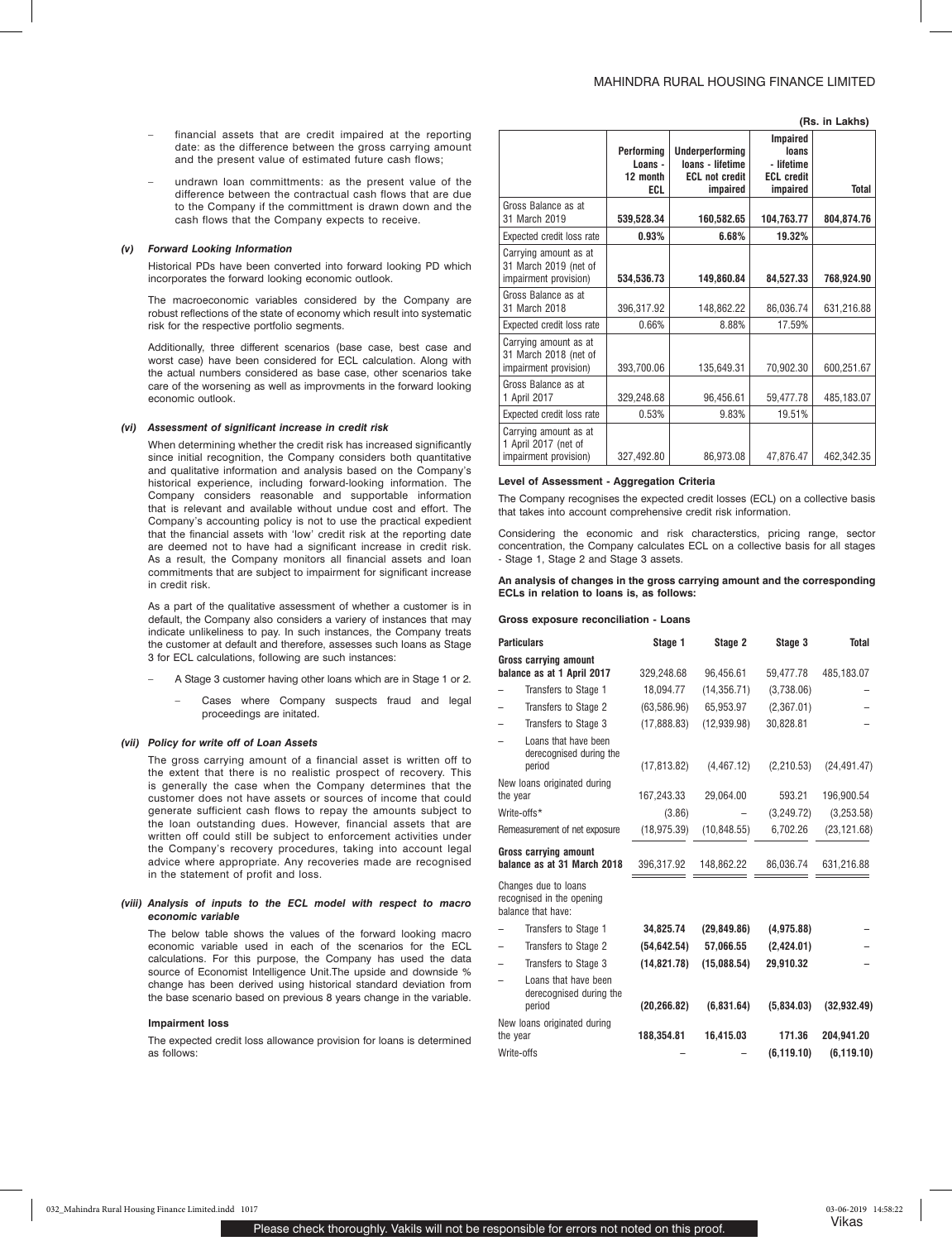- financial assets that are credit impaired at the reporting date: as the difference between the gross carrying amount and the present value of estimated future cash flows;
- undrawn loan committments: as the present value of the difference between the contractual cash flows that are due to the Company if the committment is drawn down and the cash flows that the Company expects to receive.

### *(v) Forward Looking Information*

Historical PDs have been converted into forward looking PD which incorporates the forward looking economic outlook.

The macroeconomic variables considered by the Company are robust reflections of the state of economy which result into systematic risk for the respective portfolio segments.

Additionally, three different scenarios (base case, best case and worst case) have been considered for ECL calculation. Along with the actual numbers considered as base case, other scenarios take care of the worsening as well as improvments in the forward looking economic outlook.

### *(vi) Assessment of significant increase in credit risk*

When determining whether the credit risk has increased significantly since initial recognition, the Company considers both quantitative and qualitative information and analysis based on the Company's historical experience, including forward-looking information. The Company considers reasonable and supportable information that is relevant and available without undue cost and effort. The Company's accounting policy is not to use the practical expedient that the financial assets with 'low' credit risk at the reporting date are deemed not to have had a significant increase in credit risk. As a result, the Company monitors all financial assets and loan commitments that are subject to impairment for significant increase in credit risk.

As a part of the qualitative assessment of whether a customer is in default, the Company also considers a variery of instances that may indicate unlikeliness to pay. In such instances, the Company treats the customer at default and therefore, assesses such loans as Stage 3 for ECL calculations, following are such instances:

- A Stage 3 customer having other loans which are in Stage 1 or 2.
  - Cases where Company suspects fraud and legal proceedings are initated.

### *(vii) Policy for write off of Loan Assets*

The gross carrying amount of a financial asset is written off to the extent that there is no realistic prospect of recovery. This is generally the case when the Company determines that the customer does not have assets or sources of income that could generate sufficient cash flows to repay the amounts subject to the loan outstanding dues. However, financial assets that are written off could still be subject to enforcement activities under the Company's recovery procedures, taking into account legal advice where appropriate. Any recoveries made are recognised in the statement of profit and loss.

### *(viii) Analysis of inputs to the ECL model with respect to macro economic variable*

The below table shows the values of the forward looking macro economic variable used in each of the scenarios for the ECL calculations. For this purpose, the Company has used the data source of Economist Intelligence Unit.The upside and downside % change has been derived using historical standard deviation from the base scenario based on previous 8 years change in the variable.

**Impairment loss**

The expected credit loss allowance provision for loans is determined as follows:

(Rs. in Lakhs)

| | Performing Loans - 12 month ECL | Underperforming loans - lifetime ECL not credit impaired | Impaired loans - lifetime ECL credit impaired | Total |
|---|---|---|---|---|
| Gross Balance as at 31 March 2019 | **539,528.34** | **160,582.65** | **104,763.77** | **804,874.76** |
| Expected credit loss rate | **0.93%** | **6.68%** | **19.32%** | |
| Carrying amount as at 31 March 2019 (net of impairment provision) | **534,536.73** | **149,860.84** | **84,527.33** | **768,924.90** |
| Gross Balance as at 31 March 2018 | 396,317.92 | 148,862.22 | 86,036.74 | 631,216.88 |
| Expected credit loss rate | 0.66% | 8.88% | 17.59% | |
| Carrying amount as at 31 March 2018 (net of impairment provision) | 393,700.06 | 135,649.31 | 70,902.30 | 600,251.67 |
| Gross Balance as at 1 April 2017 | 329,248.68 | 96,456.61 | 59,477.78 | 485,183.07 |
| Expected credit loss rate | 0.53% | 9.83% | 19.51% | |
| Carrying amount as at 1 April 2017 (net of impairment provision) | 327,492.80 | 86,973.08 | 47,876.47 | 462,342.35 |

**Level of Assessment - Aggregation Criteria**

The Company recognises the expected credit losses (ECL) on a collective basis that takes into account comprehensive credit risk information.

Considering the economic and risk characterstics, pricing range, sector concentration, the Company calculates ECL on a collective basis for all stages - Stage 1, Stage 2 and Stage 3 assets.

**An analysis of changes in the gross carrying amount and the corresponding ECLs in relation to loans is, as follows:**

**Gross exposure reconciliation - Loans**

| Particulars | Stage 1 | Stage 2 | Stage 3 | Total |
|---|---|---|---|---|
| **Gross carrying amount balance as at 1 April 2017** | 329,248.68 | 96,456.61 | 59,477.78 | 485,183.07 |
| – Transfers to Stage 1 | 18,094.77 | (14,356.71) | (3,738.06) | – |
| – Transfers to Stage 2 | (63,586.96) | 65,953.97 | (2,367.01) | – |
| – Transfers to Stage 3 | (17,888.83) | (12,939.98) | 30,828.81 | – |
| – Loans that have been derecognised during the period | (17,813.82) | (4,467.12) | (2,210.53) | (24,491.47) |
| New loans originated during the year | 167,243.33 | 29,064.00 | 593.21 | 196,900.54 |
| Write-offs* | (3.86) | – | (3,249.72) | (3,253.58) |
| Remeasurement of net exposure | (18,975.39) | (10,848.55) | 6,702.26 | (23,121.68) |
| **Gross carrying amount balance as at 31 March 2018** | 396,317.92 | 148,862.22 | 86,036.74 | 631,216.88 |
| Changes due to loans recognised in the opening balance that have: | | | | |
| – Transfers to Stage 1 | **34,825.74** | **(29,849.86)** | **(4,975.88)** | – |
| – Transfers to Stage 2 | **(54,642.54)** | **57,066.55** | **(2,424.01)** | – |
| – Transfers to Stage 3 | **(14,821.78)** | **(15,088.54)** | **29,910.32** | – |
| – Loans that have been derecognised during the period | **(20,266.82)** | **(6,831.64)** | **(5,834.03)** | **(32,932.49)** |
| New loans originated during the year | **188,354.81** | **16,415.03** | **171.36** | **204,941.20** |
| Write-offs | – | – | **(6,119.10)** | **(6,119.10)** |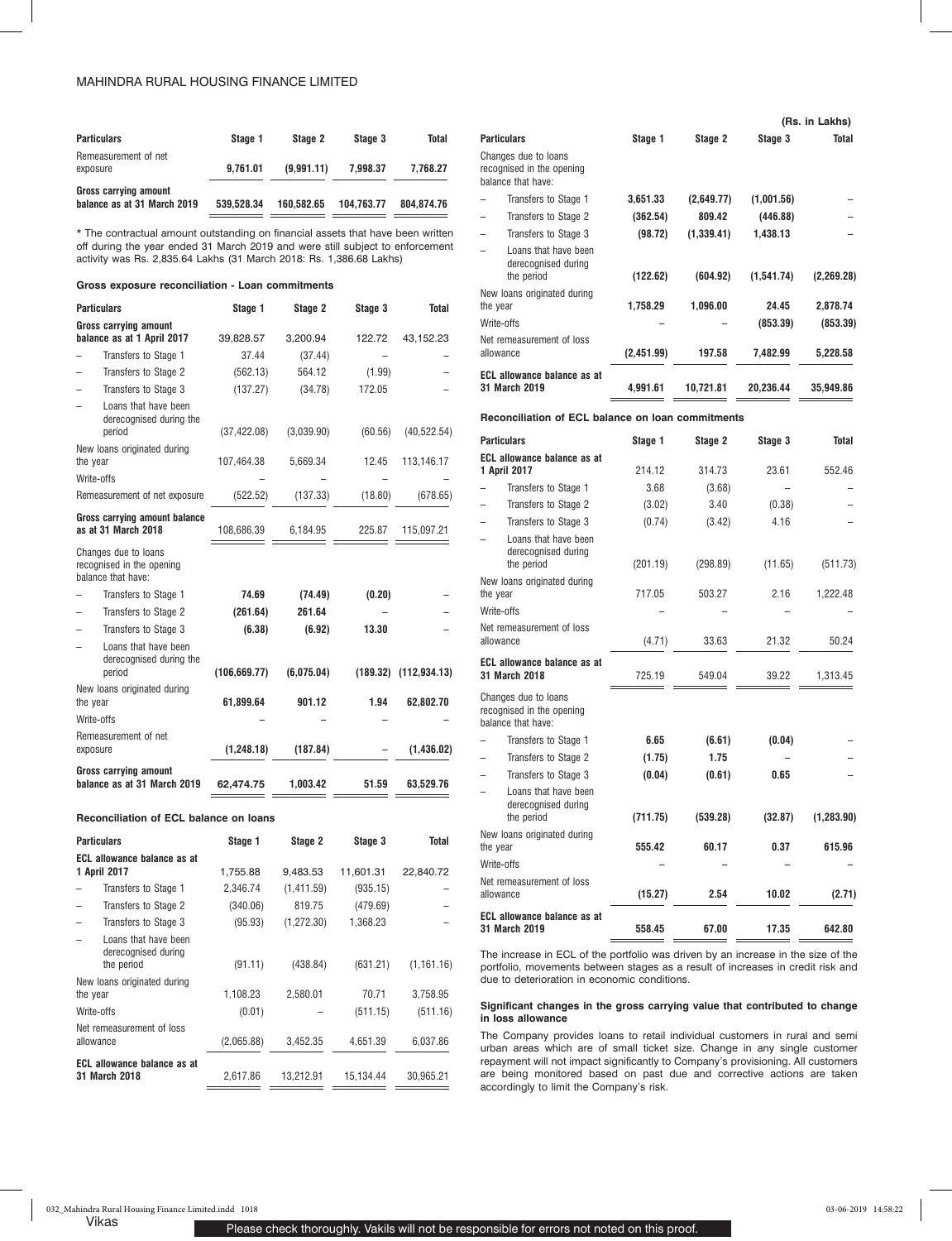| Particulars | Stage 1 | Stage 2 | Stage 3 | Total |
|---|---|---|---|---|
| Remeasurement of net exposure | **9,761.01** | **(9,991.11)** | **7,998.37** | **7,768.27** |
| **Gross carrying amount balance as at 31 March 2019** | **539,528.34** | **160,582.65** | **104,763.77** | **804,874.76** |

\* The contractual amount outstanding on financial assets that have been written off during the year ended 31 March 2019 and were still subject to enforcement activity was Rs. 2,835.64 Lakhs (31 March 2018: Rs. 1,386.68 Lakhs)

#### Gross exposure reconciliation - Loan commitments

| Particulars | Stage 1 | Stage 2 | Stage 3 | Total |
|---|---|---|---|---|
| **Gross carrying amount balance as at 1 April 2017** | 39,828.57 | 3,200.94 | 122.72 | 43,152.23 |
| – Transfers to Stage 1 | 37.44 | (37.44) | – | – |
| – Transfers to Stage 2 | (562.13) | 564.12 | (1.99) | – |
| – Transfers to Stage 3 | (137.27) | (34.78) | 172.05 | – |
| – Loans that have been derecognised during the period | (37,422.08) | (3,039.90) | (60.56) | (40,522.54) |
| New loans originated during the year | 107,464.38 | 5,669.34 | 12.45 | 113,146.17 |
| Write-offs | – | – | – | – |
| Remeasurement of net exposure | (522.52) | (137.33) | (18.80) | (678.65) |
| **Gross carrying amount balance as at 31 March 2018** | 108,686.39 | 6,184.95 | 225.87 | 115,097.21 |
| Changes due to loans recognised in the opening balance that have: | | | | |
| – Transfers to Stage 1 | **74.69** | **(74.49)** | **(0.20)** | – |
| – Transfers to Stage 2 | **(261.64)** | **261.64** | – | – |
| – Transfers to Stage 3 | **(6.38)** | **(6.92)** | **13.30** | – |
| – Loans that have been derecognised during the period | **(106,669.77)** | **(6,075.04)** | **(189.32)** | **(112,934.13)** |
| New loans originated during the year | **61,899.64** | **901.12** | **1.94** | **62,802.70** |
| Write-offs | – | – | – | – |
| Remeasurement of net exposure | **(1,248.18)** | **(187.84)** | – | **(1,436.02)** |
| **Gross carrying amount balance as at 31 March 2019** | **62,474.75** | **1,003.42** | **51.59** | **63,529.76** |

#### Reconciliation of ECL balance on loans

(Rs. in Lakhs)

| Particulars | Stage 1 | Stage 2 | Stage 3 | Total |
|---|---|---|---|---|
| **ECL allowance balance as at 1 April 2017** | 1,755.88 | 9,483.53 | 11,601.31 | 22,840.72 |
| – Transfers to Stage 1 | 2,346.74 | (1,411.59) | (935.15) | – |
| – Transfers to Stage 2 | (340.06) | 819.75 | (479.69) | – |
| – Transfers to Stage 3 | (95.93) | (1,272.30) | 1,368.23 | – |
| – Loans that have been derecognised during the period | (91.11) | (438.84) | (631.21) | (1,161.16) |
| New loans originated during the year | 1,108.23 | 2,580.01 | 70.71 | 3,758.95 |
| Write-offs | (0.01) | – | (511.15) | (511.16) |
| Net remeasurement of loss allowance | (2,065.88) | 3,452.35 | 4,651.39 | 6,037.86 |
| **ECL allowance balance as at 31 March 2018** | 2,617.86 | 13,212.91 | 15,134.44 | 30,965.21 |
| Changes due to loans recognised in the opening balance that have: | | | | |
| – Transfers to Stage 1 | **3,651.33** | **(2,649.77)** | **(1,001.56)** | – |
| – Transfers to Stage 2 | **(362.54)** | **809.42** | **(446.88)** | – |
| – Transfers to Stage 3 | **(98.72)** | **(1,339.41)** | **1,438.13** | – |
| – Loans that have been derecognised during the period | **(122.62)** | **(604.92)** | **(1,541.74)** | **(2,269.28)** |
| New loans originated during the year | **1,758.29** | **1,096.00** | **24.45** | **2,878.74** |
| Write-offs | – | – | **(853.39)** | **(853.39)** |
| Net remeasurement of loss allowance | **(2,451.99)** | **197.58** | **7,482.99** | **5,228.58** |
| **ECL allowance balance as at 31 March 2019** | **4,991.61** | **10,721.81** | **20,236.44** | **35,949.86** |

#### Reconciliation of ECL balance on loan commitments

| Particulars | Stage 1 | Stage 2 | Stage 3 | Total |
|---|---|---|---|---|
| **ECL allowance balance as at 1 April 2017** | 214.12 | 314.73 | 23.61 | 552.46 |
| – Transfers to Stage 1 | 3.68 | (3.68) | – | – |
| – Transfers to Stage 2 | (3.02) | 3.40 | (0.38) | – |
| – Transfers to Stage 3 | (0.74) | (3.42) | 4.16 | – |
| – Loans that have been derecognised during the period | (201.19) | (298.89) | (11.65) | (511.73) |
| New loans originated during the year | 717.05 | 503.27 | 2.16 | 1,222.48 |
| Write-offs | – | – | – | – |
| Net remeasurement of loss allowance | (4.71) | 33.63 | 21.32 | 50.24 |
| **ECL allowance balance as at 31 March 2018** | 725.19 | 549.04 | 39.22 | 1,313.45 |
| Changes due to loans recognised in the opening balance that have: | | | | |
| – Transfers to Stage 1 | **6.65** | **(6.61)** | **(0.04)** | – |
| – Transfers to Stage 2 | **(1.75)** | **1.75** | – | – |
| – Transfers to Stage 3 | **(0.04)** | **(0.61)** | **0.65** | – |
| – Loans that have been derecognised during the period | **(711.75)** | **(539.28)** | **(32.87)** | **(1,283.90)** |
| New loans originated during the year | **555.42** | **60.17** | **0.37** | **615.96** |
| Write-offs | – | – | – | – |
| Net remeasurement of loss allowance | **(15.27)** | **2.54** | **10.02** | **(2.71)** |
| **ECL allowance balance as at 31 March 2019** | **558.45** | **67.00** | **17.35** | **642.80** |

The increase in ECL of the portfolio was driven by an increase in the size of the portfolio, movements between stages as a result of increases in credit risk and due to deterioration in economic conditions.

#### Significant changes in the gross carrying value that contributed to change in loss allowance

The Company provides loans to retail individual customers in rural and semi urban areas which are of small ticket size. Change in any single customer repayment will not impact significantly to Company's provisioning. All customers are being monitored based on past due and corrective actions are taken accordingly to limit the Company's risk.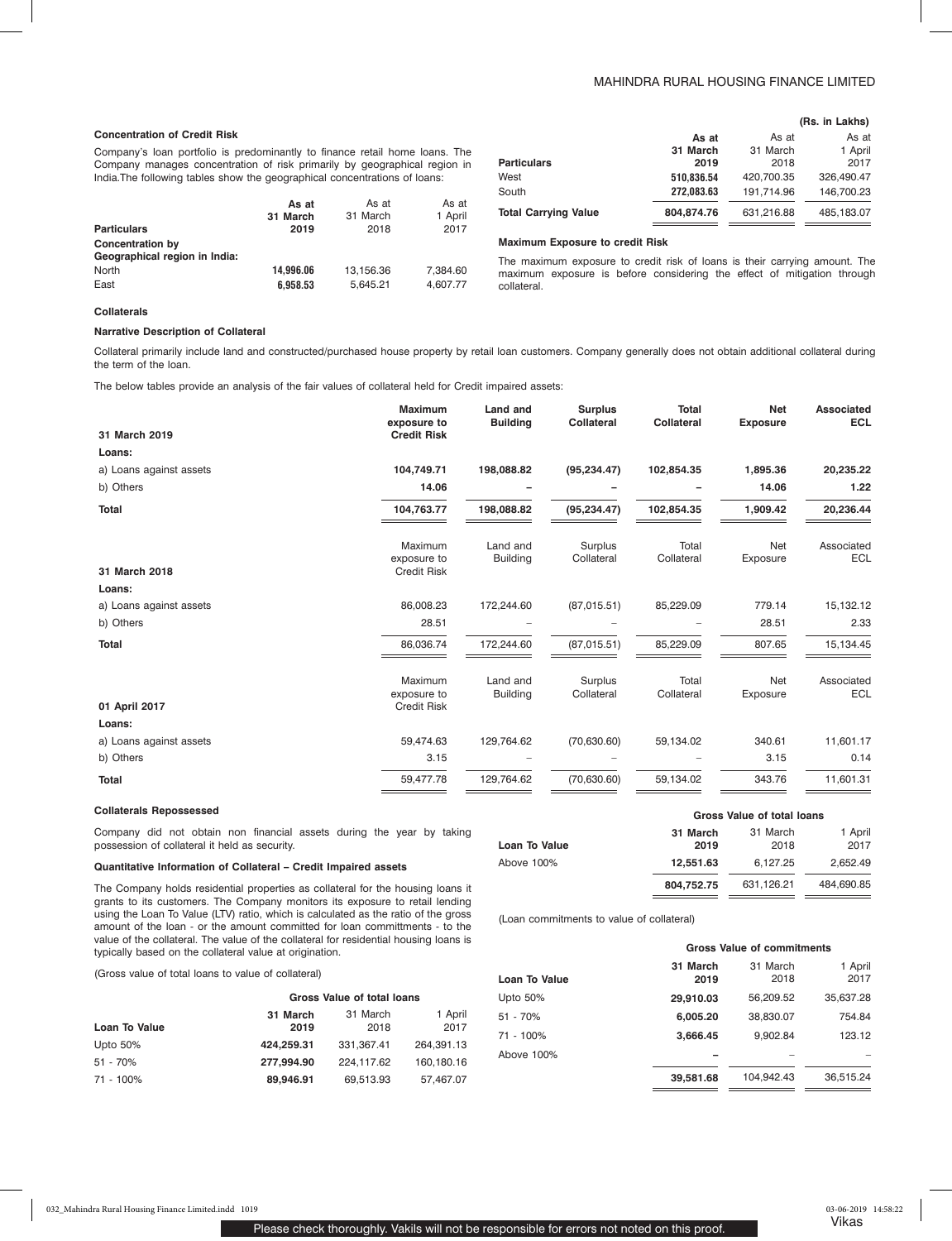### Concentration of Credit Risk

Company's loan portfolio is predominantly to finance retail home loans. The Company manages concentration of risk primarily by geographical region in India.The following tables show the geographical concentrations of loans:

(Rs. in Lakhs)

| Particulars | As at 31 March 2019 | As at 31 March 2018 | As at 1 April 2017 |
|---|---|---|---|
| **Concentration by Geographical region in India:** | | | |
| North | **14,996.06** | 13,156.36 | 7,384.60 |
| East | **6,958.53** | 5,645.21 | 4,607.77 |
| West | **510,836.54** | 420,700.35 | 326,490.47 |
| South | **272,083.63** | 191,714.96 | 146,700.23 |
| **Total Carrying Value** | **804,874.76** | 631,216.88 | 485,183.07 |

### Maximum Exposure to credit Risk

The maximum exposure to credit risk of loans is their carrying amount. The maximum exposure is before considering the effect of mitigation through collateral.

### Collaterals

#### Narrative Description of Collateral

Collateral primarily include land and constructed/purchased house property by retail loan customers. Company generally does not obtain additional collateral during the term of the loan.

The below tables provide an analysis of the fair values of collateral held for Credit impaired assets:

| 31 March 2019 | Maximum exposure to Credit Risk | Land and Building | Surplus Collateral | Total Collateral | Net Exposure | Associated ECL |
|---|---|---|---|---|---|---|
| **Loans:** | | | | | | |
| a) Loans against assets | **104,749.71** | **198,088.82** | **(95,234.47)** | **102,854.35** | **1,895.36** | **20,235.22** |
| b) Others | **14.06** | **–** | **–** | **–** | **14.06** | **1.22** |
| **Total** | **104,763.77** | **198,088.82** | **(95,234.47)** | **102,854.35** | **1,909.42** | **20,236.44** |

| 31 March 2018 | Maximum exposure to Credit Risk | Land and Building | Surplus Collateral | Total Collateral | Net Exposure | Associated ECL |
|---|---|---|---|---|---|---|
| **Loans:** | | | | | | |
| a) Loans against assets | 86,008.23 | 172,244.60 | (87,015.51) | 85,229.09 | 779.14 | 15,132.12 |
| b) Others | 28.51 | – | – | – | 28.51 | 2.33 |
| **Total** | 86,036.74 | 172,244.60 | (87,015.51) | 85,229.09 | 807.65 | 15,134.45 |

| 01 April 2017 | Maximum exposure to Credit Risk | Land and Building | Surplus Collateral | Total Collateral | Net Exposure | Associated ECL |
|---|---|---|---|---|---|---|
| **Loans:** | | | | | | |
| a) Loans against assets | 59,474.63 | 129,764.62 | (70,630.60) | 59,134.02 | 340.61 | 11,601.17 |
| b) Others | 3.15 | – | – | – | 3.15 | 0.14 |
| **Total** | 59,477.78 | 129,764.62 | (70,630.60) | 59,134.02 | 343.76 | 11,601.31 |

### Collaterals Repossessed

Company did not obtain non financial assets during the year by taking possession of collateral it held as security.

#### Quantitative Information of Collateral – Credit Impaired assets

The Company holds residential properties as collateral for the housing loans it grants to its customers. The Company monitors its exposure to retail lending using the Loan To Value (LTV) ratio, which is calculated as the ratio of the gross amount of the loan - or the amount committed for loan committments - to the value of the collateral. The value of the collateral for residential housing loans is typically based on the collateral value at origination.

(Gross value of total loans to value of collateral)

| Loan To Value | Gross Value of total loans | | |
|---|---|---|---|
| | **31 March 2019** | 31 March 2018 | 1 April 2017 |
| Upto 50% | **424,259.31** | 331,367.41 | 264,391.13 |
| 51 - 70% | **277,994.90** | 224,117.62 | 160,180.16 |
| 71 - 100% | **89,946.91** | 69,513.93 | 57,467.07 |
| Above 100% | **12,551.63** | 6,127.25 | 2,652.49 |
| | **804,752.75** | 631,126.21 | 484,690.85 |

(Loan commitments to value of collateral)

| Loan To Value | Gross Value of commitments | | |
|---|---|---|---|
| | **31 March 2019** | 31 March 2018 | 1 April 2017 |
| Upto 50% | **29,910.03** | 56,209.52 | 35,637.28 |
| 51 - 70% | **6,005.20** | 38,830.07 | 754.84 |
| 71 - 100% | **3,666.45** | 9,902.84 | 123.12 |
| Above 100% | **–** | – | – |
| | **39,581.68** | 104,942.43 | 36,515.24 |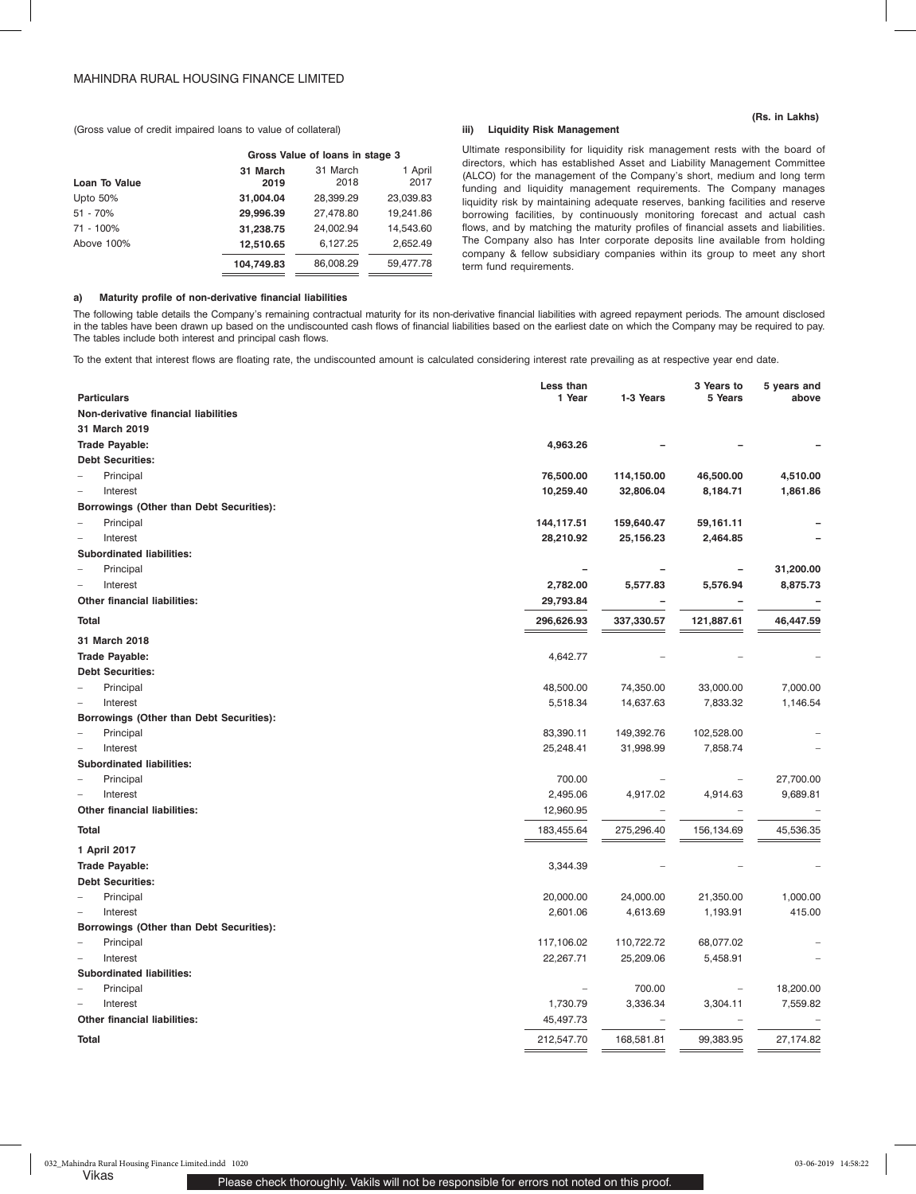(Gross value of credit impaired loans to value of collateral)

| Loan To Value | Gross Value of loans in stage 3 | | |
|---|---|---|---|
| | **31 March 2019** | 31 March 2018 | 1 April 2017 |
| Upto 50% | **31,004.04** | 28,399.29 | 23,039.83 |
| 51 - 70% | **29,996.39** | 27,478.80 | 19,241.86 |
| 71 - 100% | **31,238.75** | 24,002.94 | 14,543.60 |
| Above 100% | **12,510.65** | 6,127.25 | 2,652.49 |
| | **104,749.83** | 86,008.29 | 59,477.78 |

**(Rs. in Lakhs)**

### iii) Liquidity Risk Management

Ultimate responsibility for liquidity risk management rests with the board of directors, which has established Asset and Liability Management Committee (ALCO) for the management of the Company's short, medium and long term funding and liquidity management requirements. The Company manages liquidity risk by maintaining adequate reserves, banking facilities and reserve borrowing facilities, by continuously monitoring forecast and actual cash flows, and by matching the maturity profiles of financial assets and liabilities. The Company also has Inter corporate deposits line available from holding company & fellow subsidiary companies within its group to meet any short term fund requirements.

#### a) Maturity profile of non-derivative financial liabilities

The following table details the Company's remaining contractual maturity for its non-derivative financial liabilities with agreed repayment periods. The amount disclosed in the tables have been drawn up based on the undiscounted cash flows of financial liabilities based on the earliest date on which the Company may be required to pay. The tables include both interest and principal cash flows.

To the extent that interest flows are floating rate, the undiscounted amount is calculated considering interest rate prevailing as at respective year end date.

| Particulars | Less than 1 Year | 1-3 Years | 3 Years to 5 Years | 5 years and above |
|---|---|---|---|---|
| **Non-derivative financial liabilities** | | | | |
| **31 March 2019** | | | | |
| **Trade Payable:** | **4,963.26** | **–** | **–** | **–** |
| **Debt Securities:** | | | | |
| – Principal | **76,500.00** | **114,150.00** | **46,500.00** | **4,510.00** |
| – Interest | **10,259.40** | **32,806.04** | **8,184.71** | **1,861.86** |
| **Borrowings (Other than Debt Securities):** | | | | |
| – Principal | **144,117.51** | **159,640.47** | **59,161.11** | **–** |
| – Interest | **28,210.92** | **25,156.23** | **2,464.85** | **–** |
| **Subordinated liabilities:** | | | | |
| – Principal | **–** | **–** | **–** | **31,200.00** |
| – Interest | **2,782.00** | **5,577.83** | **5,576.94** | **8,875.73** |
| **Other financial liabilities:** | **29,793.84** | **–** | **–** | **–** |
| **Total** | **296,626.93** | **337,330.57** | **121,887.61** | **46,447.59** |
| **31 March 2018** | | | | |
| **Trade Payable:** | 4,642.77 | – | – | – |
| **Debt Securities:** | | | | |
| – Principal | 48,500.00 | 74,350.00 | 33,000.00 | 7,000.00 |
| – Interest | 5,518.34 | 14,637.63 | 7,833.32 | 1,146.54 |
| **Borrowings (Other than Debt Securities):** | | | | |
| – Principal | 83,390.11 | 149,392.76 | 102,528.00 | – |
| – Interest | 25,248.41 | 31,998.99 | 7,858.74 | – |
| **Subordinated liabilities:** | | | | |
| – Principal | 700.00 | – | – | 27,700.00 |
| – Interest | 2,495.06 | 4,917.02 | 4,914.63 | 9,689.81 |
| **Other financial liabilities:** | 12,960.95 | – | – | – |
| **Total** | 183,455.64 | 275,296.40 | 156,134.69 | 45,536.35 |
| **1 April 2017** | | | | |
| **Trade Payable:** | 3,344.39 | – | – | – |
| **Debt Securities:** | | | | |
| – Principal | 20,000.00 | 24,000.00 | 21,350.00 | 1,000.00 |
| – Interest | 2,601.06 | 4,613.69 | 1,193.91 | 415.00 |
| **Borrowings (Other than Debt Securities):** | | | | |
| – Principal | 117,106.02 | 110,722.72 | 68,077.02 | – |
| – Interest | 22,267.71 | 25,209.06 | 5,458.91 | – |
| **Subordinated liabilities:** | | | | |
| – Principal | – | 700.00 | – | 18,200.00 |
| – Interest | 1,730.79 | 3,336.34 | 3,304.11 | 7,559.82 |
| **Other financial liabilities:** | 45,497.73 | – | – | – |
| **Total** | 212,547.70 | 168,581.81 | 99,383.95 | 27,174.82 |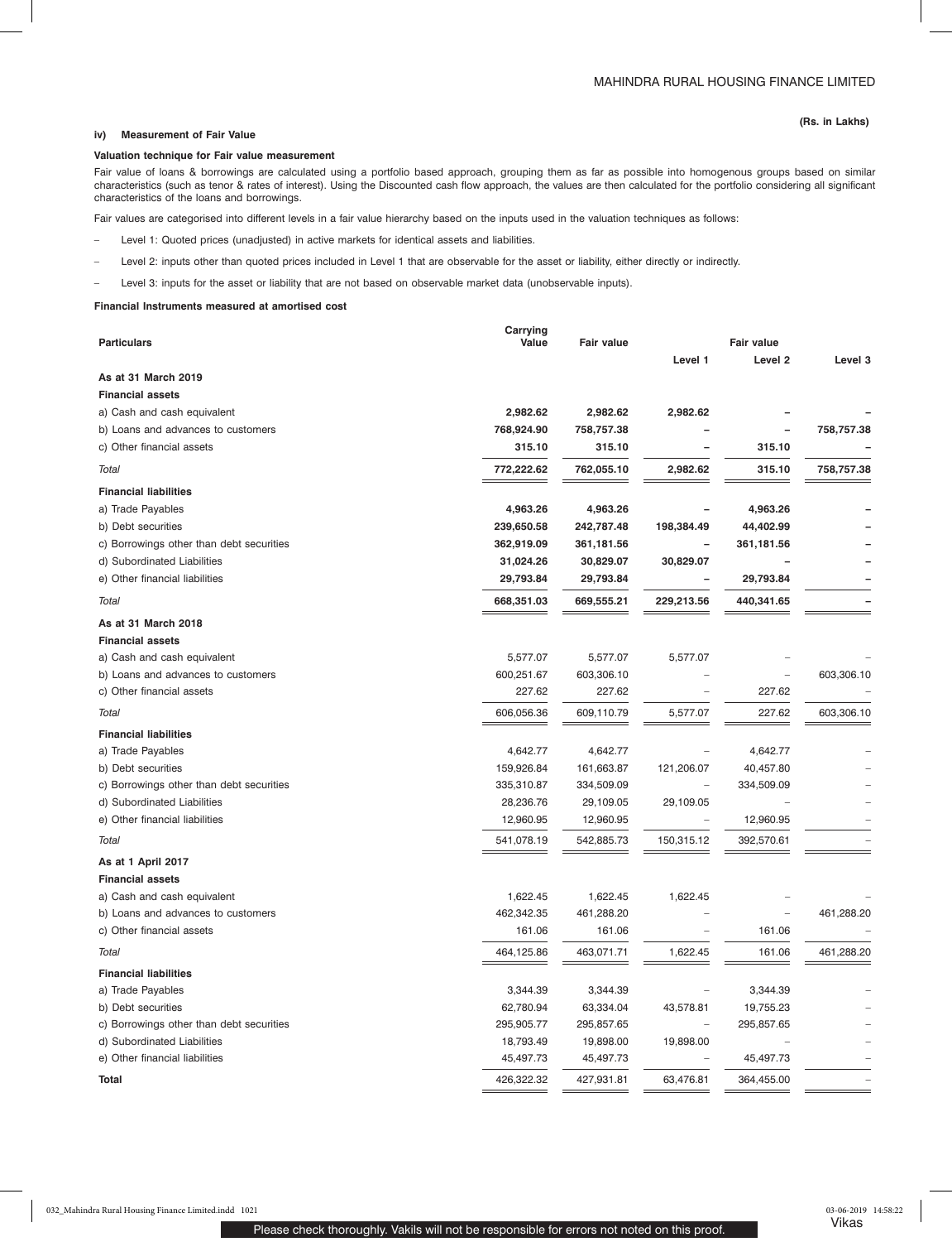(Rs. in Lakhs)

### iv) Measurement of Fair Value

**Valuation technique for Fair value measurement**

Fair value of loans & borrowings are calculated using a portfolio based approach, grouping them as far as possible into homogenous groups based on similar characteristics (such as tenor & rates of interest). Using the Discounted cash flow approach, the values are then calculated for the portfolio considering all significant characteristics of the loans and borrowings.

Fair values are categorised into different levels in a fair value hierarchy based on the inputs used in the valuation techniques as follows:

- Level 1: Quoted prices (unadjusted) in active markets for identical assets and liabilities.
- Level 2: inputs other than quoted prices included in Level 1 that are observable for the asset or liability, either directly or indirectly.
- Level 3: inputs for the asset or liability that are not based on observable market data (unobservable inputs).

**Financial Instruments measured at amortised cost**

| Particulars | Carrying Value | Fair value | Fair value | | |
|---|---|---|---|---|---|
| | | | Level 1 | Level 2 | Level 3 |
| **As at 31 March 2019** | | | | | |
| **Financial assets** | | | | | |
| a) Cash and cash equivalent | **2,982.62** | **2,982.62** | **2,982.62** | **–** | **–** |
| b) Loans and advances to customers | **768,924.90** | **758,757.38** | **–** | **–** | **758,757.38** |
| c) Other financial assets | **315.10** | **315.10** | **–** | **315.10** | **–** |
| *Total* | **772,222.62** | **762,055.10** | **2,982.62** | **315.10** | **758,757.38** |
| **Financial liabilities** | | | | | |
| a) Trade Payables | **4,963.26** | **4,963.26** | **–** | **4,963.26** | **–** |
| b) Debt securities | **239,650.58** | **242,787.48** | **198,384.49** | **44,402.99** | **–** |
| c) Borrowings other than debt securities | **362,919.09** | **361,181.56** | **–** | **361,181.56** | **–** |
| d) Subordinated Liabilities | **31,024.26** | **30,829.07** | **30,829.07** | **–** | **–** |
| e) Other financial liabilities | **29,793.84** | **29,793.84** | **–** | **29,793.84** | **–** |
| *Total* | **668,351.03** | **669,555.21** | **229,213.56** | **440,341.65** | **–** |
| **As at 31 March 2018** | | | | | |
| **Financial assets** | | | | | |
| a) Cash and cash equivalent | 5,577.07 | 5,577.07 | 5,577.07 | – | – |
| b) Loans and advances to customers | 600,251.67 | 603,306.10 | – | – | 603,306.10 |
| c) Other financial assets | 227.62 | 227.62 | – | 227.62 | – |
| *Total* | 606,056.36 | 609,110.79 | 5,577.07 | 227.62 | 603,306.10 |
| **Financial liabilities** | | | | | |
| a) Trade Payables | 4,642.77 | 4,642.77 | – | 4,642.77 | – |
| b) Debt securities | 159,926.84 | 161,663.87 | 121,206.07 | 40,457.80 | – |
| c) Borrowings other than debt securities | 335,310.87 | 334,509.09 | – | 334,509.09 | – |
| d) Subordinated Liabilities | 28,236.76 | 29,109.05 | 29,109.05 | – | – |
| e) Other financial liabilities | 12,960.95 | 12,960.95 | – | 12,960.95 | – |
| *Total* | 541,078.19 | 542,885.73 | 150,315.12 | 392,570.61 | – |
| **As at 1 April 2017** | | | | | |
| **Financial assets** | | | | | |
| a) Cash and cash equivalent | 1,622.45 | 1,622.45 | 1,622.45 | – | – |
| b) Loans and advances to customers | 462,342.35 | 461,288.20 | – | – | 461,288.20 |
| c) Other financial assets | 161.06 | 161.06 | – | 161.06 | – |
| *Total* | 464,125.86 | 463,071.71 | 1,622.45 | 161.06 | 461,288.20 |
| **Financial liabilities** | | | | | |
| a) Trade Payables | 3,344.39 | 3,344.39 | – | 3,344.39 | – |
| b) Debt securities | 62,780.94 | 63,334.04 | 43,578.81 | 19,755.23 | – |
| c) Borrowings other than debt securities | 295,905.77 | 295,857.65 | – | 295,857.65 | – |
| d) Subordinated Liabilities | 18,793.49 | 19,898.00 | 19,898.00 | – | – |
| e) Other financial liabilities | 45,497.73 | 45,497.73 | – | 45,497.73 | – |
| **Total** | 426,322.32 | 427,931.81 | 63,476.81 | 364,455.00 | – |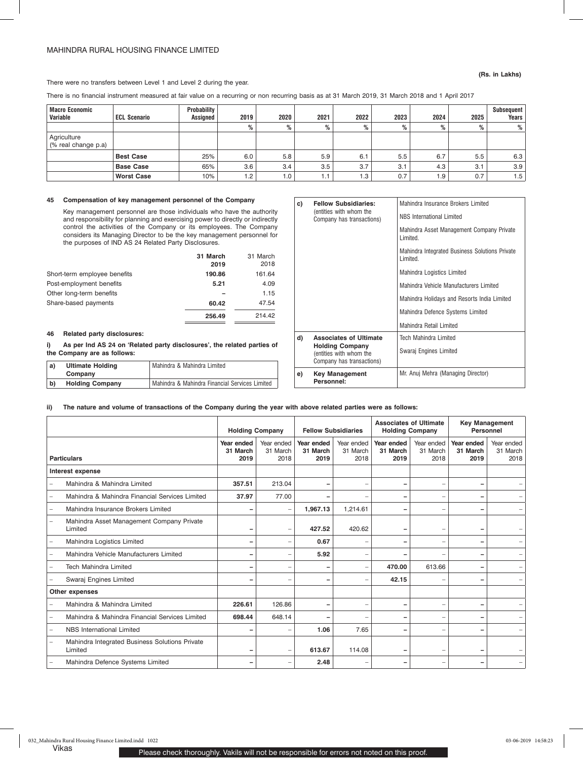(Rs. in Lakhs)

There were no transfers between Level 1 and Level 2 during the year.

There is no financial instrument measured at fair value on a recurring or non recurring basis as at 31 March 2019, 31 March 2018 and 1 April 2017

| Macro Economic Variable | ECL Scenario | Probability Assigned | 2019 | 2020 | 2021 | 2022 | 2023 | 2024 | 2025 | Subsequent Years |
|---|---|---|---|---|---|---|---|---|---|---|
| | | | % | % | % | % | % | % | % | % |
| Agriculture (% real change p.a) | | | | | | | | | | |
| | **Best Case** | 25% | 6.0 | 5.8 | 5.9 | 6.1 | 5.5 | 6.7 | 5.5 | 6.3 |
| | **Base Case** | 65% | 3.6 | 3.4 | 3.5 | 3.7 | 3.1 | 4.3 | 3.1 | 3.9 |
| | **Worst Case** | 10% | 1.2 | 1.0 | 1.1 | 1.3 | 0.7 | 1.9 | 0.7 | 1.5 |

### 45 Compensation of key management personnel of the Company

Key management personnel are those individuals who have the authority and responsibility for planning and exercising power to directly or indirectly control the activities of the Company or its employees. The Company considers its Managing Director to be the key management personnel for the purposes of IND AS 24 Related Party Disclosures.

| | 31 March 2019 | 31 March 2018 |
|---|---|---|
| Short-term employee benefits | **190.86** | 161.64 |
| Post-employment benefits | **5.21** | 4.09 |
| Other long-term benefits | – | 1.15 |
| Share-based payments | **60.42** | 47.54 |
| | **256.49** | 214.42 |

### 46 Related party disclosures:

**i) As per Ind AS 24 on 'Related party disclosures', the related parties of the Company are as follows:**

| | | |
|---|---|---|
| a) | **Ultimate Holding Company** | Mahindra & Mahindra Limited |
| b) | **Holding Company** | Mahindra & Mahindra Financial Services Limited |
| c) | **Fellow Subsidiaries:** (entities with whom the Company has transactions) | Mahindra Insurance Brokers Limited |
| | | NBS International Limited |
| | | Mahindra Asset Management Company Private Limited. |
| | | Mahindra Integrated Business Solutions Private Limited. |
| | | Mahindra Logistics Limited |
| | | Mahindra Vehicle Manufacturers Limited |
| | | Mahindra Holidays and Resorts India Limited |
| | | Mahindra Defence Systems Limited |
| | | Mahindra Retail Limited |
| d) | **Associates of Ultimate Holding Company** (entities with whom the Company has transactions) | Tech Mahindra Limited |
| | | Swaraj Engines Limited |
| e) | **Key Management Personnel:** | Mr. Anuj Mehra (Managing Director) |

**ii) The nature and volume of transactions of the Company during the year with above related parties were as follows:**

| | Holding Company | | Fellow Subsidiaries | | Associates of Ultimate Holding Company | | Key Management Personnel | |
|---|---|---|---|---|---|---|---|---|
| **Particulars** | **Year ended 31 March 2019** | Year ended 31 March 2018 | **Year ended 31 March 2019** | Year ended 31 March 2018 | **Year ended 31 March 2019** | Year ended 31 March 2018 | **Year ended 31 March 2019** | Year ended 31 March 2018 |
| **Interest expense** | | | | | | | | |
| – Mahindra & Mahindra Limited | **357.51** | 213.04 | – | – | – | – | – | – |
| – Mahindra & Mahindra Financial Services Limited | **37.97** | 77.00 | – | – | – | – | – | – |
| – Mahindra Insurance Brokers Limited | – | – | **1,967.13** | 1,214.61 | – | – | – | – |
| – Mahindra Asset Management Company Private Limited | – | – | **427.52** | 420.62 | – | – | – | – |
| – Mahindra Logistics Limited | – | – | **0.67** | – | – | – | – | – |
| – Mahindra Vehicle Manufacturers Limited | – | – | **5.92** | – | – | – | – | – |
| – Tech Mahindra Limited | – | – | – | – | **470.00** | 613.66 | – | – |
| – Swaraj Engines Limited | – | – | – | – | **42.15** | – | – | – |
| **Other expenses** | | | | | | | | |
| – Mahindra & Mahindra Limited | **226.61** | 126.86 | – | – | – | – | – | – |
| – Mahindra & Mahindra Financial Services Limited | **698.44** | 648.14 | – | – | – | – | – | – |
| – NBS International Limited | – | – | **1.06** | 7.65 | – | – | – | – |
| – Mahindra Integrated Business Solutions Private Limited | – | – | **613.67** | 114.08 | – | – | – | – |
| – Mahindra Defence Systems Limited | – | – | **2.48** | – | – | – | – | – |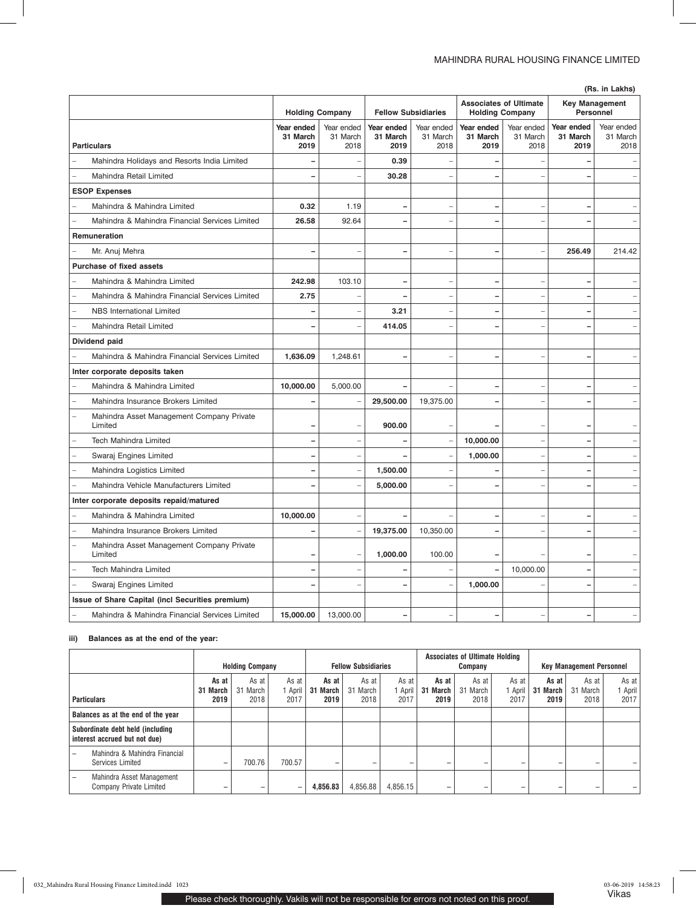(Rs. in Lakhs)

| Particulars | Holding Company | | Fellow Subsidiaries | | Associates of Ultimate Holding Company | | Key Management Personnel | |
|---|---|---|---|---|---|---|---|---|
| | **Year ended 31 March 2019** | Year ended 31 March 2018 | **Year ended 31 March 2019** | Year ended 31 March 2018 | **Year ended 31 March 2019** | Year ended 31 March 2018 | **Year ended 31 March 2019** | Year ended 31 March 2018 |
| – Mahindra Holidays and Resorts India Limited | **–** | – | **0.39** | – | **–** | – | **–** | – |
| – Mahindra Retail Limited | **–** | – | **30.28** | – | **–** | – | **–** | – |
| **ESOP Expenses** | | | | | | | | |
| – Mahindra & Mahindra Limited | **0.32** | 1.19 | **–** | – | **–** | – | **–** | – |
| – Mahindra & Mahindra Financial Services Limited | **26.58** | 92.64 | **–** | – | **–** | – | **–** | – |
| **Remuneration** | | | | | | | | |
| – Mr. Anuj Mehra | **–** | – | **–** | – | **–** | – | **256.49** | 214.42 |
| **Purchase of fixed assets** | | | | | | | | |
| – Mahindra & Mahindra Limited | **242.98** | 103.10 | **–** | – | **–** | – | **–** | – |
| – Mahindra & Mahindra Financial Services Limited | **2.75** | – | **–** | – | **–** | – | **–** | – |
| – NBS International Limited | **–** | – | **3.21** | – | **–** | – | **–** | – |
| – Mahindra Retail Limited | **–** | – | **414.05** | – | **–** | – | **–** | – |
| **Dividend paid** | | | | | | | | |
| – Mahindra & Mahindra Financial Services Limited | **1,636.09** | 1,248.61 | **–** | – | **–** | – | **–** | – |
| **Inter corporate deposits taken** | | | | | | | | |
| – Mahindra & Mahindra Limited | **10,000.00** | 5,000.00 | **–** | – | **–** | – | **–** | – |
| – Mahindra Insurance Brokers Limited | **–** | – | **29,500.00** | 19,375.00 | **–** | – | **–** | – |
| – Mahindra Asset Management Company Private Limited | **–** | – | **900.00** | – | **–** | – | **–** | – |
| – Tech Mahindra Limited | **–** | – | **–** | – | **10,000.00** | – | **–** | – |
| – Swaraj Engines Limited | **–** | – | **–** | – | **1,000.00** | – | **–** | – |
| – Mahindra Logistics Limited | **–** | – | **1,500.00** | – | **–** | – | **–** | – |
| – Mahindra Vehicle Manufacturers Limited | **–** | – | **5,000.00** | – | **–** | – | **–** | – |
| **Inter corporate deposits repaid/matured** | | | | | | | | |
| – Mahindra & Mahindra Limited | **10,000.00** | – | **–** | – | **–** | – | **–** | – |
| – Mahindra Insurance Brokers Limited | **–** | – | **19,375.00** | 10,350.00 | **–** | – | **–** | – |
| – Mahindra Asset Management Company Private Limited | **–** | – | **1,000.00** | 100.00 | **–** | – | **–** | – |
| – Tech Mahindra Limited | **–** | – | **–** | – | **–** | 10,000.00 | **–** | – |
| – Swaraj Engines Limited | **–** | – | **–** | – | **1,000.00** | – | **–** | – |
| **Issue of Share Capital (incl Securities premium)** | | | | | | | | |
| – Mahindra & Mahindra Financial Services Limited | **15,000.00** | 13,000.00 | **–** | – | **–** | – | **–** | – |

### iii) Balances as at the end of the year:

| Particulars | Holding Company | | | Fellow Subsidiaries | | | Associates of Ultimate Holding Company | | | Key Management Personnel | | |
|---|---|---|---|---|---|---|---|---|---|---|---|---|
| | **As at 31 March 2019** | As at 31 March 2018 | As at 1 April 2017 | **As at 31 March 2019** | As at 31 March 2018 | As at 1 April 2017 | **As at 31 March 2019** | As at 31 March 2018 | As at 1 April 2017 | **As at 31 March 2019** | As at 31 March 2018 | As at 1 April 2017 |
| **Balances as at the end of the year** | | | | | | | | | | | | |
| **Subordinate debt held (including interest accrued but not due)** | | | | | | | | | | | | |
| – Mahindra & Mahindra Financial Services Limited | – | 700.76 | 700.57 | – | – | – | – | – | – | – | – | – |
| – Mahindra Asset Management Company Private Limited | – | – | – | **4,856.83** | 4,856.88 | 4,856.15 | – | – | – | – | – | – |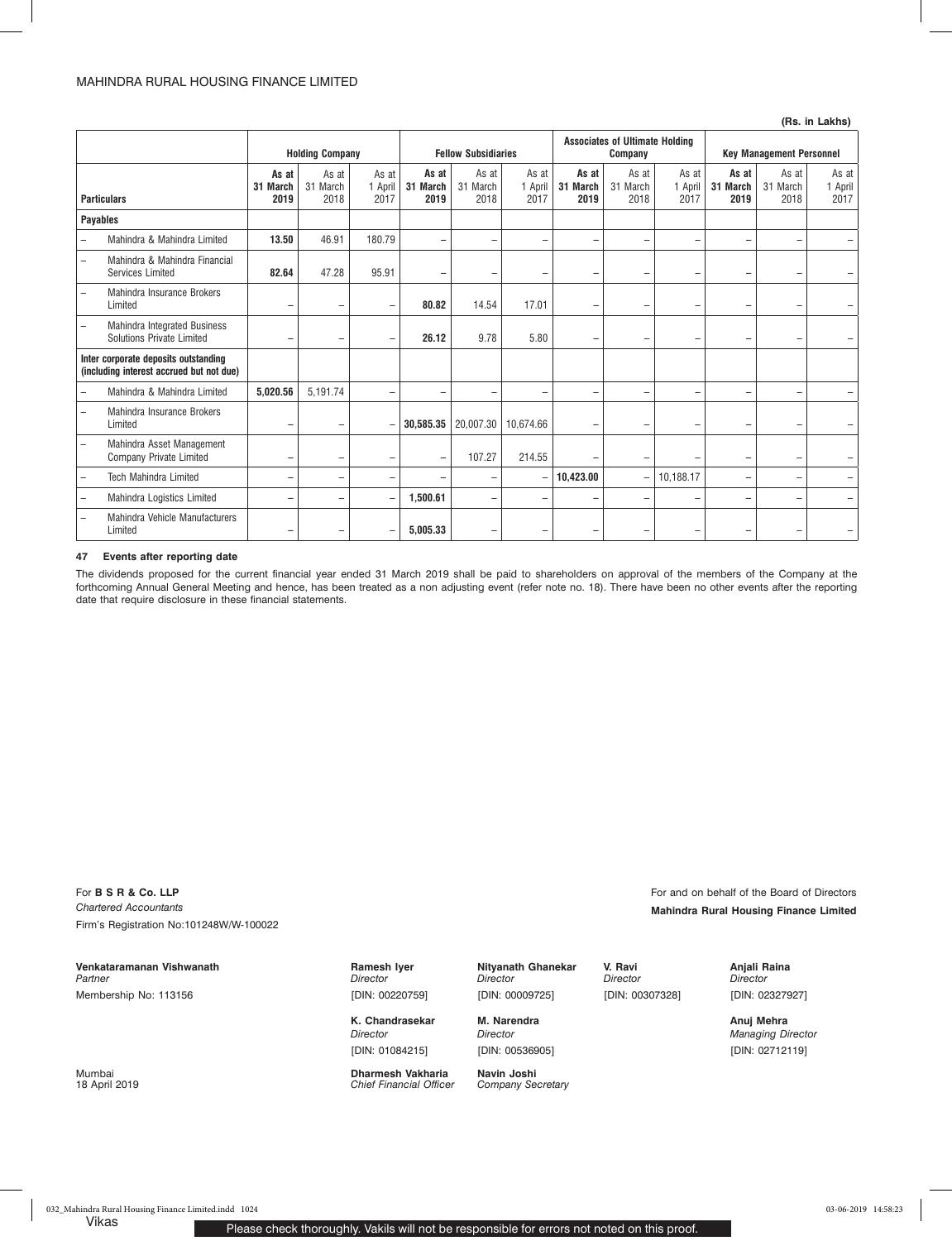(Rs. in Lakhs)

| Particulars | Holding Company | | | Fellow Subsidiaries | | | Associates of Ultimate Holding Company | | | Key Management Personnel | | |
|---|---|---|---|---|---|---|---|---|---|---|---|---|
| | **As at 31 March 2019** | As at 31 March 2018 | As at 1 April 2017 | **As at 31 March 2019** | As at 31 March 2018 | As at 1 April 2017 | **As at 31 March 2019** | As at 31 March 2018 | As at 1 April 2017 | **As at 31 March 2019** | As at 31 March 2018 | As at 1 April 2017 |
| **Payables** | | | | | | | | | | | | |
| – Mahindra & Mahindra Limited | **13.50** | 46.91 | 180.79 | – | – | – | – | – | – | – | – | – |
| – Mahindra & Mahindra Financial Services Limited | **82.64** | 47.28 | 95.91 | – | – | – | – | – | – | – | – | – |
| – Mahindra Insurance Brokers Limited | – | – | – | **80.82** | 14.54 | 17.01 | – | – | – | – | – | – |
| – Mahindra Integrated Business Solutions Private Limited | – | – | – | **26.12** | 9.78 | 5.80 | – | – | – | – | – | – |
| **Inter corporate deposits outstanding (including interest accrued but not due)** | | | | | | | | | | | | |
| – Mahindra & Mahindra Limited | **5,020.56** | 5,191.74 | – | – | – | – | – | – | – | – | – | – |
| – Mahindra Insurance Brokers Limited | – | – | – | **30,585.35** | 20,007.30 | 10,674.66 | – | – | – | – | – | – |
| – Mahindra Asset Management Company Private Limited | – | – | – | – | 107.27 | 214.55 | – | – | – | – | – | – |
| – Tech Mahindra Limited | – | – | – | – | – | – | **10,423.00** | – | 10,188.17 | – | – | – |
| – Mahindra Logistics Limited | – | – | – | **1,500.61** | – | – | – | – | – | – | – | – |
| – Mahindra Vehicle Manufacturers Limited | – | – | – | **5,005.33** | – | – | – | – | – | – | – | – |

**47 Events after reporting date**

The dividends proposed for the current financial year ended 31 March 2019 shall be paid to shareholders on approval of the members of the Company at the forthcoming Annual General Meeting and hence, has been treated as a non adjusting event (refer note no. 18). There have been no other events after the reporting date that require disclosure in these financial statements.

For **B S R & Co. LLP**
*Chartered Accountants*
Firm's Registration No:101248W/W-100022

**Venkataramanan Vishwanath**
*Partner*
Membership No: 113156

Mumbai
18 April 2019

For and on behalf of the Board of Directors
**Mahindra Rural Housing Finance Limited**

**Ramesh Iyer**
*Director*
[DIN: 00220759]

**Nityanath Ghanekar**
*Director*
[DIN: 00009725]

**V. Ravi**
*Director*
[DIN: 00307328]

**Anjali Raina**
*Director*
[DIN: 02327927]

**K. Chandrasekar**
*Director*
[DIN: 01084215]

**M. Narendra**
*Director*
[DIN: 00536905]

**Anuj Mehra**
*Managing Director*
[DIN: 02712119]

**Dharmesh Vakharia**
*Chief Financial Officer*

**Navin Joshi**
*Company Secretary*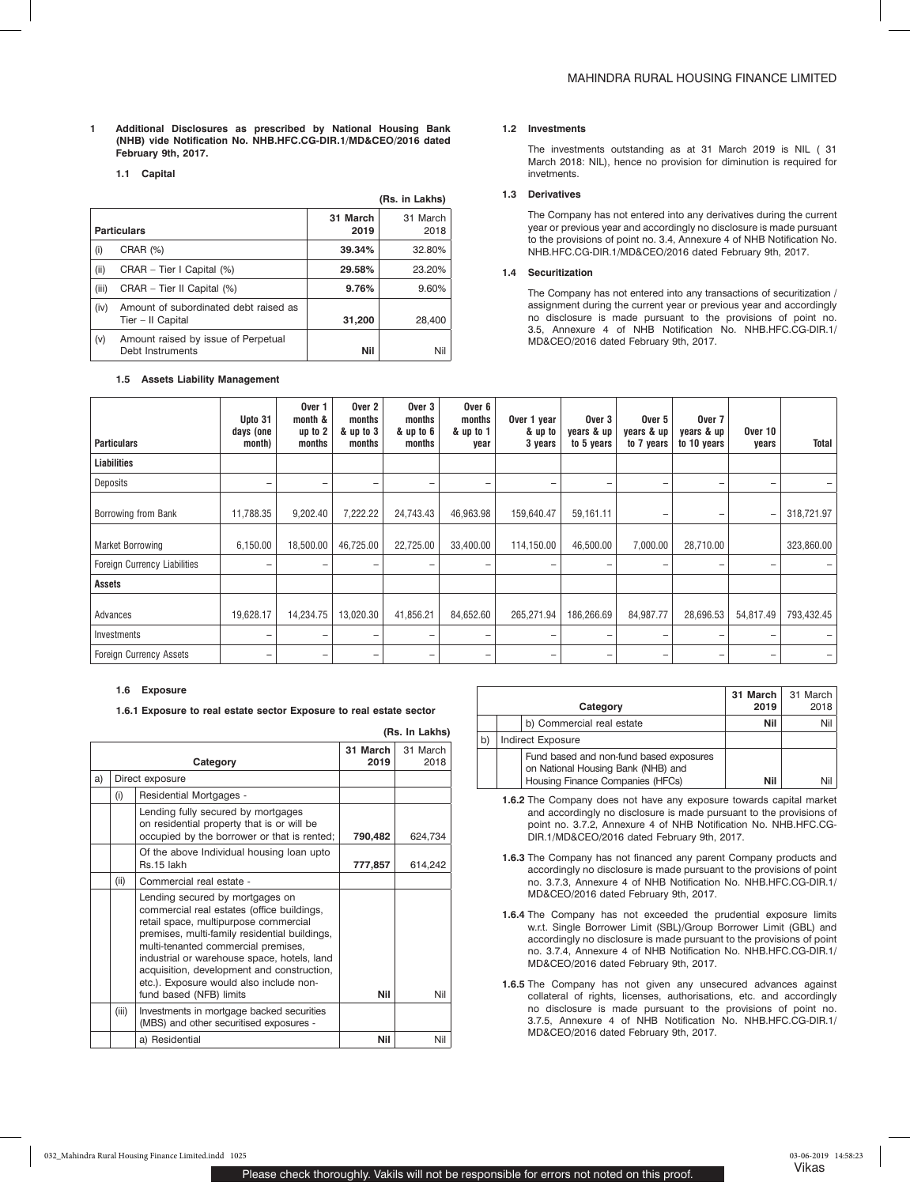## 1 Additional Disclosures as prescribed by National Housing Bank (NHB) vide Notification No. NHB.HFC.CG-DIR.1/MD&CEO/2016 dated February 9th, 2017.

### 1.1 Capital

(Rs. in Lakhs)

| | Particulars | 31 March 2019 | 31 March 2018 |
|---|---|---|---|
| (i) | CRAR (%) | **39.34%** | 32.80% |
| (ii) | CRAR – Tier I Capital (%) | **29.58%** | 23.20% |
| (iii) | CRAR – Tier II Capital (%) | **9.76%** | 9.60% |
| (iv) | Amount of subordinated debt raised as Tier – II Capital | **31,200** | 28,400 |
| (v) | Amount raised by issue of Perpetual Debt Instruments | **Nil** | Nil |

### 1.2 Investments

The investments outstanding as at 31 March 2019 is NIL ( 31 March 2018: NIL), hence no provision for diminution is required for invetments.

### 1.3 Derivatives

The Company has not entered into any derivatives during the current year or previous year and accordingly no disclosure is made pursuant to the provisions of point no. 3.4, Annexure 4 of NHB Notification No. NHB.HFC.CG-DIR.1/MD&CEO/2016 dated February 9th, 2017.

### 1.4 Securitization

The Company has not entered into any transactions of securitization / assignment during the current year or previous year and accordingly no disclosure is made pursuant to the provisions of point no. 3.5, Annexure 4 of NHB Notification No. NHB.HFC.CG-DIR.1/MD&CEO/2016 dated February 9th, 2017.

### 1.5 Assets Liability Management

| Particulars | Upto 31 days (one month) | Over 1 month & up to 2 months | Over 2 months & up to 3 months | Over 3 months & up to 6 months | Over 6 months & up to 1 year | Over 1 year & up to 3 years | Over 3 years & up to 5 years | Over 5 years & up to 7 years | Over 7 years & up to 10 years | Over 10 years | Total |
|---|---|---|---|---|---|---|---|---|---|---|---|
| **Liabilities** | | | | | | | | | | | |
| Deposits | – | – | – | – | – | – | – | – | – | – | – |
| Borrowing from Bank | 11,788.35 | 9,202.40 | 7,222.22 | 24,743.43 | 46,963.98 | 159,640.47 | 59,161.11 | – | – | – | 318,721.97 |
| Market Borrowing | 6,150.00 | 18,500.00 | 46,725.00 | 22,725.00 | 33,400.00 | 114,150.00 | 46,500.00 | 7,000.00 | 28,710.00 | | 323,860.00 |
| Foreign Currency Liabilities | – | – | – | – | – | – | – | – | – | – | – |
| **Assets** | | | | | | | | | | | |
| Advances | 19,628.17 | 14,234.75 | 13,020.30 | 41,856.21 | 84,652.60 | 265,271.94 | 186,266.69 | 84,987.77 | 28,696.53 | 54,817.49 | 793,432.45 |
| Investments | – | – | – | – | – | – | – | – | – | – | – |
| Foreign Currency Assets | – | – | – | – | – | – | – | – | – | – | – |

### 1.6 Exposure

#### 1.6.1 Exposure to real estate sector Exposure to real estate sector

(Rs. In Lakhs)

| | | Category | 31 March 2019 | 31 March 2018 |
|---|---|---|---|---|
| a) | Direct exposure | | | |
| | (i) | Residential Mortgages - | | |
| | | Lending fully secured by mortgages on residential property that is or will be occupied by the borrower or that is rented; | **790,482** | 624,734 |
| | | Of the above Individual housing loan upto Rs.15 lakh | **777,857** | 614,242 |
| | (ii) | Commercial real estate - | | |
| | | Lending secured by mortgages on commercial real estates (office buildings, retail space, multipurpose commercial premises, multi-family residential buildings, multi-tenanted commercial premises, industrial or warehouse space, hotels, land acquisition, development and construction, etc.). Exposure would also include non-fund based (NFB) limits | **Nil** | Nil |
| | (iii) | Investments in mortgage backed securities (MBS) and other securitised exposures - | | |
| | | a) Residential | **Nil** | Nil |
| | | b) Commercial real estate | **Nil** | Nil |
| b) | Indirect Exposure | | | |
| | | Fund based and non-fund based exposures on National Housing Bank (NHB) and Housing Finance Companies (HFCs) | **Nil** | Nil |

**1.6.2** The Company does not have any exposure towards capital market and accordingly no disclosure is made pursuant to the provisions of point no. 3.7.2, Annexure 4 of NHB Notification No. NHB.HFC.CG-DIR.1/MD&CEO/2016 dated February 9th, 2017.

**1.6.3** The Company has not financed any parent Company products and accordingly no disclosure is made pursuant to the provisions of point no. 3.7.3, Annexure 4 of NHB Notification No. NHB.HFC.CG-DIR.1/MD&CEO/2016 dated February 9th, 2017.

**1.6.4** The Company has not exceeded the prudential exposure limits w.r.t. Single Borrower Limit (SBL)/Group Borrower Limit (GBL) and accordingly no disclosure is made pursuant to the provisions of point no. 3.7.4, Annexure 4 of NHB Notification No. NHB.HFC.CG-DIR.1/MD&CEO/2016 dated February 9th, 2017.

**1.6.5** The Company has not given any unsecured advances against collateral of rights, licenses, authorisations, etc. and accordingly no disclosure is made pursuant to the provisions of point no. 3.7.5, Annexure 4 of NHB Notification No. NHB.HFC.CG-DIR.1/MD&CEO/2016 dated February 9th, 2017.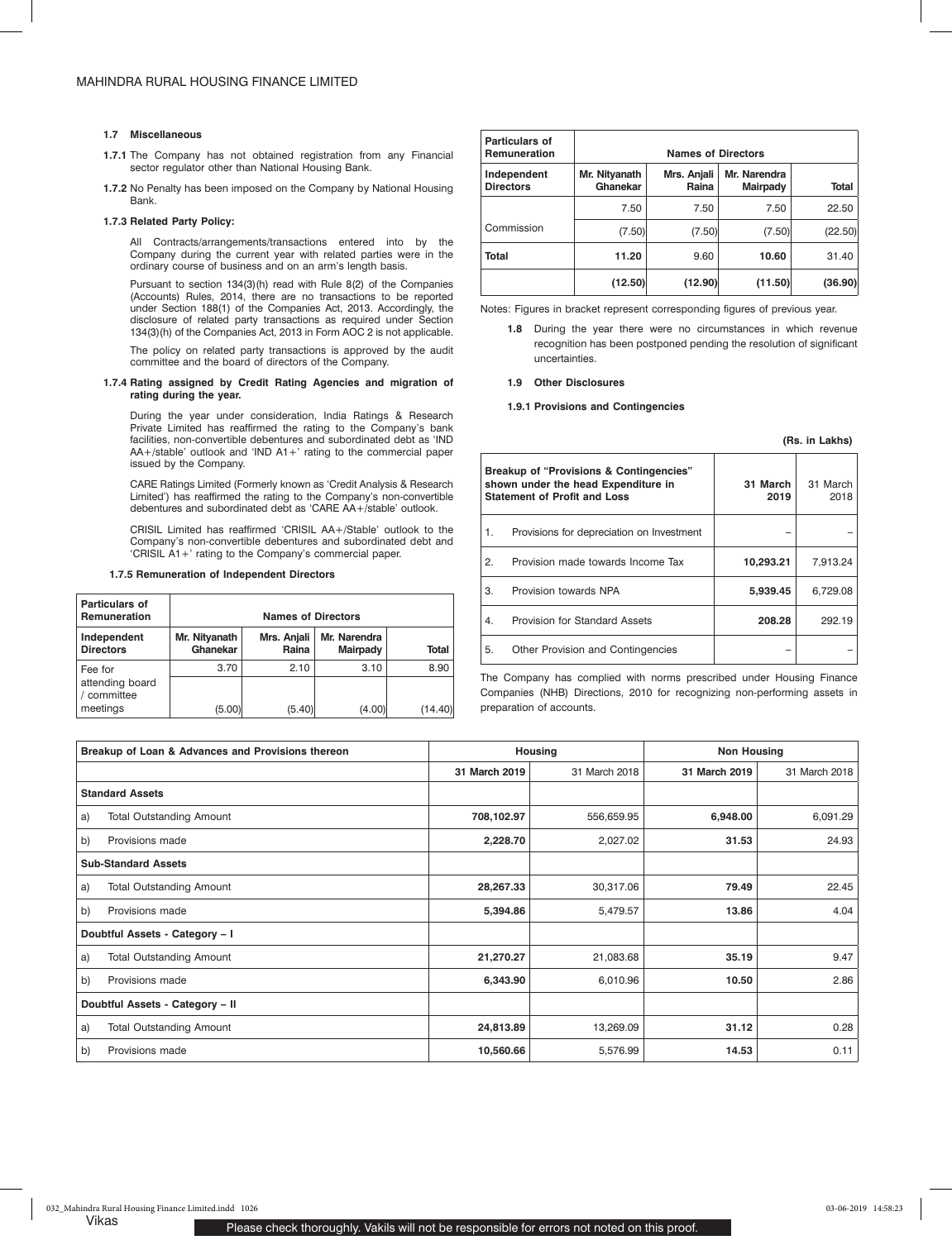### 1.7 Miscellaneous

**1.7.1** The Company has not obtained registration from any Financial sector regulator other than National Housing Bank.

**1.7.2** No Penalty has been imposed on the Company by National Housing Bank.

**1.7.3 Related Party Policy:**

All Contracts/arrangements/transactions entered into by the Company during the current year with related parties were in the ordinary course of business and on an arm's length basis.

Pursuant to section 134(3)(h) read with Rule 8(2) of the Companies (Accounts) Rules, 2014, there are no transactions to be reported under Section 188(1) of the Companies Act, 2013. Accordingly, the disclosure of related party transactions as required under Section 134(3)(h) of the Companies Act, 2013 in Form AOC 2 is not applicable.

The policy on related party transactions is approved by the audit committee and the board of directors of the Company.

**1.7.4 Rating assigned by Credit Rating Agencies and migration of rating during the year.**

During the year under consideration, India Ratings & Research Private Limited has reaffirmed the rating to the Company's bank facilities, non-convertible debentures and subordinated debt as 'IND AA+/stable' outlook and 'IND A1+' rating to the commercial paper issued by the Company.

CARE Ratings Limited (Formerly known as 'Credit Analysis & Research Limited') has reaffirmed the rating to the Company's non-convertible debentures and subordinated debt as 'CARE AA+/stable' outlook.

CRISIL Limited has reaffirmed 'CRISIL AA+/Stable' outlook to the Company's non-convertible debentures and subordinated debt and 'CRISIL A1+' rating to the Company's commercial paper.

**1.7.5 Remuneration of Independent Directors**

| Particulars of Remuneration | Names of Directors | | | |
|---|---|---|---|---|
| Independent Directors | Mr. Nityanath Ghanekar | Mrs. Anjali Raina | Mr. Narendra Mairpady | Total |
| Fee for attending board / committee meetings | 3.70 | 2.10 | 3.10 | 8.90 |
| | (5.00) | (5.40) | (4.00) | (14.40) |
| Commission | 7.50 | 7.50 | 7.50 | 22.50 |
| | (7.50) | (7.50) | (7.50) | (22.50) |
| **Total** | **11.20** | 9.60 | **10.60** | 31.40 |
| | **(12.50)** | **(12.90)** | **(11.50)** | **(36.90)** |

Notes: Figures in bracket represent corresponding figures of previous year.

**1.8** During the year there were no circumstances in which revenue recognition has been postponed pending the resolution of significant uncertainties.

### 1.9 Other Disclosures

**1.9.1 Provisions and Contingencies**

(Rs. in Lakhs)

| Breakup of "Provisions & Contingencies" shown under the head Expenditure in Statement of Profit and Loss | 31 March 2019 | 31 March 2018 |
|---|---|---|
| 1. Provisions for depreciation on Investment | – | – |
| 2. Provision made towards Income Tax | **10,293.21** | 7,913.24 |
| 3. Provision towards NPA | **5,939.45** | 6,729.08 |
| 4. Provision for Standard Assets | **208.28** | 292.19 |
| 5. Other Provision and Contingencies | – | – |

The Company has complied with norms prescribed under Housing Finance Companies (NHB) Directions, 2010 for recognizing non-performing assets in preparation of accounts.

| Breakup of Loan & Advances and Provisions thereon | Housing | | Non Housing | |
|---|---|---|---|---|
| | **31 March 2019** | 31 March 2018 | **31 March 2019** | 31 March 2018 |
| **Standard Assets** | | | | |
| a) Total Outstanding Amount | **708,102.97** | 556,659.95 | **6,948.00** | 6,091.29 |
| b) Provisions made | **2,228.70** | 2,027.02 | **31.53** | 24.93 |
| **Sub-Standard Assets** | | | | |
| a) Total Outstanding Amount | **28,267.33** | 30,317.06 | **79.49** | 22.45 |
| b) Provisions made | **5,394.86** | 5,479.57 | **13.86** | 4.04 |
| **Doubtful Assets - Category – I** | | | | |
| a) Total Outstanding Amount | **21,270.27** | 21,083.68 | **35.19** | 9.47 |
| b) Provisions made | **6,343.90** | 6,010.96 | **10.50** | 2.86 |
| **Doubtful Assets - Category – II** | | | | |
| a) Total Outstanding Amount | **24,813.89** | 13,269.09 | **31.12** | 0.28 |
| b) Provisions made | **10,560.66** | 5,576.99 | **14.53** | 0.11 |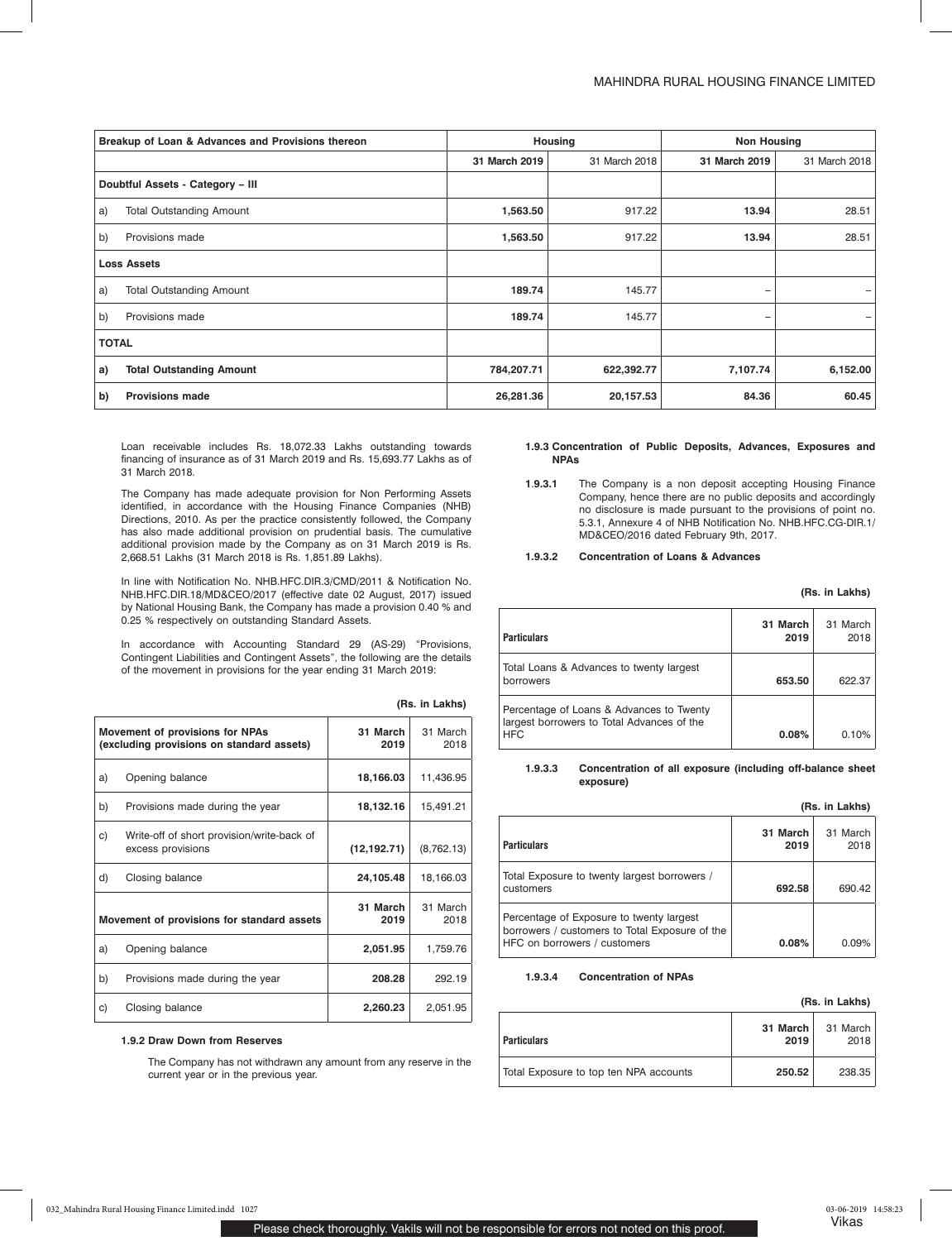| Breakup of Loan & Advances and Provisions thereon | Housing | | Non Housing | |
|---|---|---|---|---|
| | **31 March 2019** | 31 March 2018 | **31 March 2019** | 31 March 2018 |
| **Doubtful Assets - Category – III** | | | | |
| a) Total Outstanding Amount | **1,563.50** | 917.22 | **13.94** | 28.51 |
| b) Provisions made | **1,563.50** | 917.22 | **13.94** | 28.51 |
| **Loss Assets** | | | | |
| a) Total Outstanding Amount | **189.74** | 145.77 | – | – |
| b) Provisions made | **189.74** | 145.77 | – | – |
| **TOTAL** | | | | |
| **a) Total Outstanding Amount** | **784,207.71** | **622,392.77** | **7,107.74** | **6,152.00** |
| **b) Provisions made** | **26,281.36** | **20,157.53** | **84.36** | **60.45** |

Loan receivable includes Rs. 18,072.33 Lakhs outstanding towards financing of insurance as of 31 March 2019 and Rs. 15,693.77 Lakhs as of 31 March 2018.

The Company has made adequate provision for Non Performing Assets identified, in accordance with the Housing Finance Companies (NHB) Directions, 2010. As per the practice consistently followed, the Company has also made additional provision on prudential basis. The cumulative additional provision made by the Company as on 31 March 2019 is Rs. 2,668.51 Lakhs (31 March 2018 is Rs. 1,851.89 Lakhs).

In line with Notification No. NHB.HFC.DIR.3/CMD/2011 & Notification No. NHB.HFC.DIR.18/MD&CEO/2017 (effective date 02 August, 2017) issued by National Housing Bank, the Company has made a provision 0.40 % and 0.25 % respectively on outstanding Standard Assets.

In accordance with Accounting Standard 29 (AS-29) "Provisions, Contingent Liabilities and Contingent Assets", the following are the details of the movement in provisions for the year ending 31 March 2019:

**(Rs. in Lakhs)**

| Movement of provisions for NPAs (excluding provisions on standard assets) | 31 March 2019 | 31 March 2018 |
|---|---|---|
| a) Opening balance | **18,166.03** | 11,436.95 |
| b) Provisions made during the year | **18,132.16** | 15,491.21 |
| c) Write-off of short provision/write-back of excess provisions | **(12,192.71)** | (8,762.13) |
| d) Closing balance | **24,105.48** | 18,166.03 |
| **Movement of provisions for standard assets** | **31 March 2019** | 31 March 2018 |
| a) Opening balance | **2,051.95** | 1,759.76 |
| b) Provisions made during the year | **208.28** | 292.19 |
| c) Closing balance | **2,260.23** | 2,051.95 |

### 1.9.2 Draw Down from Reserves

The Company has not withdrawn any amount from any reserve in the current year or in the previous year.

### 1.9.3 Concentration of Public Deposits, Advances, Exposures and NPAs

**1.9.3.1** The Company is a non deposit accepting Housing Finance Company, hence there are no public deposits and accordingly no disclosure is made pursuant to the provisions of point no. 5.3.1, Annexure 4 of NHB Notification No. NHB.HFC.CG-DIR.1/MD&CEO/2016 dated February 9th, 2017.

**1.9.3.2 Concentration of Loans & Advances**

**(Rs. in Lakhs)**

| Particulars | 31 March 2019 | 31 March 2018 |
|---|---|---|
| Total Loans & Advances to twenty largest borrowers | **653.50** | 622.37 |
| Percentage of Loans & Advances to Twenty largest borrowers to Total Advances of the HFC | **0.08%** | 0.10% |

**1.9.3.3 Concentration of all exposure (including off-balance sheet exposure)**

**(Rs. in Lakhs)**

| Particulars | 31 March 2019 | 31 March 2018 |
|---|---|---|
| Total Exposure to twenty largest borrowers / customers | **692.58** | 690.42 |
| Percentage of Exposure to twenty largest borrowers / customers to Total Exposure of the HFC on borrowers / customers | **0.08%** | 0.09% |

**1.9.3.4 Concentration of NPAs**

**(Rs. in Lakhs)**

| Particulars | 31 March 2019 | 31 March 2018 |
|---|---|---|
| Total Exposure to top ten NPA accounts | **250.52** | 238.35 |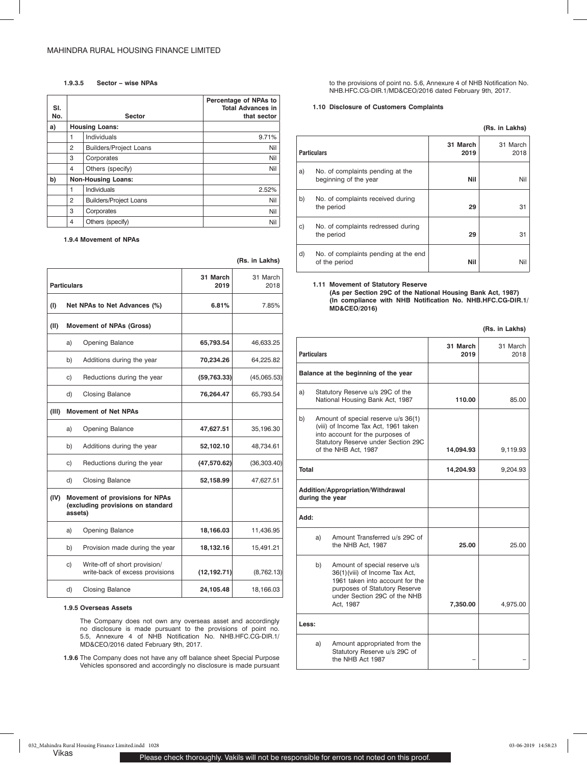#### 1.9.3.5 Sector – wise NPAs

| Sl. No. | | Sector | Percentage of NPAs to Total Advances in that sector |
|---|---|---|---|
| a) | Housing Loans: | | |
| | 1 | Individuals | 9.71% |
| | 2 | Builders/Project Loans | Nil |
| | 3 | Corporates | Nil |
| | 4 | Others (specify) | Nil |
| b) | Non-Housing Loans: | | |
| | 1 | Individuals | 2.52% |
| | 2 | Builders/Project Loans | Nil |
| | 3 | Corporates | Nil |
| | 4 | Others (specify) | Nil |

#### 1.9.4 Movement of NPAs

(Rs. in Lakhs)

| Particulars | | | 31 March 2019 | 31 March 2018 |
|---|---|---|---|---|
| (I) | Net NPAs to Net Advances (%) | | **6.81%** | 7.85% |
| (II) | Movement of NPAs (Gross) | | | |
| | a) | Opening Balance | **65,793.54** | 46,633.25 |
| | b) | Additions during the year | **70,234.26** | 64,225.82 |
| | c) | Reductions during the year | **(59,763.33)** | (45,065.53) |
| | d) | Closing Balance | **76,264.47** | 65,793.54 |
| (III) | Movement of Net NPAs | | | |
| | a) | Opening Balance | **47,627.51** | 35,196.30 |
| | b) | Additions during the year | **52,102.10** | 48,734.61 |
| | c) | Reductions during the year | **(47,570.62)** | (36,303.40) |
| | d) | Closing Balance | **52,158.99** | 47,627.51 |
| (IV) | Movement of provisions for NPAs (excluding provisions on standard assets) | | | |
| | a) | Opening Balance | **18,166.03** | 11,436.95 |
| | b) | Provision made during the year | **18,132.16** | 15,491.21 |
| | c) | Write-off of short provision/ write-back of excess provisions | **(12,192.71)** | (8,762.13) |
| | d) | Closing Balance | **24,105.48** | 18,166.03 |

#### 1.9.5 Overseas Assets

The Company does not own any overseas asset and accordingly no disclosure is made pursuant to the provisions of point no. 5.5, Annexure 4 of NHB Notification No. NHB.HFC.CG-DIR.1/MD&CEO/2016 dated February 9th, 2017.

**1.9.6** The Company does not have any off balance sheet Special Purpose Vehicles sponsored and accordingly no disclosure is made pursuant to the provisions of point no. 5.6, Annexure 4 of NHB Notification No. NHB.HFC.CG-DIR.1/MD&CEO/2016 dated February 9th, 2017.

#### 1.10 Disclosure of Customers Complaints

(Rs. in Lakhs)

| Particulars | | 31 March 2019 | 31 March 2018 |
|---|---|---|---|
| a) | No. of complaints pending at the beginning of the year | **Nil** | Nil |
| b) | No. of complaints received during the period | **29** | 31 |
| c) | No. of complaints redressed during the period | **29** | 31 |
| d) | No. of complaints pending at the end of the period | **Nil** | Nil |

#### 1.11 Movement of Statutory Reserve

**(As per Section 29C of the National Housing Bank Act, 1987) (In compliance with NHB Notification No. NHB.HFC.CG-DIR.1/MD&CEO/2016)**

(Rs. in Lakhs)

| Particulars | | 31 March 2019 | 31 March 2018 |
|---|---|---|---|
| **Balance at the beginning of the year** | | | |
| a) | Statutory Reserve u/s 29C of the National Housing Bank Act, 1987 | **110.00** | 85.00 |
| b) | Amount of special reserve u/s 36(1)(viii) of Income Tax Act, 1961 taken into account for the purposes of Statutory Reserve under Section 29C of the NHB Act, 1987 | **14,094.93** | 9,119.93 |
| **Total** | | **14,204.93** | 9,204.93 |
| **Addition/Appropriation/Withdrawal during the year** | | | |
| **Add:** | | | |
| a) | Amount Transferred u/s 29C of the NHB Act, 1987 | **25.00** | 25.00 |
| b) | Amount of special reserve u/s 36(1)(viii) of Income Tax Act, 1961 taken into account for the purposes of Statutory Reserve under Section 29C of the NHB Act, 1987 | **7,350.00** | 4,975.00 |
| **Less:** | | | |
| a) | Amount appropriated from the Statutory Reserve u/s 29C of the NHB Act 1987 | – | – |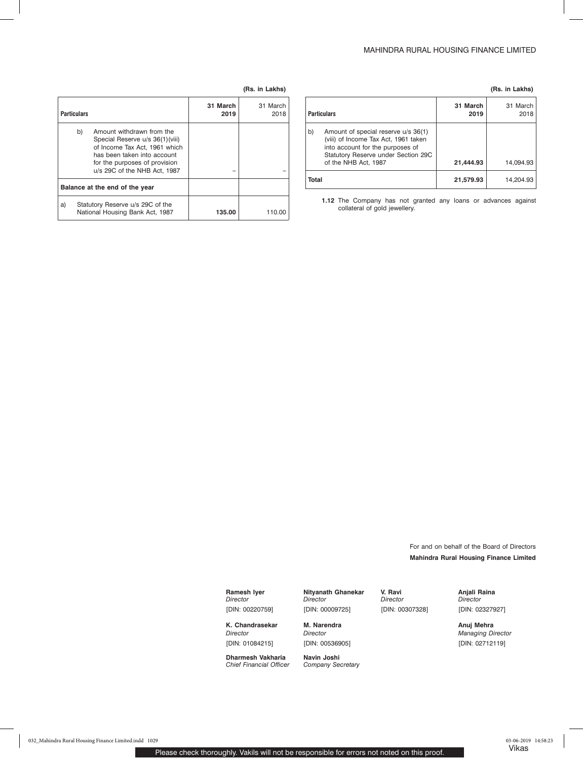(Rs. in Lakhs)

| Particulars | 31 March 2019 | 31 March 2018 |
|---|---|---|
| b) Amount withdrawn from the Special Reserve u/s 36(1)(viii) of Income Tax Act, 1961 which has been taken into account for the purposes of provision u/s 29C of the NHB Act, 1987 | – | – |
| **Balance at the end of the year** | | |
| a) Statutory Reserve u/s 29C of the National Housing Bank Act, 1987 | **135.00** | 110.00 |
| b) Amount of special reserve u/s 36(1)(viii) of Income Tax Act, 1961 taken into account for the purposes of Statutory Reserve under Section 29C of the NHB Act, 1987 | **21,444.93** | 14,094.93 |
| **Total** | **21,579.93** | 14,204.93 |

**1.12** The Company has not granted any loans or advances against collateral of gold jewellery.

For and on behalf of the Board of Directors
**Mahindra Rural Housing Finance Limited**

| | | | |
|---|---|---|---|
| **Ramesh Iyer** *Director* [DIN: 00220759] | **Nityanath Ghanekar** *Director* [DIN: 00009725] | **V. Ravi** *Director* [DIN: 00307328] | **Anjali Raina** *Director* [DIN: 02327927] |
| **K. Chandrasekar** *Director* [DIN: 01084215] | **M. Narendra** *Director* [DIN: 00536905] | | **Anuj Mehra** *Managing Director* [DIN: 02712119] |
| **Dharmesh Vakharia** *Chief Financial Officer* | **Navin Joshi** *Company Secretary* | | |